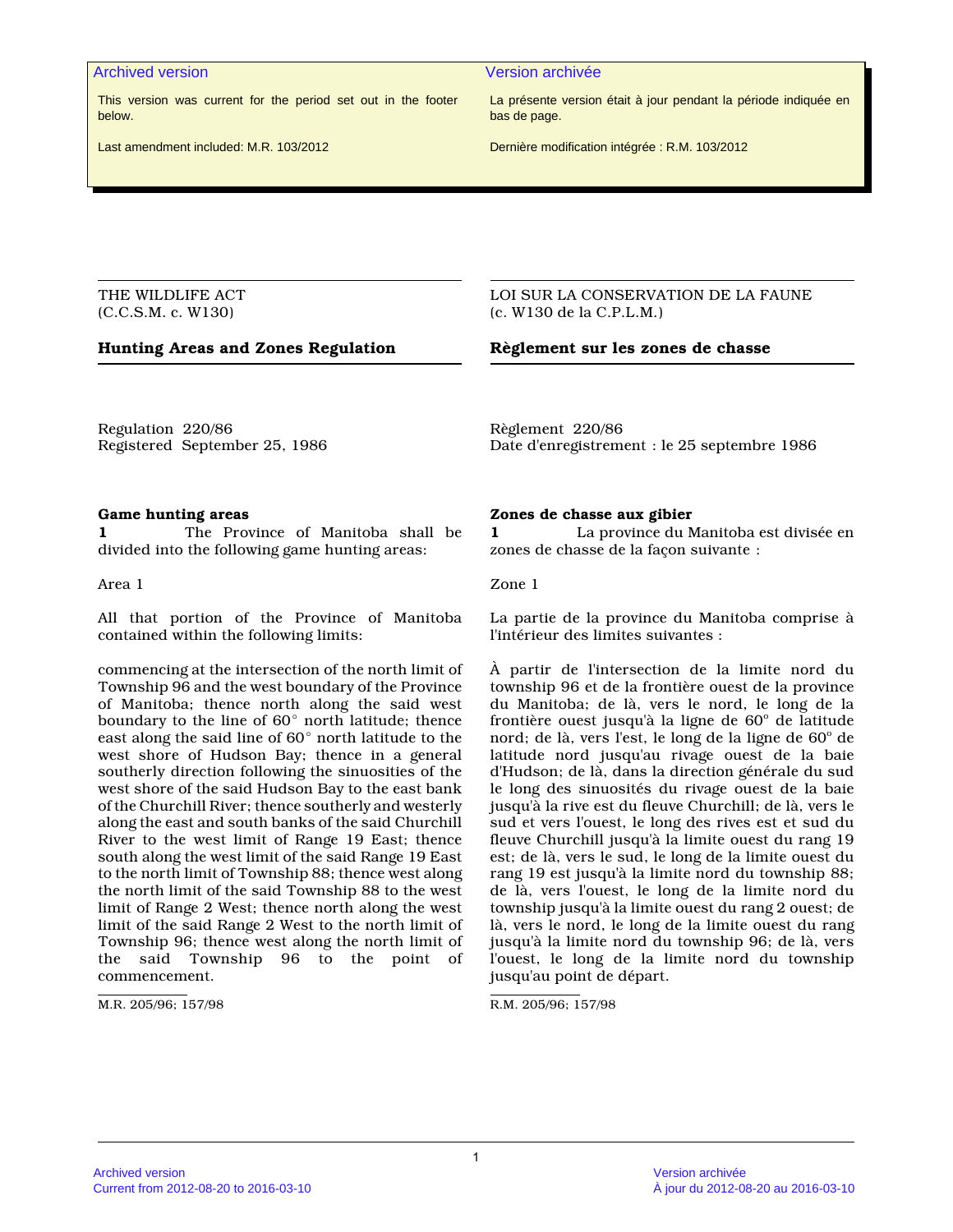Archived version

This version was current for the period set out in the footer below.

Last amendment included: M.R. 103/2012

Version archivée

La présente version était à jour pendant la période indiquée en bas de page.

Dernière modification intégrée : R.M. 103/2012

THE WILDLIFE ACT
(C.C.S.M. c. W130)

# Hunting Areas and Zones Regulation

Regulation 220/86
Registered September 25, 1986

## Game hunting areas

**1** The Province of Manitoba shall be divided into the following game hunting areas:

Area 1

All that portion of the Province of Manitoba contained within the following limits:

commencing at the intersection of the north limit of Township 96 and the west boundary of the Province of Manitoba; thence north along the said west boundary to the line of 60° north latitude; thence east along the said line of 60° north latitude to the west shore of Hudson Bay; thence in a general southerly direction following the sinuosities of the west shore of the said Hudson Bay to the east bank of the Churchill River; thence southerly and westerly along the east and south banks of the said Churchill River to the west limit of Range 19 East; thence south along the west limit of the said Range 19 East to the north limit of Township 88; thence west along the north limit of the said Township 88 to the west limit of Range 2 West; thence north along the west limit of the said Range 2 West to the north limit of Township 96; thence west along the north limit of the said Township 96 to the point of commencement.

M.R. 205/96; 157/98

LOI SUR LA CONSERVATION DE LA FAUNE
(c. W130 de la C.P.L.M.)

# Règlement sur les zones de chasse

Règlement 220/86
Date d'enregistrement : le 25 septembre 1986

## Zones de chasse aux gibier

**1** La province du Manitoba est divisée en zones de chasse de la façon suivante :

Zone 1

La partie de la province du Manitoba comprise à l'intérieur des limites suivantes :

À partir de l'intersection de la limite nord du township 96 et de la frontière ouest de la province du Manitoba; de là, vers le nord, le long de la frontière ouest jusqu'à la ligne de 60° de latitude nord; de là, vers l'est, le long de la ligne de 60° de latitude nord jusqu'au rivage ouest de la baie d'Hudson; de là, dans la direction générale du sud le long des sinuosités du rivage ouest de la baie jusqu'à la rive est du fleuve Churchill; de là, vers le sud et vers l'ouest, le long des rives est et sud du fleuve Churchill jusqu'à la limite ouest du rang 19 est; de là, vers le sud, le long de la limite ouest du rang 19 est jusqu'à la limite nord du township 88; de là, vers l'ouest, le long de la limite nord du township jusqu'à la limite ouest du rang 2 ouest; de là, vers le nord, le long de la limite ouest du rang jusqu'à la limite nord du township 96; de là, vers l'ouest, le long de la limite nord du township jusqu'au point de départ.

R.M. 205/96; 157/98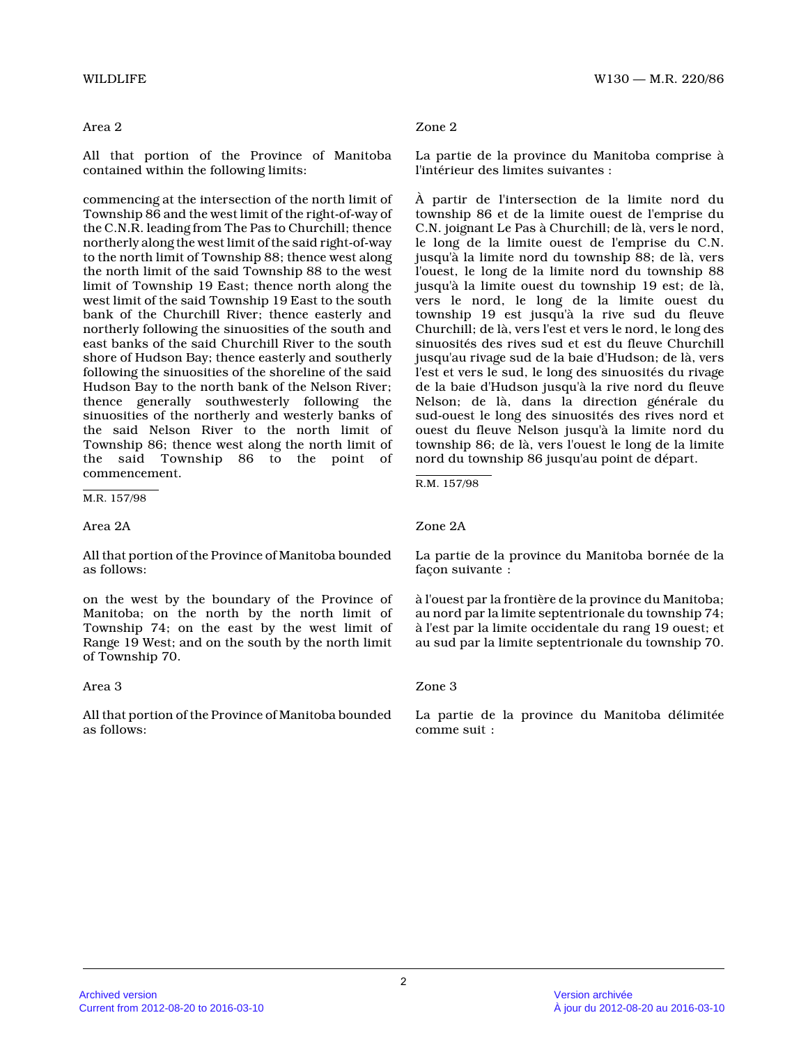Area 2

All that portion of the Province of Manitoba contained within the following limits:

commencing at the intersection of the north limit of Township 86 and the west limit of the right-of-way of the C.N.R. leading from The Pas to Churchill; thence northerly along the west limit of the said right-of-way to the north limit of Township 88; thence west along the north limit of the said Township 88 to the west limit of Township 19 East; thence north along the west limit of the said Township 19 East to the south bank of the Churchill River; thence easterly and northerly following the sinuosities of the south and east banks of the said Churchill River to the south shore of Hudson Bay; thence easterly and southerly following the sinuosities of the shoreline of the said Hudson Bay to the north bank of the Nelson River; thence generally southwesterly following the sinuosities of the northerly and westerly banks of the said Nelson River to the north limit of Township 86; thence west along the north limit of the said Township 86 to the point of commencement.

M.R. 157/98

Zone 2

La partie de la province du Manitoba comprise à l'intérieur des limites suivantes :

À partir de l'intersection de la limite nord du township 86 et de la limite ouest de l'emprise du C.N. joignant Le Pas à Churchill; de là, vers le nord, le long de la limite ouest de l'emprise du C.N. jusqu'à la limite nord du township 88; de là, vers l'ouest, le long de la limite nord du township 88 jusqu'à la limite ouest du township 19 est; de là, vers le nord, le long de la limite ouest du township 19 est jusqu'à la rive sud du fleuve Churchill; de là, vers l'est et vers le nord, le long des sinuosités des rives sud et est du fleuve Churchill jusqu'au rivage sud de la baie d'Hudson; de là, vers l'est et vers le sud, le long des sinuosités du rivage de la baie d'Hudson jusqu'à la rive nord du fleuve Nelson; de là, dans la direction générale du sud-ouest le long des sinuosités des rives nord et ouest du fleuve Nelson jusqu'à la limite nord du township 86; de là, vers l'ouest le long de la limite nord du township 86 jusqu'au point de départ.

R.M. 157/98

Area 2A

All that portion of the Province of Manitoba bounded as follows:

on the west by the boundary of the Province of Manitoba; on the north by the north limit of Township 74; on the east by the west limit of Range 19 West; and on the south by the north limit of Township 70.

Zone 2A

La partie de la province du Manitoba bornée de la façon suivante :

à l'ouest par la frontière de la province du Manitoba; au nord par la limite septentrionale du township 74; à l'est par la limite occidentale du rang 19 ouest; et au sud par la limite septentrionale du township 70.

Area 3

All that portion of the Province of Manitoba bounded as follows:

Zone 3

La partie de la province du Manitoba délimitée comme suit :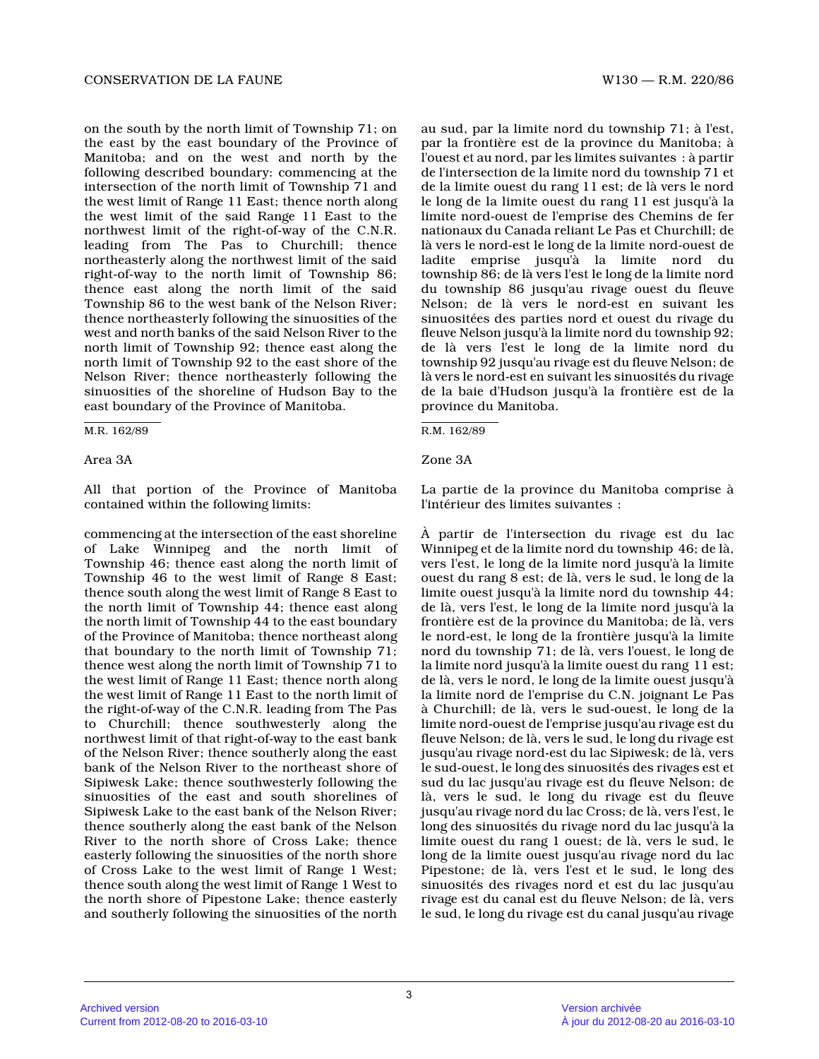on the south by the north limit of Township 71; on the east by the east boundary of the Province of Manitoba; and on the west and north by the following described boundary: commencing at the intersection of the north limit of Township 71 and the west limit of Range 11 East; thence north along the west limit of the said Range 11 East to the northwest limit of the right-of-way of the C.N.R. leading from The Pas to Churchill; thence northeasterly along the northwest limit of the said right-of-way to the north limit of Township 86; thence east along the north limit of the said Township 86 to the west bank of the Nelson River; thence northeasterly following the sinuosities of the west and north banks of the said Nelson River to the north limit of Township 92; thence east along the north limit of Township 92 to the east shore of the Nelson River; thence northeasterly following the sinuosities of the shoreline of Hudson Bay to the east boundary of the Province of Manitoba.

M.R. 162/89

Area 3A

All that portion of the Province of Manitoba contained within the following limits:

commencing at the intersection of the east shoreline of Lake Winnipeg and the north limit of Township 46; thence east along the north limit of Township 46 to the west limit of Range 8 East; thence south along the west limit of Range 8 East to the north limit of Township 44; thence east along the north limit of Township 44 to the east boundary of the Province of Manitoba; thence northeast along that boundary to the north limit of Township 71; thence west along the north limit of Township 71 to the west limit of Range 11 East; thence north along the west limit of Range 11 East to the north limit of the right-of-way of the C.N.R. leading from The Pas to Churchill; thence southwesterly along the northwest limit of that right-of-way to the east bank of the Nelson River; thence southerly along the east bank of the Nelson River to the northeast shore of Sipiwesk Lake; thence southwesterly following the sinuosities of the east and south shorelines of Sipiwesk Lake to the east bank of the Nelson River; thence southerly along the east bank of the Nelson River to the north shore of Cross Lake; thence easterly following the sinuosities of the north shore of Cross Lake to the west limit of Range 1 West; thence south along the west limit of Range 1 West to the north shore of Pipestone Lake; thence easterly and southerly following the sinuosities of the north

au sud, par la limite nord du township 71; à l'est, par la frontière est de la province du Manitoba; à l'ouest et au nord, par les limites suivantes : à partir de l'intersection de la limite nord du township 71 et de la limite ouest du rang 11 est; de là vers le nord le long de la limite ouest du rang 11 est jusqu'à la limite nord-ouest de l'emprise des Chemins de fer nationaux du Canada reliant Le Pas et Churchill; de là vers le nord-est le long de la limite nord-ouest de ladite emprise jusqu'à la limite nord du township 86; de là vers l'est le long de la limite nord du township 86 jusqu'au rivage ouest du fleuve Nelson; de là vers le nord-est en suivant les sinuosités des parties nord et ouest du rivage du fleuve Nelson jusqu'à la limite nord du township 92; de là vers l'est le long de la limite nord du township 92 jusqu'au rivage est du fleuve Nelson; de là vers le nord-est en suivant les sinuosités du rivage de la baie d'Hudson jusqu'à la frontière est de la province du Manitoba.

R.M. 162/89

Zone 3A

La partie de la province du Manitoba comprise à l'intérieur des limites suivantes :

À partir de l'intersection du rivage est du lac Winnipeg et de la limite nord du township 46; de là, vers l'est, le long de la limite nord jusqu'à la limite ouest du rang 8 est; de là, vers le sud, le long de la limite ouest jusqu'à la limite nord du township 44; de là, vers l'est, le long de la limite nord jusqu'à la frontière est de la province du Manitoba; de là, vers le nord-est, le long de la frontière jusqu'à la limite nord du township 71; de là, vers l'ouest, le long de la limite nord jusqu'à la limite ouest du rang 11 est; de là, vers le nord, le long de la limite ouest jusqu'à la limite nord de l'emprise du C.N. joignant Le Pas à Churchill; de là, vers le sud-ouest, le long de la limite nord-ouest de l'emprise jusqu'au rivage est du fleuve Nelson; de là, vers le sud, le long du rivage est jusqu'au rivage nord-est du lac Sipiwesk; de là, vers le sud-ouest, le long des sinuosités des rivages est et sud du lac jusqu'au rivage est du fleuve Nelson; de là, vers le sud, le long du rivage est du fleuve jusqu'au rivage nord du lac Cross; de là, vers l'est, le long des sinuosités du rivage nord du lac jusqu'à la limite ouest du rang 1 ouest; de là, vers le sud, le long de la limite ouest jusqu'au rivage nord du lac Pipestone; de là, vers l'est et le sud, le long des sinuosités des rivages nord et est du lac jusqu'au rivage est du canal est du fleuve Nelson; de là, vers le sud, le long du rivage est du canal jusqu'au rivage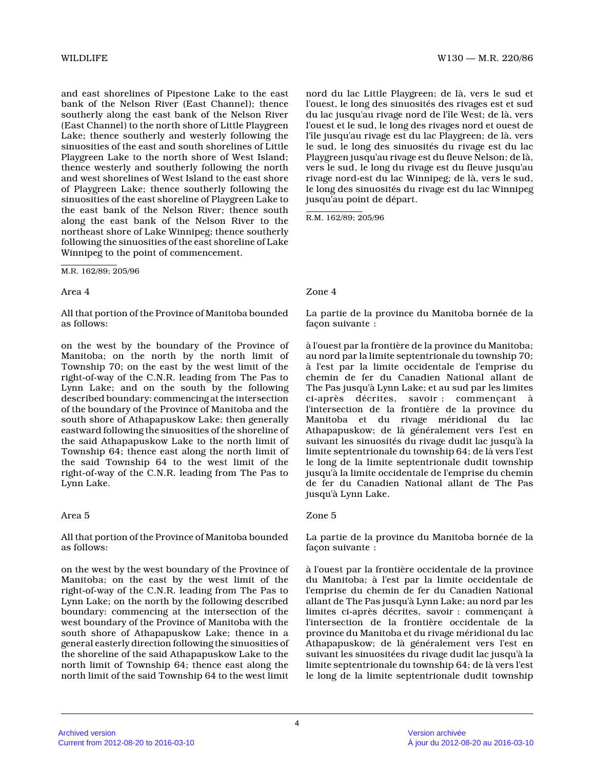and east shorelines of Pipestone Lake to the east bank of the Nelson River (East Channel); thence southerly along the east bank of the Nelson River (East Channel) to the north shore of Little Playgreen Lake; thence southerly and westerly following the sinuosities of the east and south shorelines of Little Playgreen Lake to the north shore of West Island; thence westerly and southerly following the north and west shorelines of West Island to the east shore of Playgreen Lake; thence southerly following the sinuosities of the east shoreline of Playgreen Lake to the east bank of the Nelson River; thence south along the east bank of the Nelson River to the northeast shore of Lake Winnipeg; thence southerly following the sinuosities of the east shoreline of Lake Winnipeg to the point of commencement.

M.R. 162/89; 205/96

nord du lac Little Playgreen; de là, vers le sud et l'ouest, le long des sinuosités des rivages est et sud du lac jusqu'au rivage nord de l'île West; de là, vers l'ouest et le sud, le long des rivages nord et ouest de l'île jusqu'au rivage est du lac Playgreen; de là, vers le sud, le long des sinuosités du rivage est du lac Playgreen jusqu'au rivage est du fleuve Nelson; de là, vers le sud, le long du rivage est du fleuve jusqu'au rivage nord-est du lac Winnipeg; de là, vers le sud, le long des sinuosités du rivage est du lac Winnipeg jusqu'au point de départ.

R.M. 162/89; 205/96

Area 4

All that portion of the Province of Manitoba bounded as follows:

on the west by the boundary of the Province of Manitoba; on the north by the north limit of Township 70; on the east by the west limit of the right-of-way of the C.N.R. leading from The Pas to Lynn Lake; and on the south by the following described boundary: commencing at the intersection of the boundary of the Province of Manitoba and the south shore of Athapapuskow Lake; then generally eastward following the sinuosities of the shoreline of the said Athapapuskow Lake to the north limit of Township 64; thence east along the north limit of the said Township 64 to the west limit of the right-of-way of the C.N.R. leading from The Pas to Lynn Lake.

Zone 4

La partie de la province du Manitoba bornée de la façon suivante :

à l'ouest par la frontière de la province du Manitoba; au nord par la limite septentrionale du township 70; à l'est par la limite occidentale de l'emprise du chemin de fer du Canadien National allant de The Pas jusqu'à Lynn Lake; et au sud par les limites ci-après décrites, savoir : commençant à l'intersection de la frontière de la province du Manitoba et du rivage méridional du lac Athapapuskow; de là généralement vers l'est en suivant les sinuosités du rivage dudit lac jusqu'à la limite septentrionale du township 64; de là vers l'est le long de la limite septentrionale dudit township jusqu'à la limite occidentale de l'emprise du chemin de fer du Canadien National allant de The Pas jusqu'à Lynn Lake.

Area 5

All that portion of the Province of Manitoba bounded as follows:

on the west by the west boundary of the Province of Manitoba; on the east by the west limit of the right-of-way of the C.N.R. leading from The Pas to Lynn Lake; on the north by the following described boundary: commencing at the intersection of the west boundary of the Province of Manitoba with the south shore of Athapapuskow Lake; thence in a general easterly direction following the sinuosities of the shoreline of the said Athapapuskow Lake to the north limit of Township 64; thence east along the north limit of the said Township 64 to the west limit

Zone 5

La partie de la province du Manitoba bornée de la façon suivante :

à l'ouest par la frontière occidentale de la province du Manitoba; à l'est par la limite occidentale de l'emprise du chemin de fer du Canadien National allant de The Pas jusqu'à Lynn Lake; au nord par les limites ci-après décrites, savoir : commençant à l'intersection de la frontière occidentale de la province du Manitoba et du rivage méridional du lac Athapapuskow; de là généralement vers l'est en suivant les sinuositées du rivage dudit lac jusqu'à la limite septentrionale du township 64; de là vers l'est le long de la limite septentrionale dudit township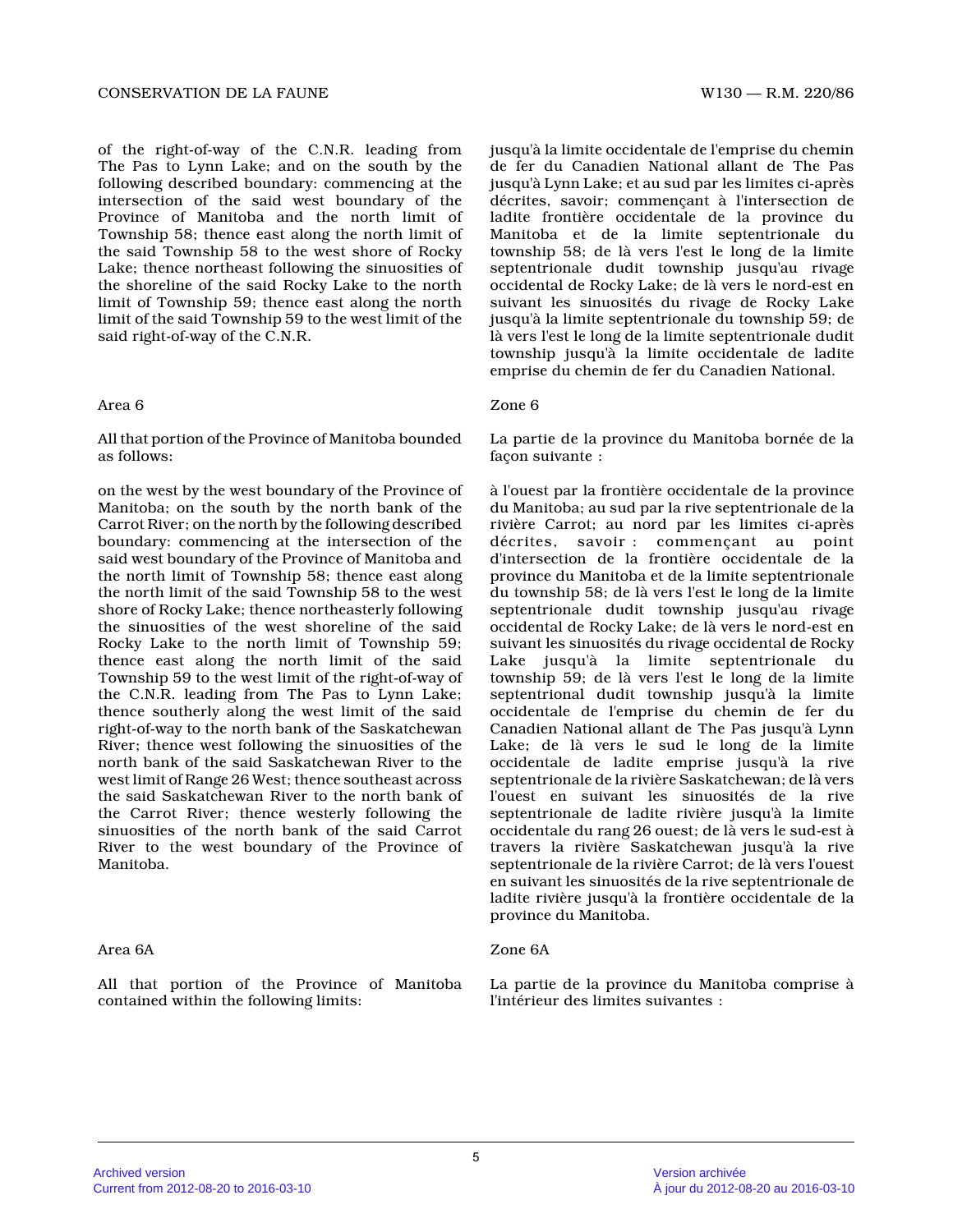of the right-of-way of the C.N.R. leading from The Pas to Lynn Lake; and on the south by the following described boundary: commencing at the intersection of the said west boundary of the Province of Manitoba and the north limit of Township 58; thence east along the north limit of the said Township 58 to the west shore of Rocky Lake; thence northeast following the sinuosities of the shoreline of the said Rocky Lake to the north limit of Township 59; thence east along the north limit of the said Township 59 to the west limit of the said right-of-way of the C.N.R.

jusqu'à la limite occidentale de l'emprise du chemin de fer du Canadien National allant de The Pas jusqu'à Lynn Lake; et au sud par les limites ci-après décrites, savoir; commençant à l'intersection de ladite frontière occidentale de la province du Manitoba et de la limite septentrionale du township 58; de là vers l'est le long de la limite septentrionale dudit township jusqu'au rivage occidental de Rocky Lake; de là vers le nord-est en suivant les sinuosités du rivage de Rocky Lake jusqu'à la limite septentrionale du township 59; de là vers l'est le long de la limite septentrionale dudit township jusqu'à la limite occidentale de ladite emprise du chemin de fer du Canadien National.

Area 6

All that portion of the Province of Manitoba bounded as follows:

on the west by the west boundary of the Province of Manitoba; on the south by the north bank of the Carrot River; on the north by the following described boundary: commencing at the intersection of the said west boundary of the Province of Manitoba and the north limit of Township 58; thence east along the north limit of the said Township 58 to the west shore of Rocky Lake; thence northeasterly following the sinuosities of the west shoreline of the said Rocky Lake to the north limit of Township 59; thence east along the north limit of the said Township 59 to the west limit of the right-of-way of the C.N.R. leading from The Pas to Lynn Lake; thence southerly along the west limit of the said right-of-way to the north bank of the Saskatchewan River; thence west following the sinuosities of the north bank of the said Saskatchewan River to the west limit of Range 26 West; thence southeast across the said Saskatchewan River to the north bank of the Carrot River; thence westerly following the sinuosities of the north bank of the said Carrot River to the west boundary of the Province of Manitoba.

Zone 6

La partie de la province du Manitoba bornée de la façon suivante :

à l'ouest par la frontière occidentale de la province du Manitoba; au sud par la rive septentrionale de la rivière Carrot; au nord par les limites ci-après décrites, savoir : commençant au point d'intersection de la frontière occidentale de la province du Manitoba et de la limite septentrionale du township 58; de là vers l'est le long de la limite septentrionale dudit township jusqu'au rivage occidental de Rocky Lake; de là vers le nord-est en suivant les sinuosités du rivage occidental de Rocky Lake jusqu'à la limite septentrionale du township 59; de là vers l'est le long de la limite septentrional dudit township jusqu'à la limite occidentale de l'emprise du chemin de fer du Canadien National allant de The Pas jusqu'à Lynn Lake; de là vers le sud le long de la limite occidentale de ladite emprise jusqu'à la rive septentrionale de la rivière Saskatchewan; de là vers l'ouest en suivant les sinuosités de la rive septentrionale de ladite rivière jusqu'à la limite occidentale du rang 26 ouest; de là vers le sud-est à travers la rivière Saskatchewan jusqu'à la rive septentrionale de la rivière Carrot; de là vers l'ouest en suivant les sinuosités de la rive septentrionale de ladite rivière jusqu'à la frontière occidentale de la province du Manitoba.

Area 6A

All that portion of the Province of Manitoba contained within the following limits:

Zone 6A

La partie de la province du Manitoba comprise à l'intérieur des limites suivantes :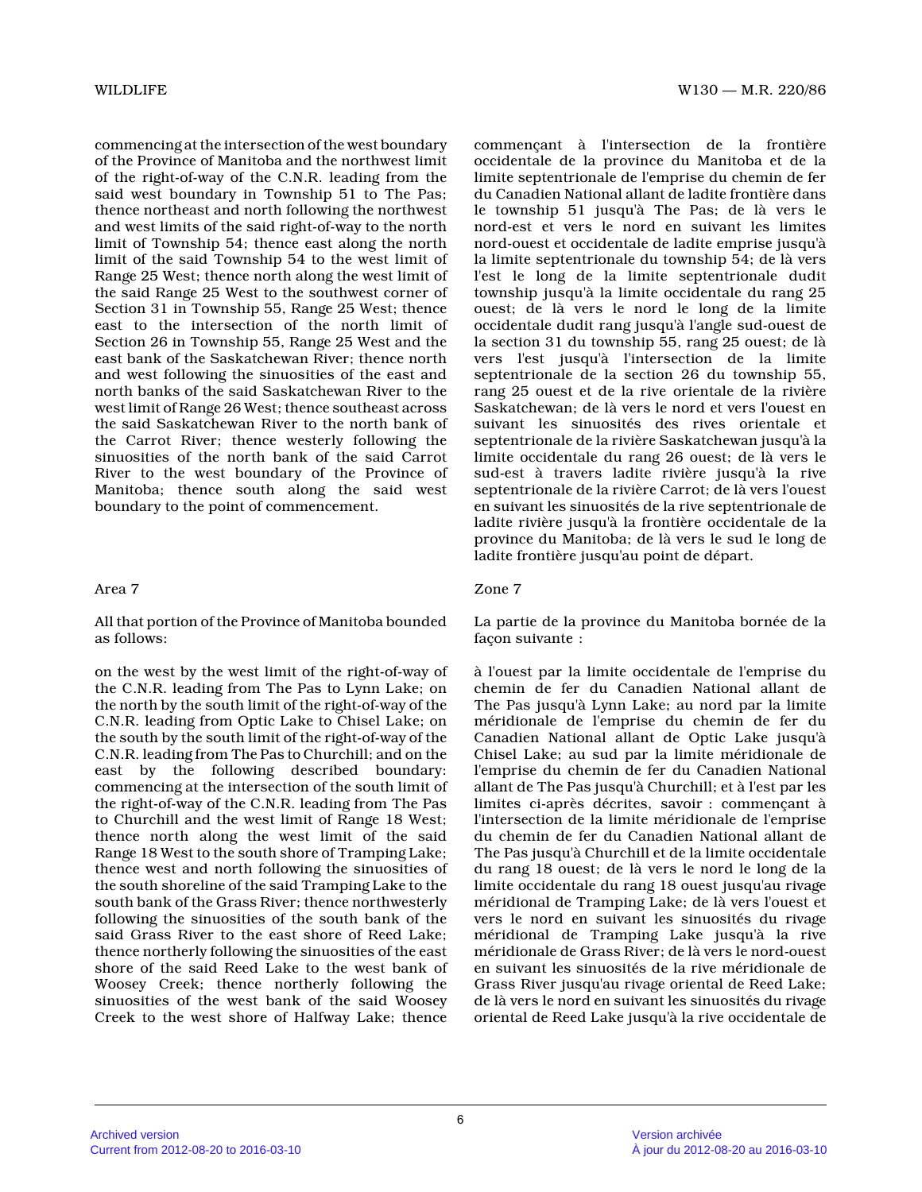commencing at the intersection of the west boundary of the Province of Manitoba and the northwest limit of the right-of-way of the C.N.R. leading from the said west boundary in Township 51 to The Pas; thence northeast and north following the northwest and west limits of the said right-of-way to the north limit of Township 54; thence east along the north limit of the said Township 54 to the west limit of Range 25 West; thence north along the west limit of the said Range 25 West to the southwest corner of Section 31 in Township 55, Range 25 West; thence east to the intersection of the north limit of Section 26 in Township 55, Range 25 West and the east bank of the Saskatchewan River; thence north and west following the sinuosities of the east and north banks of the said Saskatchewan River to the west limit of Range 26 West; thence southeast across the said Saskatchewan River to the north bank of the Carrot River; thence westerly following the sinuosities of the north bank of the said Carrot River to the west boundary of the Province of Manitoba; thence south along the said west boundary to the point of commencement.

commençant à l'intersection de la frontière occidentale de la province du Manitoba et de la limite septentrionale de l'emprise du chemin de fer du Canadien National allant de ladite frontière dans le township 51 jusqu'à The Pas; de là vers le nord-est et vers le nord en suivant les limites nord-ouest et occidentale de ladite emprise jusqu'à la limite septentrionale du township 54; de là vers l'est le long de la limite septentrionale dudit township jusqu'à la limite occidentale du rang 25 ouest; de là vers le nord le long de la limite occidentale dudit rang jusqu'à l'angle sud-ouest de la section 31 du township 55, rang 25 ouest; de là vers l'est jusqu'à l'intersection de la limite septentrionale de la section 26 du township 55, rang 25 ouest et de la rive orientale de la rivière Saskatchewan; de là vers le nord et vers l'ouest en suivant les sinuosités des rives orientale et septentrionale de la rivière Saskatchewan jusqu'à la limite occidentale du rang 26 ouest; de là vers le sud-est à travers ladite rivière jusqu'à la rive septentrionale de la rivière Carrot; de là vers l'ouest en suivant les sinuosités de la rive septentrionale de ladite rivière jusqu'à la frontière occidentale de la province du Manitoba; de là vers le sud le long de ladite frontière jusqu'au point de départ.

Area 7

All that portion of the Province of Manitoba bounded as follows:

on the west by the west limit of the right-of-way of the C.N.R. leading from The Pas to Lynn Lake; on the north by the south limit of the right-of-way of the C.N.R. leading from Optic Lake to Chisel Lake; on the south by the south limit of the right-of-way of the C.N.R. leading from The Pas to Churchill; and on the east by the following described boundary: commencing at the intersection of the south limit of the right-of-way of the C.N.R. leading from The Pas to Churchill and the west limit of Range 18 West; thence north along the west limit of the said Range 18 West to the south shore of Tramping Lake; thence west and north following the sinuosities of the south shoreline of the said Tramping Lake to the south bank of the Grass River; thence northwesterly following the sinuosities of the south bank of the said Grass River to the east shore of Reed Lake; thence northerly following the sinuosities of the east shore of the said Reed Lake to the west bank of Woosey Creek; thence northerly following the sinuosities of the west bank of the said Woosey Creek to the west shore of Halfway Lake; thence

Zone 7

La partie de la province du Manitoba bornée de la façon suivante :

à l'ouest par la limite occidentale de l'emprise du chemin de fer du Canadien National allant de The Pas jusqu'à Lynn Lake; au nord par la limite méridionale de l'emprise du chemin de fer du Canadien National allant de Optic Lake jusqu'à Chisel Lake; au sud par la limite méridionale de l'emprise du chemin de fer du Canadien National allant de The Pas jusqu'à Churchill; et à l'est par les limites ci-après décrites, savoir : commençant à l'intersection de la limite méridionale de l'emprise du chemin de fer du Canadien National allant de The Pas jusqu'à Churchill et de la limite occidentale du rang 18 ouest; de là vers le nord le long de la limite occidentale du rang 18 ouest jusqu'au rivage méridional de Tramping Lake; de là vers l'ouest et vers le nord en suivant les sinuosités du rivage méridional de Tramping Lake jusqu'à la rive méridionale de Grass River; de là vers le nord-ouest en suivant les sinuosités de la rive méridionale de Grass River jusqu'au rivage oriental de Reed Lake; de là vers le nord en suivant les sinuosités du rivage oriental de Reed Lake jusqu'à la rive occidentale de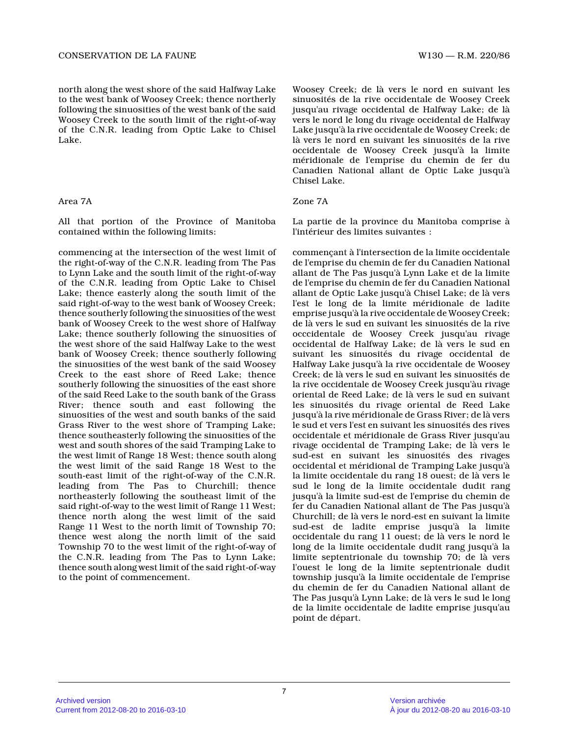north along the west shore of the said Halfway Lake to the west bank of Woosey Creek; thence northerly following the sinuosities of the west bank of the said Woosey Creek to the south limit of the right-of-way of the C.N.R. leading from Optic Lake to Chisel Lake.

Woosey Creek; de là vers le nord en suivant les sinuosités de la rive occidentale de Woosey Creek jusqu'au rivage occidental de Halfway Lake; de là vers le nord le long du rivage occidental de Halfway Lake jusqu'à la rive occidentale de Woosey Creek; de là vers le nord en suivant les sinuosités de la rive occidentale de Woosey Creek jusqu'à la limite méridionale de l'emprise du chemin de fer du Canadien National allant de Optic Lake jusqu'à Chisel Lake.

Area 7A

All that portion of the Province of Manitoba contained within the following limits:

commencing at the intersection of the west limit of the right-of-way of the C.N.R. leading from The Pas to Lynn Lake and the south limit of the right-of-way of the C.N.R. leading from Optic Lake to Chisel Lake; thence easterly along the south limit of the said right-of-way to the west bank of Woosey Creek; thence southerly following the sinuosities of the west bank of Woosey Creek to the west shore of Halfway Lake; thence southerly following the sinuosities of the west shore of the said Halfway Lake to the west bank of Woosey Creek; thence southerly following the sinuosities of the west bank of the said Woosey Creek to the east shore of Reed Lake; thence southerly following the sinuosities of the east shore of the said Reed Lake to the south bank of the Grass River; thence south and east following the sinuosities of the west and south banks of the said Grass River to the west shore of Tramping Lake; thence southeasterly following the sinuosities of the west and south shores of the said Tramping Lake to the west limit of Range 18 West; thence south along the west limit of the said Range 18 West to the south-east limit of the right-of-way of the C.N.R. leading from The Pas to Churchill; thence northeasterly following the southeast limit of the said right-of-way to the west limit of Range 11 West; thence north along the west limit of the said Range 11 West to the north limit of Township 70; thence west along the north limit of the said Township 70 to the west limit of the right-of-way of the C.N.R. leading from The Pas to Lynn Lake; thence south along west limit of the said right-of-way to the point of commencement.

Zone 7A

La partie de la province du Manitoba comprise à l'intérieur des limites suivantes :

commençant à l'intersection de la limite occidentale de l'emprise du chemin de fer du Canadien National allant de The Pas jusqu'à Lynn Lake et de la limite de l'emprise du chemin de fer du Canadien National allant de Optic Lake jusqu'à Chisel Lake; de là vers l'est le long de la limite méridionale de ladite emprise jusqu'à la rive occidentale de Woosey Creek; de là vers le sud en suivant les sinuosités de la rive occcidentale de Woosey Creek jusqu'au rivage occidental de Halfway Lake; de là vers le sud en suivant les sinuosités du rivage occidental de Halfway Lake jusqu'à la rive occidentale de Woosey Creek; de là vers le sud en suivant les sinuosités de la rive occidentale de Woosey Creek jusqu'àu rivage oriental de Reed Lake; de là vers le sud en suivant les sinuosités du rivage oriental de Reed Lake jusqu'à la rive méridionale de Grass River; de là vers le sud et vers l'est en suivant les sinuosités des rives occidentale et méridionale de Grass River jusqu'au rivage occidental de Tramping Lake; de là vers le sud-est en suivant les sinuosités des rivages occidental et méridional de Tramping Lake jusqu'à la limite occidentale du rang 18 ouest; de là vers le sud le long de la limite occidentale dudit rang jusqu'à la limite sud-est de l'emprise du chemin de fer du Canadien National allant de The Pas jusqu'à Churchill; de là vers le nord-est en suivant la limite sud-est de ladite emprise jusqu'à la limite occidentale du rang 11 ouest; de là vers le nord le long de la limite occidentale dudit rang jusqu'à la limite septentrionale du township 70; de là vers l'ouest le long de la limite septentrionale dudit township jusqu'à la limite occidentale de l'emprise du chemin de fer du Canadien National allant de The Pas jusqu'à Lynn Lake; de là vers le sud le long de la limite occidentale de ladite emprise jusqu'au point de départ.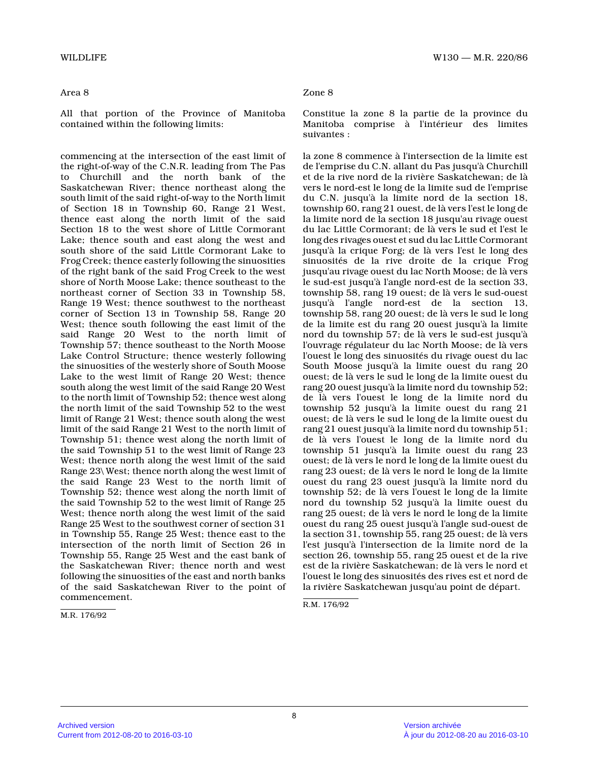Area 8

All that portion of the Province of Manitoba contained within the following limits:

commencing at the intersection of the east limit of the right-of-way of the C.N.R. leading from The Pas to Churchill and the north bank of the Saskatchewan River; thence northeast along the south limit of the said right-of-way to the North limit of Section 18 in Township 60, Range 21 West, thence east along the north limit of the said Section 18 to the west shore of Little Cormorant Lake; thence south and east along the west and south shore of the said Little Cormorant Lake to Frog Creek; thence easterly following the sinuosities of the right bank of the said Frog Creek to the west shore of North Moose Lake; thence southeast to the northeast corner of Section 33 in Township 58, Range 19 West; thence southwest to the northeast corner of Section 13 in Township 58, Range 20 West; thence south following the east limit of the said Range 20 West to the north limit of Township 57; thence southeast to the North Moose Lake Control Structure; thence westerly following the sinuosities of the westerly shore of South Moose Lake to the west limit of Range 20 West; thence south along the west limit of the said Range 20 West to the north limit of Township 52; thence west along the north limit of the said Township 52 to the west limit of Range 21 West; thence south along the west limit of the said Range 21 West to the north limit of Township 51; thence west along the north limit of the said Township 51 to the west limit of Range 23 West; thence north along the west limit of the said Range 23\ West; thence north along the west limit of the said Range 23 West to the north limit of Township 52; thence west along the north limit of the said Township 52 to the west limit of Range 25 West; thence north along the west limit of the said Range 25 West to the southwest corner of section 31 in Township 55, Range 25 West; thence east to the intersection of the north limit of Section 26 in Township 55, Range 25 West and the east bank of the Saskatchewan River; thence north and west following the sinuosities of the east and north banks of the said Saskatchewan River to the point of commencement.

M.R. 176/92

Zone 8

Constitue la zone 8 la partie de la province du Manitoba comprise à l'intérieur des limites suivantes :

la zone 8 commence à l'intersection de la limite est de l'emprise du C.N. allant du Pas jusqu'à Churchill et de la rive nord de la rivière Saskatchewan; de là vers le nord-est le long de la limite sud de l'emprise du C.N. jusqu'à la limite nord de la section 18, township 60, rang 21 ouest, de là vers l'est le long de la limite nord de la section 18 jusqu'au rivage ouest du lac Little Cormorant; de là vers le sud et l'est le long des rivages ouest et sud du lac Little Cormorant jusqu'à la crique Forg; de là vers l'est le long des sinuosités de la rive droite de la crique Frog jusqu'au rivage ouest du lac North Moose; de là vers le sud-est jusqu'à l'angle nord-est de la section 33, township 58, rang 19 ouest; de là vers le sud-ouest jusqu'à l'angle nord-est de la section 13, township 58, rang 20 ouest; de là vers le sud le long de la limite est du rang 20 ouest jusqu'à la limite nord du township 57; de là vers le sud-est jusqu'à l'ouvrage régulateur du lac North Moose; de là vers l'ouest le long des sinuosités du rivage ouest du lac South Moose jusqu'à la limite ouest du rang 20 ouest; de là vers le sud le long de la limite ouest du rang 20 ouest jusqu'à la limite nord du township 52; de là vers l'ouest le long de la limite nord du township 52 jusqu'à la limite ouest du rang 21 ouest; de là vers le sud le long de la limite ouest du rang 21 ouest jusqu'à la limite nord du township 51; de là vers l'ouest le long de la limite nord du township 51 jusqu'à la limite ouest du rang 23 ouest; de là vers le nord le long de la limite ouest du rang 23 ouest; de là vers le nord le long de la limite ouest du rang 23 ouest jusqu'à la limite nord du township 52; de là vers l'ouest le long de la limite nord du township 52 jusqu'à la limite ouest du rang 25 ouest; de là vers le nord le long de la limite ouest du rang 25 ouest jusqu'à l'angle sud-ouest de la section 31, township 55, rang 25 ouest; de là vers l'est jusqu'à l'intersection de la limite nord de la section 26, township 55, rang 25 ouest et de la rive est de la rivière Saskatchewan; de là vers le nord et l'ouest le long des sinuosités des rives est et nord de la rivière Saskatchewan jusqu'au point de départ.

R.M. 176/92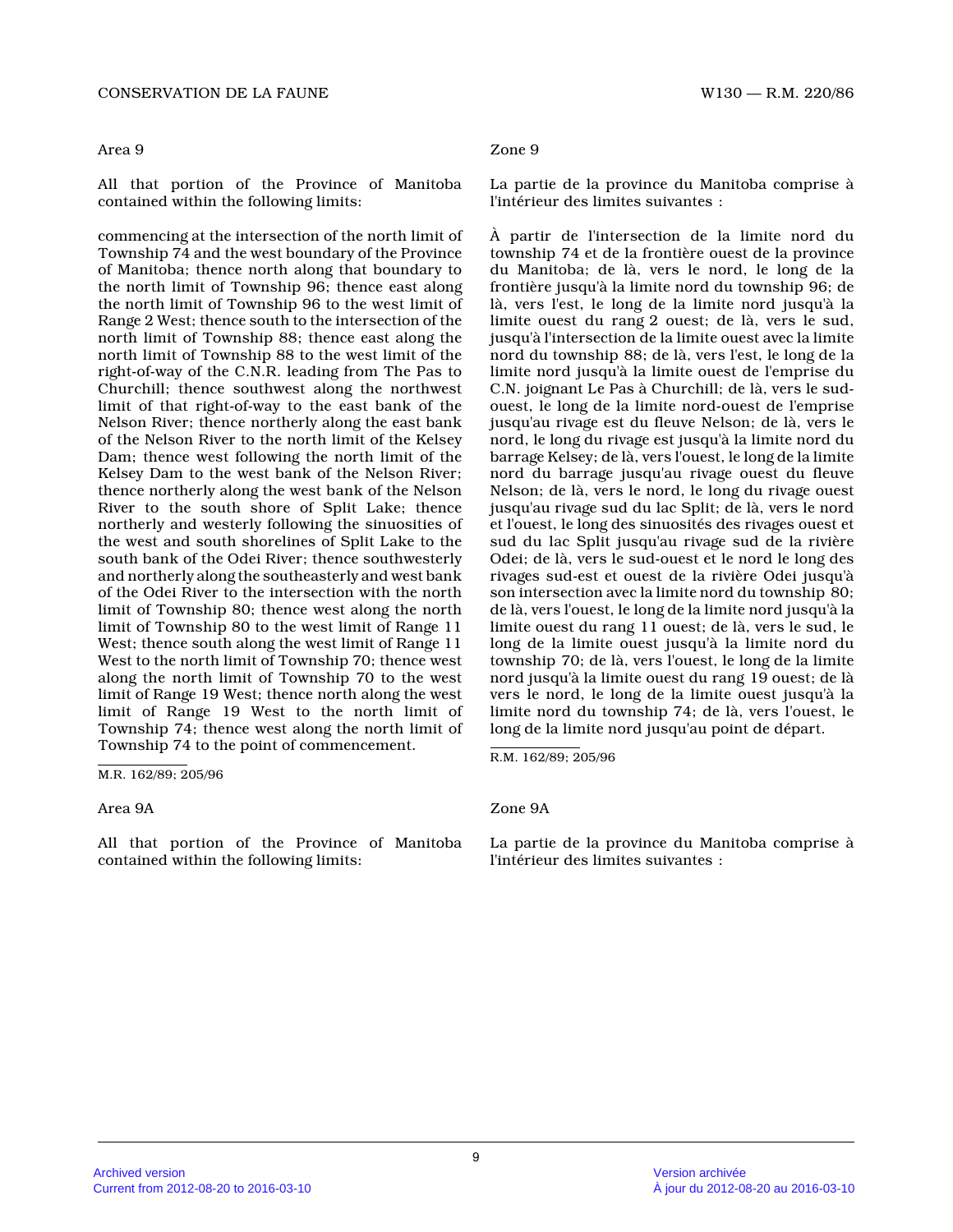Area 9

All that portion of the Province of Manitoba contained within the following limits:

commencing at the intersection of the north limit of Township 74 and the west boundary of the Province of Manitoba; thence north along that boundary to the north limit of Township 96; thence east along the north limit of Township 96 to the west limit of Range 2 West; thence south to the intersection of the north limit of Township 88; thence east along the north limit of Township 88 to the west limit of the right-of-way of the C.N.R. leading from The Pas to Churchill; thence southwest along the northwest limit of that right-of-way to the east bank of the Nelson River; thence northerly along the east bank of the Nelson River to the north limit of the Kelsey Dam; thence west following the north limit of the Kelsey Dam to the west bank of the Nelson River; thence northerly along the west bank of the Nelson River to the south shore of Split Lake; thence northerly and westerly following the sinuosities of the west and south shorelines of Split Lake to the south bank of the Odei River; thence southwesterly and northerly along the southeasterly and west bank of the Odei River to the intersection with the north limit of Township 80; thence west along the north limit of Township 80 to the west limit of Range 11 West; thence south along the west limit of Range 11 West to the north limit of Township 70; thence west along the north limit of Township 70 to the west limit of Range 19 West; thence north along the west limit of Range 19 West to the north limit of Township 74; thence west along the north limit of Township 74 to the point of commencement.

M.R. 162/89; 205/96

Zone 9

La partie de la province du Manitoba comprise à l'intérieur des limites suivantes :

À partir de l'intersection de la limite nord du township 74 et de la frontière ouest de la province du Manitoba; de là, vers le nord, le long de la frontière jusqu'à la limite nord du township 96; de là, vers l'est, le long de la limite nord jusqu'à la limite ouest du rang 2 ouest; de là, vers le sud, jusqu'à l'intersection de la limite ouest avec la limite nord du township 88; de là, vers l'est, le long de la limite nord jusqu'à la limite ouest de l'emprise du C.N. joignant Le Pas à Churchill; de là, vers le sud-ouest, le long de la limite nord-ouest de l'emprise jusqu'au rivage est du fleuve Nelson; de là, vers le nord, le long du rivage est jusqu'à la limite nord du barrage Kelsey; de là, vers l'ouest, le long de la limite nord du barrage jusqu'au rivage ouest du fleuve Nelson; de là, vers le nord, le long du rivage ouest jusqu'au rivage sud du lac Split; de là, vers le nord et l'ouest, le long des sinuosités des rivages ouest et sud du lac Split jusqu'au rivage sud de la rivière Odei; de là, vers le sud-ouest et le nord le long des rivages sud-est et ouest de la rivière Odei jusqu'à son intersection avec la limite nord du township 80; de là, vers l'ouest, le long de la limite nord jusqu'à la limite ouest du rang 11 ouest; de là, vers le sud, le long de la limite ouest jusqu'à la limite nord du township 70; de là, vers l'ouest, le long de la limite nord jusqu'à la limite ouest du rang 19 ouest; de là vers le nord, le long de la limite ouest jusqu'à la limite nord du township 74; de là, vers l'ouest, le long de la limite nord jusqu'au point de départ.

R.M. 162/89; 205/96

Area 9A

All that portion of the Province of Manitoba contained within the following limits:

Zone 9A

La partie de la province du Manitoba comprise à l'intérieur des limites suivantes :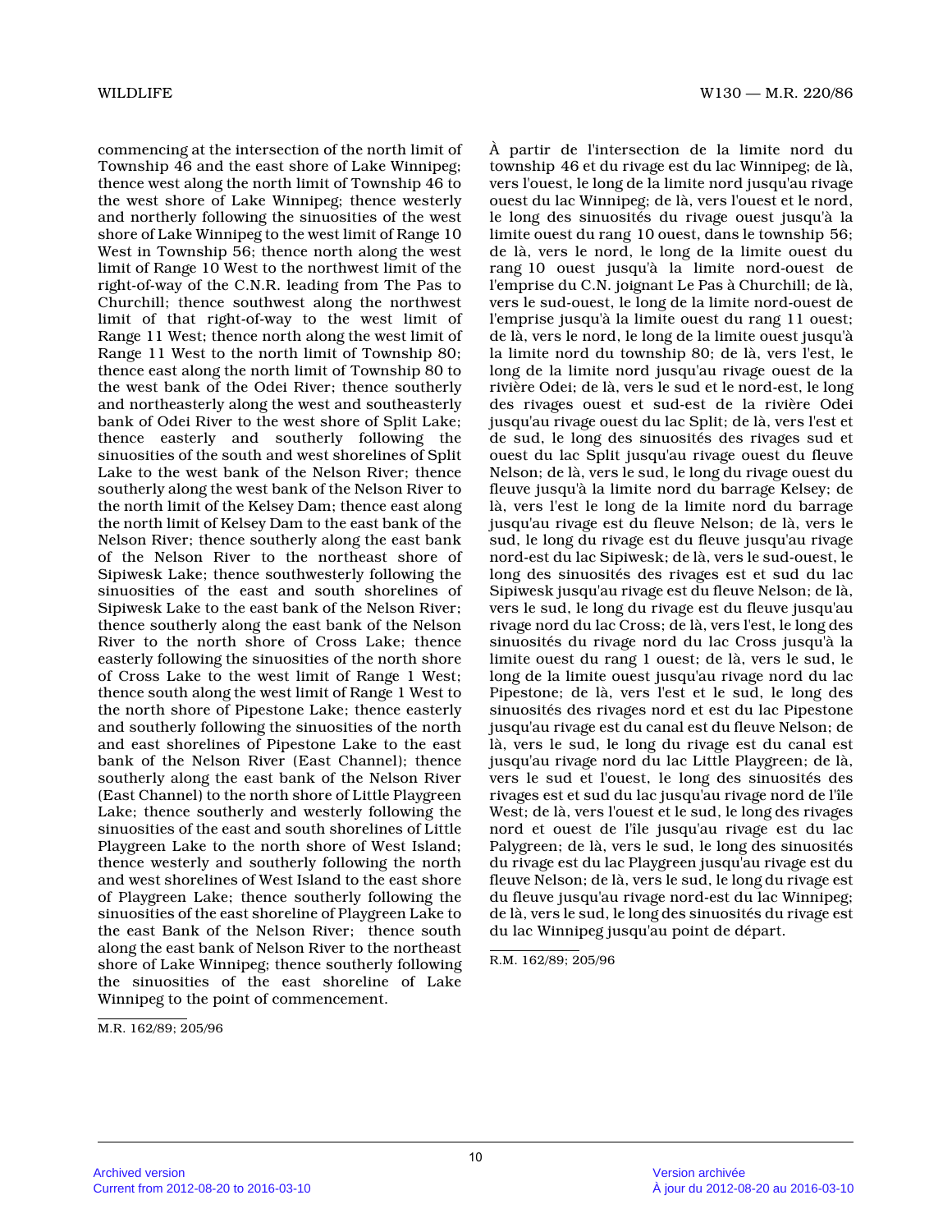commencing at the intersection of the north limit of Township 46 and the east shore of Lake Winnipeg; thence west along the north limit of Township 46 to the west shore of Lake Winnipeg; thence westerly and northerly following the sinuosities of the west shore of Lake Winnipeg to the west limit of Range 10 West in Township 56; thence north along the west limit of Range 10 West to the northwest limit of the right-of-way of the C.N.R. leading from The Pas to Churchill; thence southwest along the northwest limit of that right-of-way to the west limit of Range 11 West; thence north along the west limit of Range 11 West to the north limit of Township 80; thence east along the north limit of Township 80 to the west bank of the Odei River; thence southerly and northeasterly along the west and southeasterly bank of Odei River to the west shore of Split Lake; thence easterly and southerly following the sinuosities of the south and west shorelines of Split Lake to the west bank of the Nelson River; thence southerly along the west bank of the Nelson River to the north limit of the Kelsey Dam; thence east along the north limit of Kelsey Dam to the east bank of the Nelson River; thence southerly along the east bank of the Nelson River to the northeast shore of Sipiwesk Lake; thence southwesterly following the sinuosities of the east and south shorelines of Sipiwesk Lake to the east bank of the Nelson River; thence southerly along the east bank of the Nelson River to the north shore of Cross Lake; thence easterly following the sinuosities of the north shore of Cross Lake to the west limit of Range 1 West; thence south along the west limit of Range 1 West to the north shore of Pipestone Lake; thence easterly and southerly following the sinuosities of the north and east shorelines of Pipestone Lake to the east bank of the Nelson River (East Channel); thence southerly along the east bank of the Nelson River (East Channel) to the north shore of Little Playgreen Lake; thence southerly and westerly following the sinuosities of the east and south shorelines of Little Playgreen Lake to the north shore of West Island; thence westerly and southerly following the north and west shorelines of West Island to the east shore of Playgreen Lake; thence southerly following the sinuosities of the east shoreline of Playgreen Lake to the east Bank of the Nelson River; thence south along the east bank of Nelson River to the northeast shore of Lake Winnipeg; thence southerly following the sinuosities of the east shoreline of Lake Winnipeg to the point of commencement.

M.R. 162/89; 205/96

À partir de l'intersection de la limite nord du township 46 et du rivage est du lac Winnipeg; de là, vers l'ouest, le long de la limite nord jusqu'au rivage ouest du lac Winnipeg; de là, vers l'ouest et le nord, le long des sinuosités du rivage ouest jusqu'à la limite ouest du rang 10 ouest, dans le township 56; de là, vers le nord, le long de la limite ouest du rang 10 ouest jusqu'à la limite nord-ouest de l'emprise du C.N. joignant Le Pas à Churchill; de là, vers le sud-ouest, le long de la limite nord-ouest de l'emprise jusqu'à la limite ouest du rang 11 ouest; de là, vers le nord, le long de la limite ouest jusqu'à la limite nord du township 80; de là, vers l'est, le long de la limite nord jusqu'au rivage ouest de la rivière Odei; de là, vers le sud et le nord-est, le long des rivages ouest et sud-est de la rivière Odei jusqu'au rivage ouest du lac Split; de là, vers l'est et de sud, le long des sinuosités des rivages sud et ouest du lac Split jusqu'au rivage ouest du fleuve Nelson; de là, vers le sud, le long du rivage ouest du fleuve jusqu'à la limite nord du barrage Kelsey; de là, vers l'est le long de la limite nord du barrage jusqu'au rivage est du fleuve Nelson; de là, vers le sud, le long du rivage est du fleuve jusqu'au rivage nord-est du lac Sipiwesk; de là, vers le sud-ouest, le long des sinuosités des rivages est et sud du lac Sipiwesk jusqu'au rivage est du fleuve Nelson; de là, vers le sud, le long du rivage est du fleuve jusqu'au rivage nord du lac Cross; de là, vers l'est, le long des sinuosités du rivage nord du lac Cross jusqu'à la limite ouest du rang 1 ouest; de là, vers le sud, le long de la limite ouest jusqu'au rivage nord du lac Pipestone; de là, vers l'est et le sud, le long des sinuosités des rivages nord et est du lac Pipestone jusqu'au rivage est du canal est du fleuve Nelson; de là, vers le sud, le long du rivage est du canal est jusqu'au rivage nord du lac Little Playgreen; de là, vers le sud et l'ouest, le long des sinuosités des rivages est et sud du lac jusqu'au rivage nord de l'île West; de là, vers l'ouest et le sud, le long des rivages nord et ouest de l'île jusqu'au rivage est du lac Palygreen; de là, vers le sud, le long des sinuosités du rivage est du lac Playgreen jusqu'au rivage est du fleuve Nelson; de là, vers le sud, le long du rivage est du fleuve jusqu'au rivage nord-est du lac Winnipeg; de là, vers le sud, le long des sinuosités du rivage est du lac Winnipeg jusqu'au point de départ.

R.M. 162/89; 205/96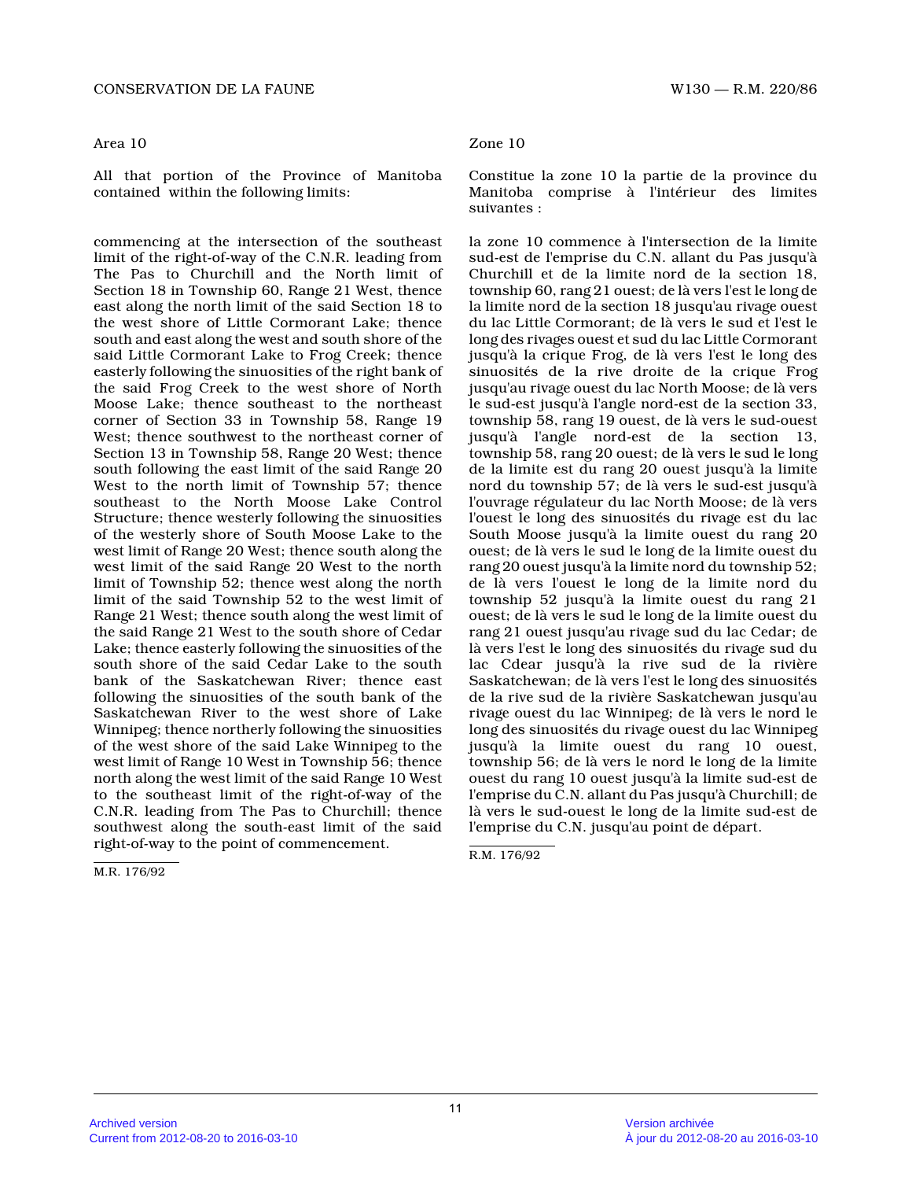Area 10

All that portion of the Province of Manitoba contained within the following limits:

commencing at the intersection of the southeast limit of the right-of-way of the C.N.R. leading from The Pas to Churchill and the North limit of Section 18 in Township 60, Range 21 West, thence east along the north limit of the said Section 18 to the west shore of Little Cormorant Lake; thence south and east along the west and south shore of the said Little Cormorant Lake to Frog Creek; thence easterly following the sinuosities of the right bank of the said Frog Creek to the west shore of North Moose Lake; thence southeast to the northeast corner of Section 33 in Township 58, Range 19 West; thence southwest to the northeast corner of Section 13 in Township 58, Range 20 West; thence south following the east limit of the said Range 20 West to the north limit of Township 57; thence southeast to the North Moose Lake Control Structure; thence westerly following the sinuosities of the westerly shore of South Moose Lake to the west limit of Range 20 West; thence south along the west limit of the said Range 20 West to the north limit of Township 52; thence west along the north limit of the said Township 52 to the west limit of Range 21 West; thence south along the west limit of the said Range 21 West to the south shore of Cedar Lake; thence easterly following the sinuosities of the south shore of the said Cedar Lake to the south bank of the Saskatchewan River; thence east following the sinuosities of the south bank of the Saskatchewan River to the west shore of Lake Winnipeg; thence northerly following the sinuosities of the west shore of the said Lake Winnipeg to the west limit of Range 10 West in Township 56; thence north along the west limit of the said Range 10 West to the southeast limit of the right-of-way of the C.N.R. leading from The Pas to Churchill; thence southwest along the south-east limit of the said right-of-way to the point of commencement.

M.R. 176/92

Zone 10

Constitue la zone 10 la partie de la province du Manitoba comprise à l'intérieur des limites suivantes :

la zone 10 commence à l'intersection de la limite sud-est de l'emprise du C.N. allant du Pas jusqu'à Churchill et de la limite nord de la section 18, township 60, rang 21 ouest; de là vers l'est le long de la limite nord de la section 18 jusqu'au rivage ouest du lac Little Cormorant; de là vers le sud et l'est le long des rivages ouest et sud du lac Little Cormorant jusqu'à la crique Frog, de là vers l'est le long des sinuosités de la rive droite de la crique Frog jusqu'au rivage ouest du lac North Moose; de là vers le sud-est jusqu'à l'angle nord-est de la section 33, township 58, rang 19 ouest, de là vers le sud-ouest jusqu'à l'angle nord-est de la section 13, township 58, rang 20 ouest; de là vers le sud le long de la limite est du rang 20 ouest jusqu'à la limite nord du township 57; de là vers le sud-est jusqu'à l'ouvrage régulateur du lac North Moose; de là vers l'ouest le long des sinuosités du rivage est du lac South Moose jusqu'à la limite ouest du rang 20 ouest; de là vers le sud le long de la limite ouest du rang 20 ouest jusqu'à la limite nord du township 52; de là vers l'ouest le long de la limite nord du township 52 jusqu'à la limite ouest du rang 21 ouest; de là vers le sud le long de la limite ouest du rang 21 ouest jusqu'au rivage sud du lac Cedar; de là vers l'est le long des sinuosités du rivage sud du lac Cdear jusqu'à la rive sud de la rivière Saskatchewan; de là vers l'est le long des sinuosités de la rive sud de la rivière Saskatchewan jusqu'au rivage ouest du lac Winnipeg; de là vers le nord le long des sinuosités du rivage ouest du lac Winnipeg jusqu'à la limite ouest du rang 10 ouest, township 56; de là vers le nord le long de la limite ouest du rang 10 ouest jusqu'à la limite sud-est de l'emprise du C.N. allant du Pas jusqu'à Churchill; de là vers le sud-ouest le long de la limite sud-est de l'emprise du C.N. jusqu'au point de départ.

R.M. 176/92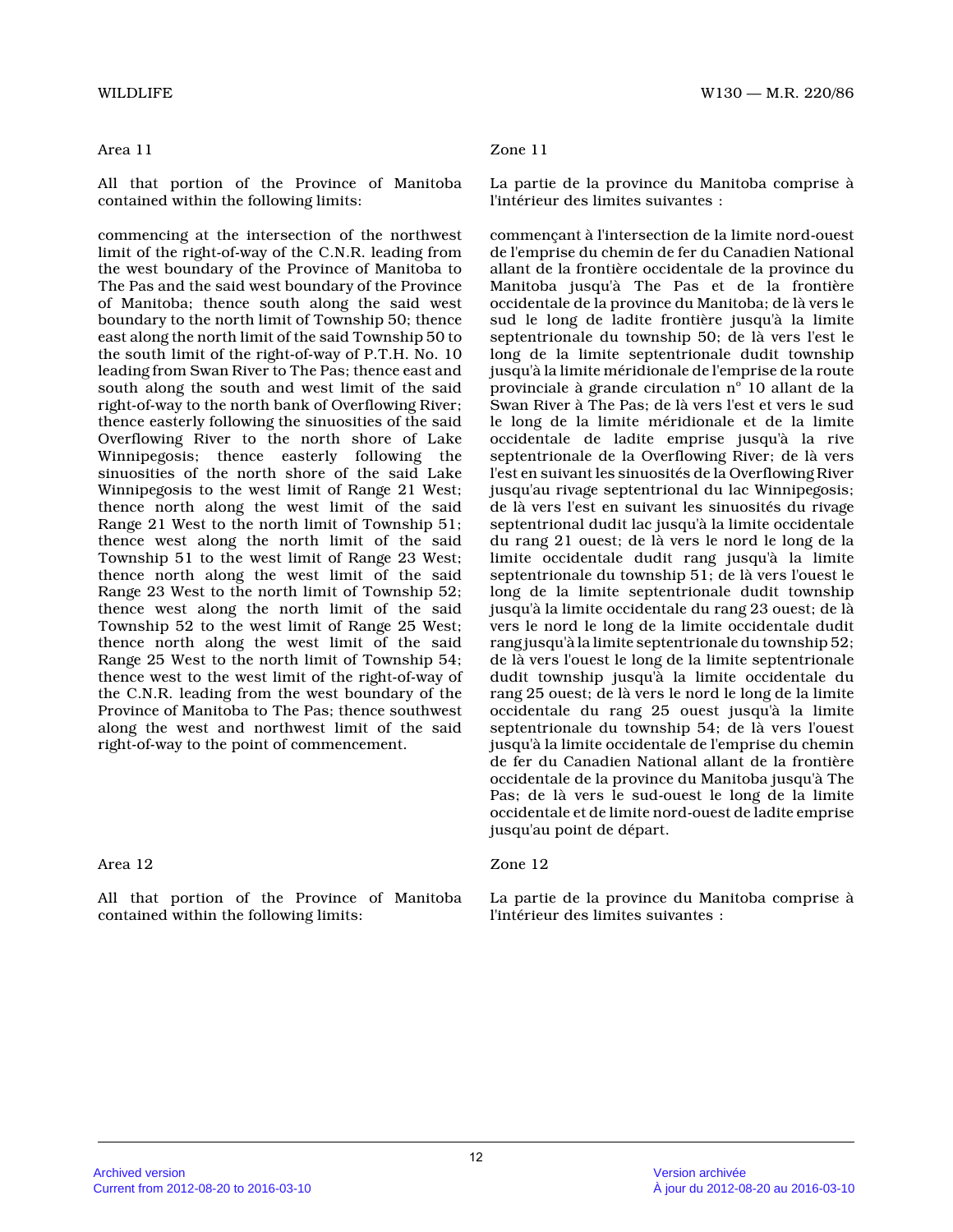Area 11

All that portion of the Province of Manitoba contained within the following limits:

commencing at the intersection of the northwest limit of the right-of-way of the C.N.R. leading from the west boundary of the Province of Manitoba to The Pas and the said west boundary of the Province of Manitoba; thence south along the said west boundary to the north limit of Township 50; thence east along the north limit of the said Township 50 to the south limit of the right-of-way of P.T.H. No. 10 leading from Swan River to The Pas; thence east and south along the south and west limit of the said right-of-way to the north bank of Overflowing River; thence easterly following the sinuosities of the said Overflowing River to the north shore of Lake Winnipegosis; thence easterly following the sinuosities of the north shore of the said Lake Winnipegosis to the west limit of Range 21 West; thence north along the west limit of the said Range 21 West to the north limit of Township 51; thence west along the north limit of the said Township 51 to the west limit of Range 23 West; thence north along the west limit of the said Range 23 West to the north limit of Township 52; thence west along the north limit of the said Township 52 to the west limit of Range 25 West; thence north along the west limit of the said Range 25 West to the north limit of Township 54; thence west to the west limit of the right-of-way of the C.N.R. leading from the west boundary of the Province of Manitoba to The Pas; thence southwest along the west and northwest limit of the said right-of-way to the point of commencement.

Zone 11

La partie de la province du Manitoba comprise à l'intérieur des limites suivantes :

commençant à l'intersection de la limite nord-ouest de l'emprise du chemin de fer du Canadien National allant de la frontière occidentale de la province du Manitoba jusqu'à The Pas et de la frontière occidentale de la province du Manitoba; de là vers le sud le long de ladite frontière jusqu'à la limite septentrionale du township 50; de là vers l'est le long de la limite septentrionale dudit township jusqu'à la limite méridionale de l'emprise de la route provinciale à grande circulation n° 10 allant de la Swan River à The Pas; de là vers l'est et vers le sud le long de la limite méridionale et de la limite occidentale de ladite emprise jusqu'à la rive septentrionale de la Overflowing River; de là vers l'est en suivant les sinuosités de la Overflowing River jusqu'au rivage septentrional du lac Winnipegosis; de là vers l'est en suivant les sinuosités du rivage septentrional dudit lac jusqu'à la limite occidentale du rang 21 ouest; de là vers le nord le long de la limite occidentale dudit rang jusqu'à la limite septentrionale du township 51; de là vers l'ouest le long de la limite septentrionale dudit township jusqu'à la limite occidentale du rang 23 ouest; de là vers le nord le long de la limite occidentale dudit rang jusqu'à la limite septentrionale du township 52; de là vers l'ouest le long de la limite septentrionale dudit township jusqu'à la limite occidentale du rang 25 ouest; de là vers le nord le long de la limite occidentale du rang 25 ouest jusqu'à la limite septentrionale du township 54; de là vers l'ouest jusqu'à la limite occidentale de l'emprise du chemin de fer du Canadien National allant de la frontière occidentale de la province du Manitoba jusqu'à The Pas; de là vers le sud-ouest le long de la limite occidentale et de limite nord-ouest de ladite emprise jusqu'au point de départ.

Area 12

All that portion of the Province of Manitoba contained within the following limits:

Zone 12

La partie de la province du Manitoba comprise à l'intérieur des limites suivantes :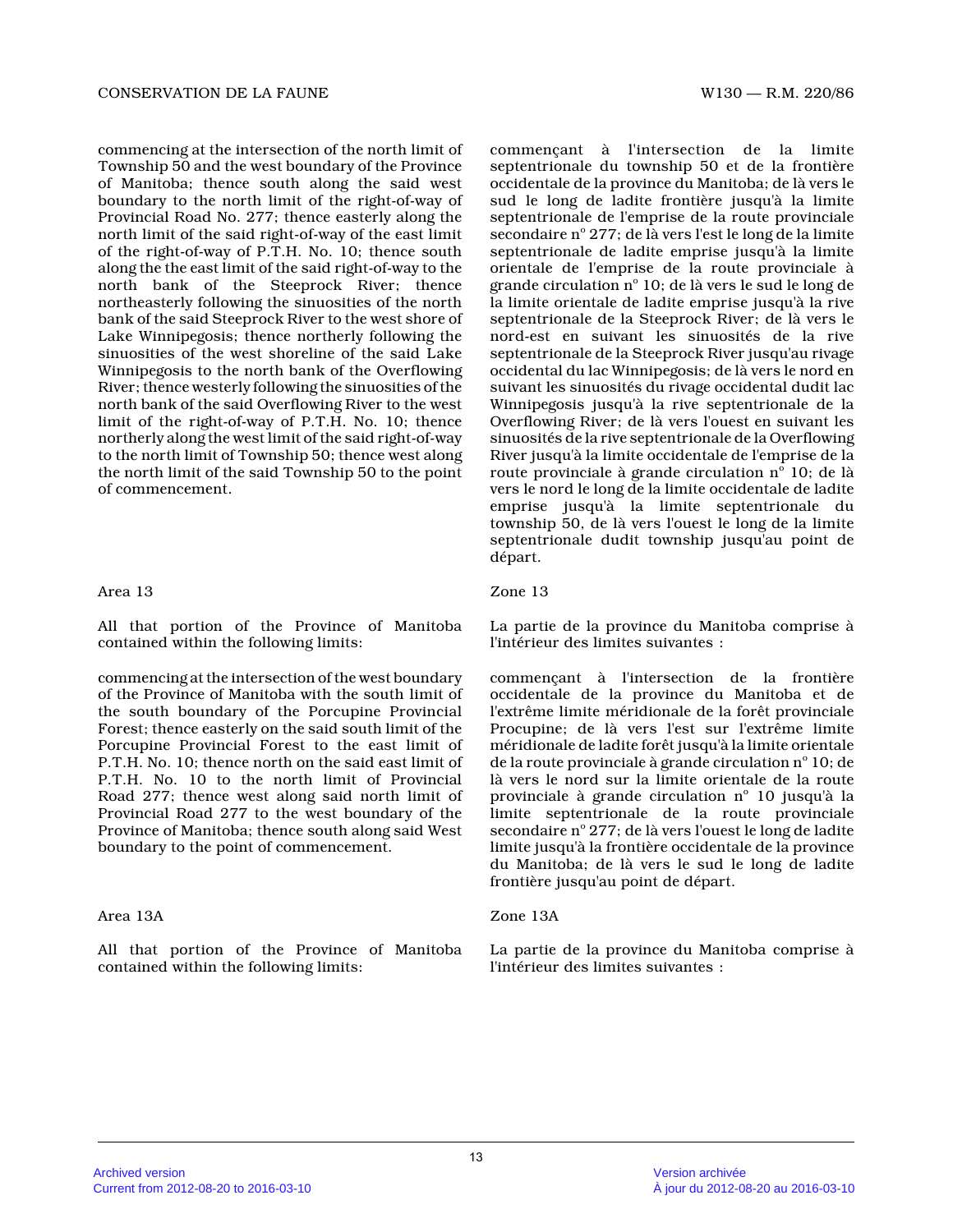commencing at the intersection of the north limit of Township 50 and the west boundary of the Province of Manitoba; thence south along the said west boundary to the north limit of the right-of-way of Provincial Road No. 277; thence easterly along the north limit of the said right-of-way of the east limit of the right-of-way of P.T.H. No. 10; thence south along the the east limit of the said right-of-way to the north bank of the Steeprock River; thence northeasterly following the sinuosities of the north bank of the said Steeprock River to the west shore of Lake Winnipegosis; thence northerly following the sinuosities of the west shoreline of the said Lake Winnipegosis to the north bank of the Overflowing River; thence westerly following the sinuosities of the north bank of the said Overflowing River to the west limit of the right-of-way of P.T.H. No. 10; thence northerly along the west limit of the said right-of-way to the north limit of Township 50; thence west along the north limit of the said Township 50 to the point of commencement.

commençant à l'intersection de la limite septentrionale du township 50 et de la frontière occidentale de la province du Manitoba; de là vers le sud le long de ladite frontière jusqu'à la limite septentrionale de l'emprise de la route provinciale secondaire n° 277; de là vers l'est le long de la limite septentrionale de ladite emprise jusqu'à la limite orientale de l'emprise de la route provinciale à grande circulation n° 10; de là vers le sud le long de la limite orientale de ladite emprise jusqu'à la rive septentrionale de la Steeprock River; de là vers le nord-est en suivant les sinuosités de la rive septentrionale de la Steeprock River jusqu'au rivage occidental du lac Winnipegosis; de là vers le nord en suivant les sinuosités du rivage occidental dudit lac Winnipegosis jusqu'à la rive septentrionale de la Overflowing River; de là vers l'ouest en suivant les sinuosités de la rive septentrionale de la Overflowing River jusqu'à la limite occidentale de l'emprise de la route provinciale à grande circulation n° 10; de là vers le nord le long de la limite occidentale de ladite emprise jusqu'à la limite septentrionale du township 50, de là vers l'ouest le long de la limite septentrionale dudit township jusqu'au point de départ.

Area 13

All that portion of the Province of Manitoba contained within the following limits:

commencing at the intersection of the west boundary of the Province of Manitoba with the south limit of the south boundary of the Porcupine Provincial Forest; thence easterly on the said south limit of the Porcupine Provincial Forest to the east limit of P.T.H. No. 10; thence north on the said east limit of P.T.H. No. 10 to the north limit of Provincial Road 277; thence west along said north limit of Provincial Road 277 to the west boundary of the Province of Manitoba; thence south along said West boundary to the point of commencement.

Zone 13

La partie de la province du Manitoba comprise à l'intérieur des limites suivantes :

commençant à l'intersection de la frontière occidentale de la province du Manitoba et de l'extrême limite méridionale de la forêt provinciale Procupine; de là vers l'est sur l'extrême limite méridionale de ladite forêt jusqu'à la limite orientale de la route provinciale à grande circulation n° 10; de là vers le nord sur la limite orientale de la route provinciale à grande circulation n° 10 jusqu'à la limite septentrionale de la route provinciale secondaire n° 277; de là vers l'ouest le long de ladite limite jusqu'à la frontière occidentale de la province du Manitoba; de là vers le sud le long de ladite frontière jusqu'au point de départ.

Area 13A

All that portion of the Province of Manitoba contained within the following limits:

Zone 13A

La partie de la province du Manitoba comprise à l'intérieur des limites suivantes :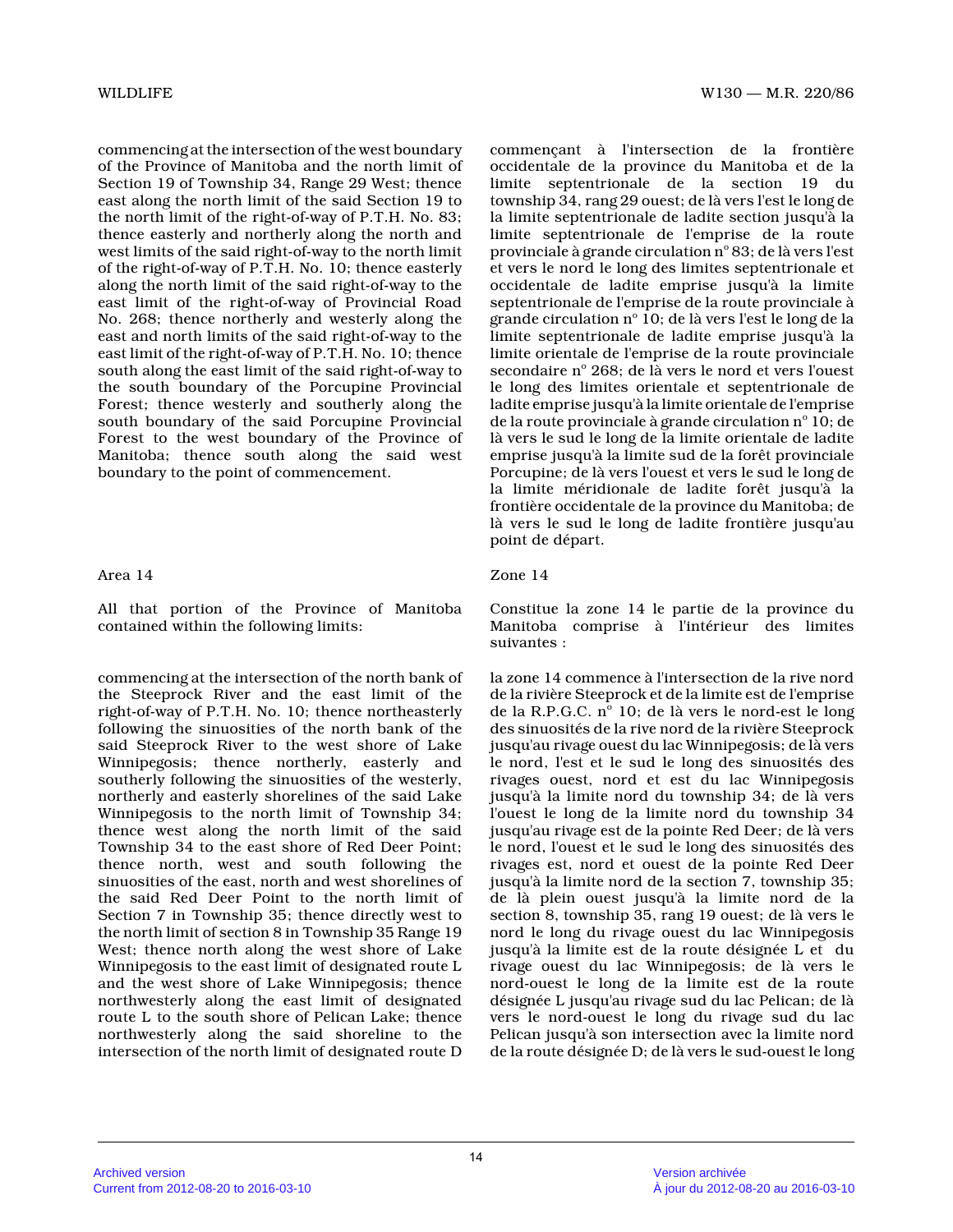commencing at the intersection of the west boundary of the Province of Manitoba and the north limit of Section 19 of Township 34, Range 29 West; thence east along the north limit of the said Section 19 to the north limit of the right-of-way of P.T.H. No. 83; thence easterly and northerly along the north and west limits of the said right-of-way to the north limit of the right-of-way of P.T.H. No. 10; thence easterly along the north limit of the said right-of-way to the east limit of the right-of-way of Provincial Road No. 268; thence northerly and westerly along the east and north limits of the said right-of-way to the east limit of the right-of-way of P.T.H. No. 10; thence south along the east limit of the said right-of-way to the south boundary of the Porcupine Provincial Forest; thence westerly and southerly along the south boundary of the said Porcupine Provincial Forest to the west boundary of the Province of Manitoba; thence south along the said west boundary to the point of commencement.

commençant à l'intersection de la frontière occidentale de la province du Manitoba et de la limite septentrionale de la section 19 du township 34, rang 29 ouest; de là vers l'est le long de la limite septentrionale de ladite section jusqu'à la limite septentrionale de l'emprise de la route provinciale à grande circulation n° 83; de là vers l'est et vers le nord le long des limites septentrionale et occidentale de ladite emprise jusqu'à la limite septentrionale de l'emprise de la route provinciale à grande circulation n° 10; de là vers l'est le long de la limite septentrionale de ladite emprise jusqu'à la limite orientale de l'emprise de la route provinciale secondaire n° 268; de là vers le nord et vers l'ouest le long des limites orientale et septentrionale de ladite emprise jusqu'à la limite orientale de l'emprise de la route provinciale à grande circulation n° 10; de là vers le sud le long de la limite orientale de ladite emprise jusqu'à la limite sud de la forêt provinciale Porcupine; de là vers l'ouest et vers le sud le long de la limite méridionale de ladite forêt jusqu'à la frontière occidentale de la province du Manitoba; de là vers le sud le long de ladite frontière jusqu'au point de départ.

Area 14

All that portion of the Province of Manitoba contained within the following limits:

commencing at the intersection of the north bank of the Steeprock River and the east limit of the right-of-way of P.T.H. No. 10; thence northeasterly following the sinuosities of the north bank of the said Steeprock River to the west shore of Lake Winnipegosis; thence northerly, easterly and southerly following the sinuosities of the westerly, northerly and easterly shorelines of the said Lake Winnipegosis to the north limit of Township 34; thence west along the north limit of the said Township 34 to the east shore of Red Deer Point; thence north, west and south following the sinuosities of the east, north and west shorelines of the said Red Deer Point to the north limit of Section 7 in Township 35; thence directly west to the north limit of section 8 in Township 35 Range 19 West; thence north along the west shore of Lake Winnipegosis to the east limit of designated route L and the west shore of Lake Winnipegosis; thence northwesterly along the east limit of designated route L to the south shore of Pelican Lake; thence northwesterly along the said shoreline to the intersection of the north limit of designated route D

Zone 14

Constitue la zone 14 le partie de la province du Manitoba comprise à l'intérieur des limites suivantes :

la zone 14 commence à l'intersection de la rive nord de la rivière Steeprock et de la limite est de l'emprise de la R.P.G.C. n° 10; de là vers le nord-est le long des sinuosités de la rive nord de la rivière Steeprock jusqu'au rivage ouest du lac Winnipegosis; de là vers le nord, l'est et le sud le long des sinuosités des rivages ouest, nord et est du lac Winnipegosis jusqu'à la limite nord du township 34; de là vers l'ouest le long de la limite nord du township 34 jusqu'au rivage est de la pointe Red Deer; de là vers le nord, l'ouest et le sud le long des sinuosités des rivages est, nord et ouest de la pointe Red Deer jusqu'à la limite nord de la section 7, township 35; de là plein ouest jusqu'à la limite nord de la section 8, township 35, rang 19 ouest; de là vers le nord le long du rivage ouest du lac Winnipegosis jusqu'à la limite est de la route désignée L et du rivage ouest du lac Winnipegosis; de là vers le nord-ouest le long de la limite est de la route désignée L jusqu'au rivage sud du lac Pelican; de là vers le nord-ouest le long du rivage sud du lac Pelican jusqu'à son intersection avec la limite nord de la route désignée D; de là vers le sud-ouest le long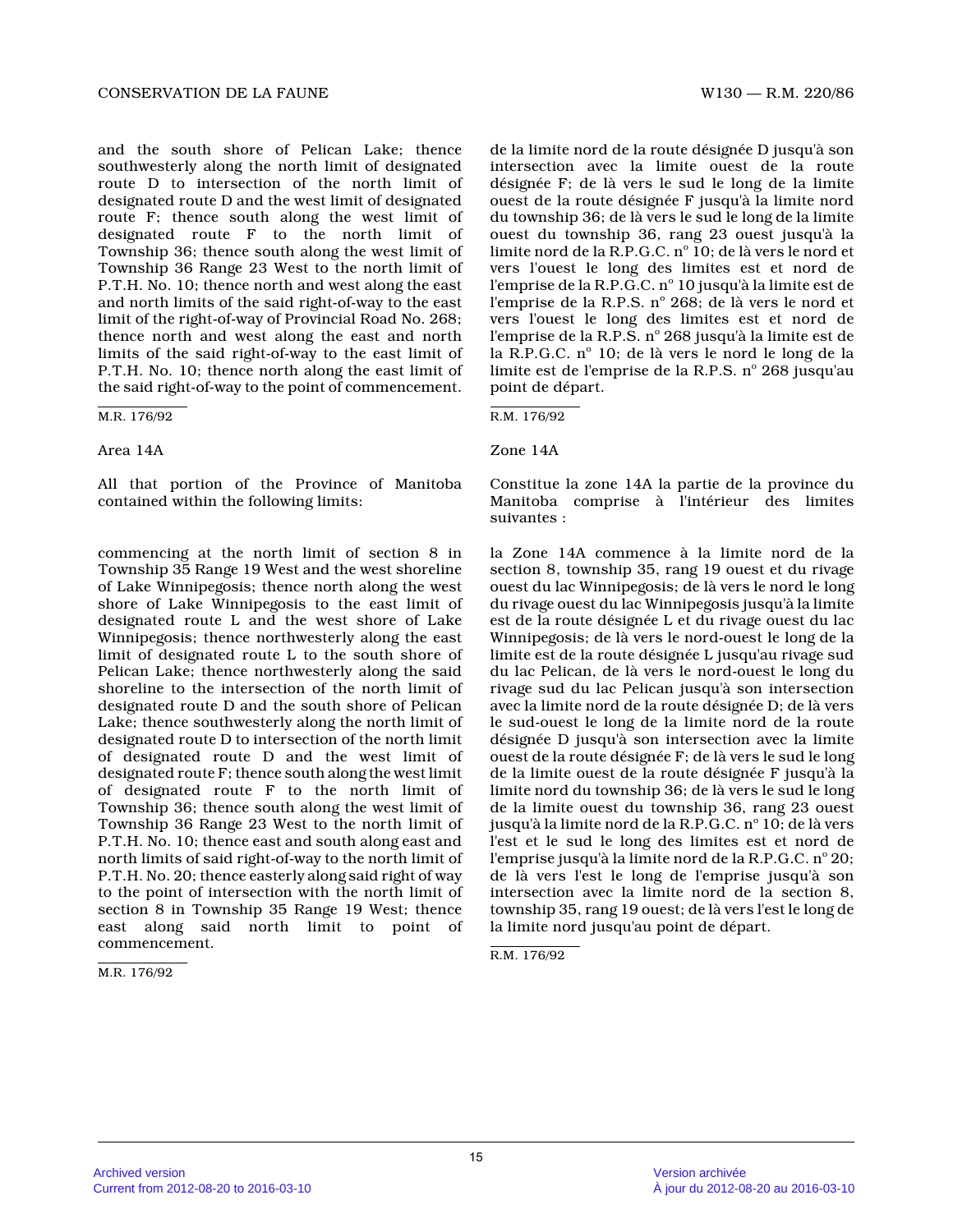and the south shore of Pelican Lake; thence southwesterly along the north limit of designated route D to intersection of the north limit of designated route D and the west limit of designated route F; thence south along the west limit of designated route F to the north limit of Township 36; thence south along the west limit of Township 36 Range 23 West to the north limit of P.T.H. No. 10; thence north and west along the east and north limits of the said right-of-way to the east limit of the right-of-way of Provincial Road No. 268; thence north and west along the east and north limits of the said right-of-way to the east limit of P.T.H. No. 10; thence north along the east limit of the said right-of-way to the point of commencement.

M.R. 176/92

Area 14A

All that portion of the Province of Manitoba contained within the following limits:

commencing at the north limit of section 8 in Township 35 Range 19 West and the west shoreline of Lake Winnipegosis; thence north along the west shore of Lake Winnipegosis to the east limit of designated route L and the west shore of Lake Winnipegosis; thence northwesterly along the east limit of designated route L to the south shore of Pelican Lake; thence northwesterly along the said shoreline to the intersection of the north limit of designated route D and the south shore of Pelican Lake; thence southwesterly along the north limit of designated route D to intersection of the north limit of designated route D and the west limit of designated route F; thence south along the west limit of designated route F to the north limit of Township 36; thence south along the west limit of Township 36 Range 23 West to the north limit of P.T.H. No. 10; thence east and south along east and north limits of said right-of-way to the north limit of P.T.H. No. 20; thence easterly along said right of way to the point of intersection with the north limit of section 8 in Township 35 Range 19 West; thence east along said north limit to point of commencement.

M.R. 176/92

de la limite nord de la route désignée D jusqu'à son intersection avec la limite ouest de la route désignée F; de là vers le sud le long de la limite ouest de la route désignée F jusqu'à la limite nord du township 36; de là vers le sud le long de la limite ouest du township 36, rang 23 ouest jusqu'à la limite nord de la R.P.G.C. n° 10; de là vers le nord et vers l'ouest le long des limites est et nord de l'emprise de la R.P.G.C. n° 10 jusqu'à la limite est de l'emprise de la R.P.S. n° 268; de là vers le nord et vers l'ouest le long des limites est et nord de l'emprise de la R.P.S. n° 268 jusqu'à la limite est de la R.P.G.C. n° 10; de là vers le nord le long de la limite est de l'emprise de la R.P.S. n° 268 jusqu'au point de départ.

R.M. 176/92

Zone 14A

Constitue la zone 14A la partie de la province du Manitoba comprise à l'intérieur des limites suivantes :

la Zone 14A commence à la limite nord de la section 8, township 35, rang 19 ouest et du rivage ouest du lac Winnipegosis; de là vers le nord le long du rivage ouest du lac Winnipegosis jusqu'à la limite est de la route désignée L et du rivage ouest du lac Winnipegosis; de là vers le nord-ouest le long de la limite est de la route désignée L jusqu'au rivage sud du lac Pelican, de là vers le nord-ouest le long du rivage sud du lac Pelican jusqu'à son intersection avec la limite nord de la route désignée D; de là vers le sud-ouest le long de la limite nord de la route désignée D jusqu'à son intersection avec la limite ouest de la route désignée F; de là vers le sud le long de la limite ouest de la route désignée F jusqu'à la limite nord du township 36; de là vers le sud le long de la limite ouest du township 36, rang 23 ouest jusqu'à la limite nord de la R.P.G.C. n° 10; de là vers l'est et le sud le long des limites est et nord de l'emprise jusqu'à la limite nord de la R.P.G.C. n° 20; de là vers l'est le long de l'emprise jusqu'à son intersection avec la limite nord de la section 8, township 35, rang 19 ouest; de là vers l'est le long de la limite nord jusqu'au point de départ.

R.M. 176/92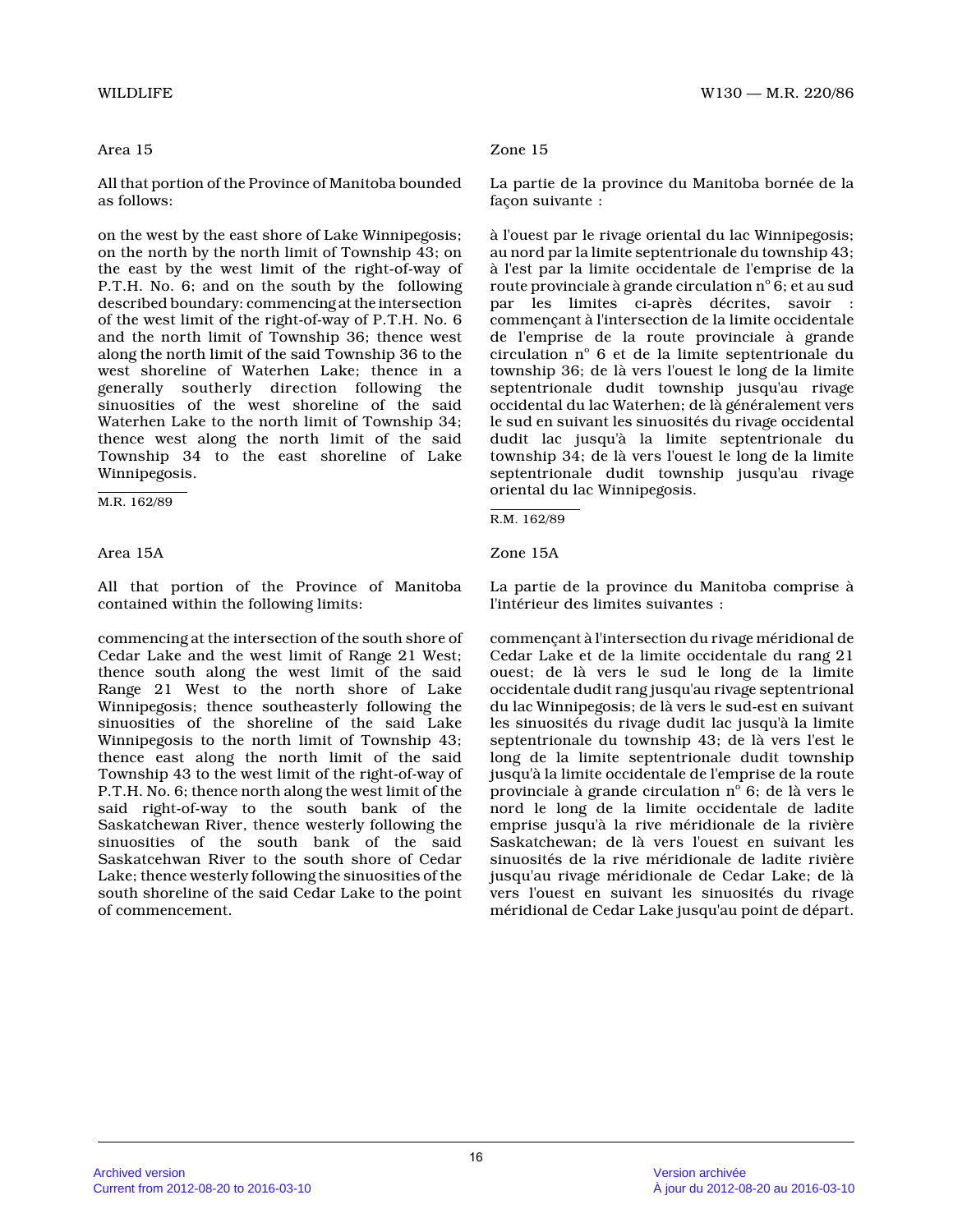Area 15

All that portion of the Province of Manitoba bounded as follows:

on the west by the east shore of Lake Winnipegosis; on the north by the north limit of Township 43; on the east by the west limit of the right-of-way of P.T.H. No. 6; and on the south by the following described boundary: commencing at the intersection of the west limit of the right-of-way of P.T.H. No. 6 and the north limit of Township 36; thence west along the north limit of the said Township 36 to the west shoreline of Waterhen Lake; thence in a generally southerly direction following the sinuosities of the west shoreline of the said Waterhen Lake to the north limit of Township 34; thence west along the north limit of the said Township 34 to the east shoreline of Lake Winnipegosis.

M.R. 162/89

Zone 15

La partie de la province du Manitoba bornée de la façon suivante :

à l'ouest par le rivage oriental du lac Winnipegosis; au nord par la limite septentrionale du township 43; à l'est par la limite occidentale de l'emprise de la route provinciale à grande circulation n° 6; et au sud par les limites ci-après décrites, savoir : commençant à l'intersection de la limite occidentale de l'emprise de la route provinciale à grande circulation n° 6 et de la limite septentrionale du township 36; de là vers l'ouest le long de la limite septentrionale dudit township jusqu'au rivage occidental du lac Waterhen; de là généralement vers le sud en suivant les sinuosités du rivage occidental dudit lac jusqu'à la limite septentrionale du township 34; de là vers l'ouest le long de la limite septentrionale dudit township jusqu'au rivage oriental du lac Winnipegosis.

R.M. 162/89

Area 15A

All that portion of the Province of Manitoba contained within the following limits:

commencing at the intersection of the south shore of Cedar Lake and the west limit of Range 21 West; thence south along the west limit of the said Range 21 West to the north shore of Lake Winnipegosis; thence southeasterly following the sinuosities of the shoreline of the said Lake Winnipegosis to the north limit of Township 43; thence east along the north limit of the said Township 43 to the west limit of the right-of-way of P.T.H. No. 6; thence north along the west limit of the said right-of-way to the south bank of the Saskatchewan River, thence westerly following the sinuosities of the south bank of the said Saskatcehwan River to the south shore of Cedar Lake; thence westerly following the sinuosities of the south shoreline of the said Cedar Lake to the point of commencement.

Zone 15A

La partie de la province du Manitoba comprise à l'intérieur des limites suivantes :

commençant à l'intersection du rivage méridional de Cedar Lake et de la limite occidentale du rang 21 ouest; de là vers le sud le long de la limite occidentale dudit rang jusqu'au rivage septentrional du lac Winnipegosis; de là vers le sud-est en suivant les sinuosités du rivage dudit lac jusqu'à la limite septentrionale du township 43; de là vers l'est le long de la limite septentrionale dudit township jusqu'à la limite occidentale de l'emprise de la route provinciale à grande circulation n° 6; de là vers le nord le long de la limite occidentale de ladite emprise jusqu'à la rive méridionale de la rivière Saskatchewan; de là vers l'ouest en suivant les sinuosités de la rive méridionale de ladite rivière jusqu'au rivage méridionale de Cedar Lake; de là vers l'ouest en suivant les sinuosités du rivage méridional de Cedar Lake jusqu'au point de départ.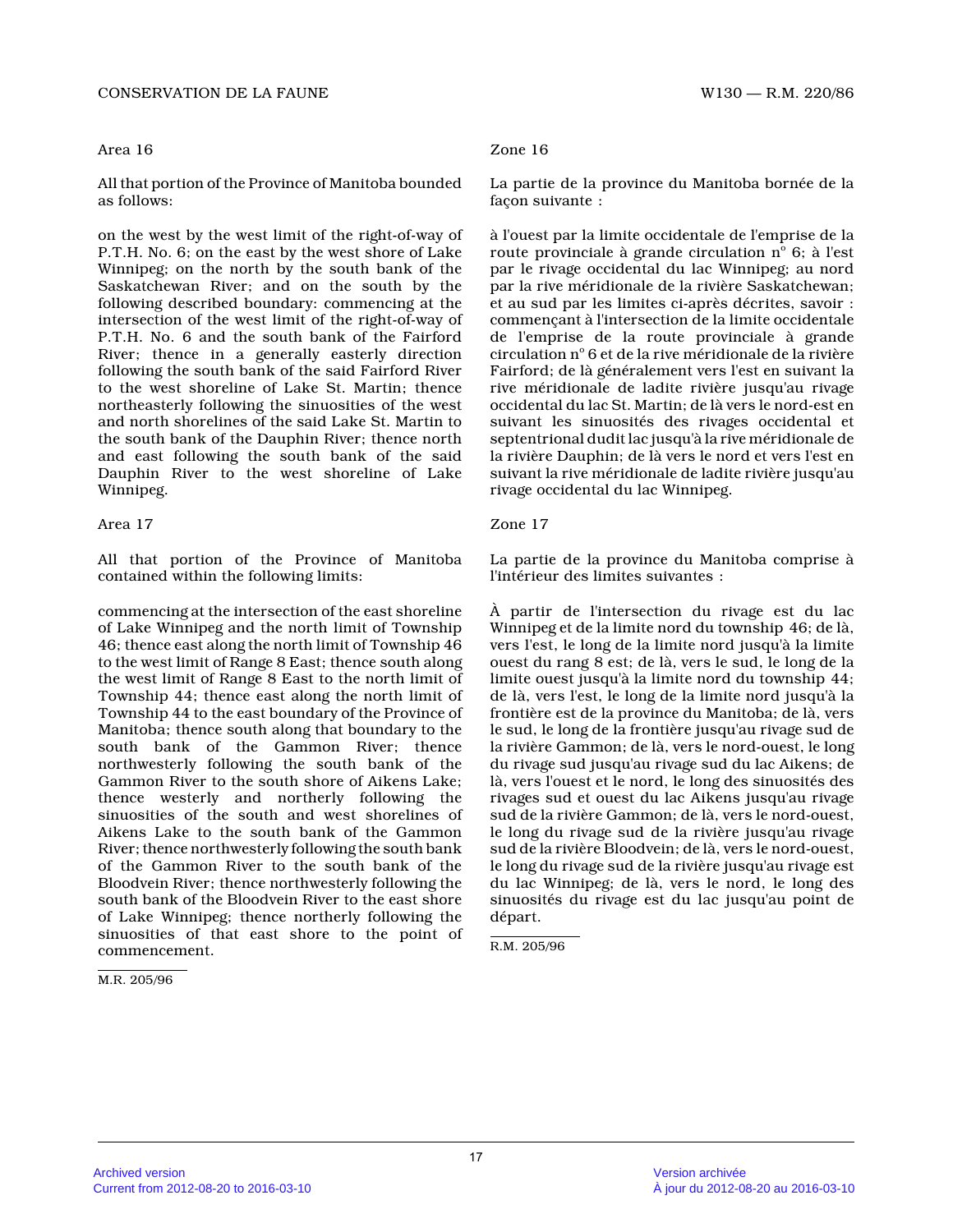Area 16

All that portion of the Province of Manitoba bounded as follows:

on the west by the west limit of the right-of-way of P.T.H. No. 6; on the east by the west shore of Lake Winnipeg; on the north by the south bank of the Saskatchewan River; and on the south by the following described boundary: commencing at the intersection of the west limit of the right-of-way of P.T.H. No. 6 and the south bank of the Fairford River; thence in a generally easterly direction following the south bank of the said Fairford River to the west shoreline of Lake St. Martin; thence northeasterly following the sinuosities of the west and north shorelines of the said Lake St. Martin to the south bank of the Dauphin River; thence north and east following the south bank of the said Dauphin River to the west shoreline of Lake Winnipeg.

Area 17

All that portion of the Province of Manitoba contained within the following limits:

commencing at the intersection of the east shoreline of Lake Winnipeg and the north limit of Township 46; thence east along the north limit of Township 46 to the west limit of Range 8 East; thence south along the west limit of Range 8 East to the north limit of Township 44; thence east along the north limit of Township 44 to the east boundary of the Province of Manitoba; thence south along that boundary to the south bank of the Gammon River; thence northwesterly following the south bank of the Gammon River to the south shore of Aikens Lake; thence westerly and northerly following the sinuosities of the south and west shorelines of Aikens Lake to the south bank of the Gammon River; thence northwesterly following the south bank of the Gammon River to the south bank of the Bloodvein River; thence northwesterly following the south bank of the Bloodvein River to the east shore of Lake Winnipeg; thence northerly following the sinuosities of that east shore to the point of commencement.

M.R. 205/96

Zone 16

La partie de la province du Manitoba bornée de la façon suivante :

à l'ouest par la limite occidentale de l'emprise de la route provinciale à grande circulation n° 6; à l'est par le rivage occidental du lac Winnipeg; au nord par la rive méridionale de la rivière Saskatchewan; et au sud par les limites ci-après décrites, savoir : commençant à l'intersection de la limite occidentale de l'emprise de la route provinciale à grande circulation n° 6 et de la rive méridionale de la rivière Fairford; de là généralement vers l'est en suivant la rive méridionale de ladite rivière jusqu'au rivage occidental du lac St. Martin; de là vers le nord-est en suivant les sinuosités des rivages occidental et septentrional dudit lac jusqu'à la rive méridionale de la rivière Dauphin; de là vers le nord et vers l'est en suivant la rive méridionale de ladite rivière jusqu'au rivage occidental du lac Winnipeg.

Zone 17

La partie de la province du Manitoba comprise à l'intérieur des limites suivantes :

À partir de l'intersection du rivage est du lac Winnipeg et de la limite nord du township 46; de là, vers l'est, le long de la limite nord jusqu'à la limite ouest du rang 8 est; de là, vers le sud, le long de la limite ouest jusqu'à la limite nord du township 44; de là, vers l'est, le long de la limite nord jusqu'à la frontière est de la province du Manitoba; de là, vers le sud, le long de la frontière jusqu'au rivage sud de la rivière Gammon; de là, vers le nord-ouest, le long du rivage sud jusqu'au rivage sud du lac Aikens; de là, vers l'ouest et le nord, le long des sinuosités des rivages sud et ouest du lac Aikens jusqu'au rivage sud de la rivière Gammon; de là, vers le nord-ouest, le long du rivage sud de la rivière jusqu'au rivage sud de la rivière Bloodvein; de là, vers le nord-ouest, le long du rivage sud de la rivière jusqu'au rivage est du lac Winnipeg; de là, vers le nord, le long des sinuosités du rivage est du lac jusqu'au point de départ.

R.M. 205/96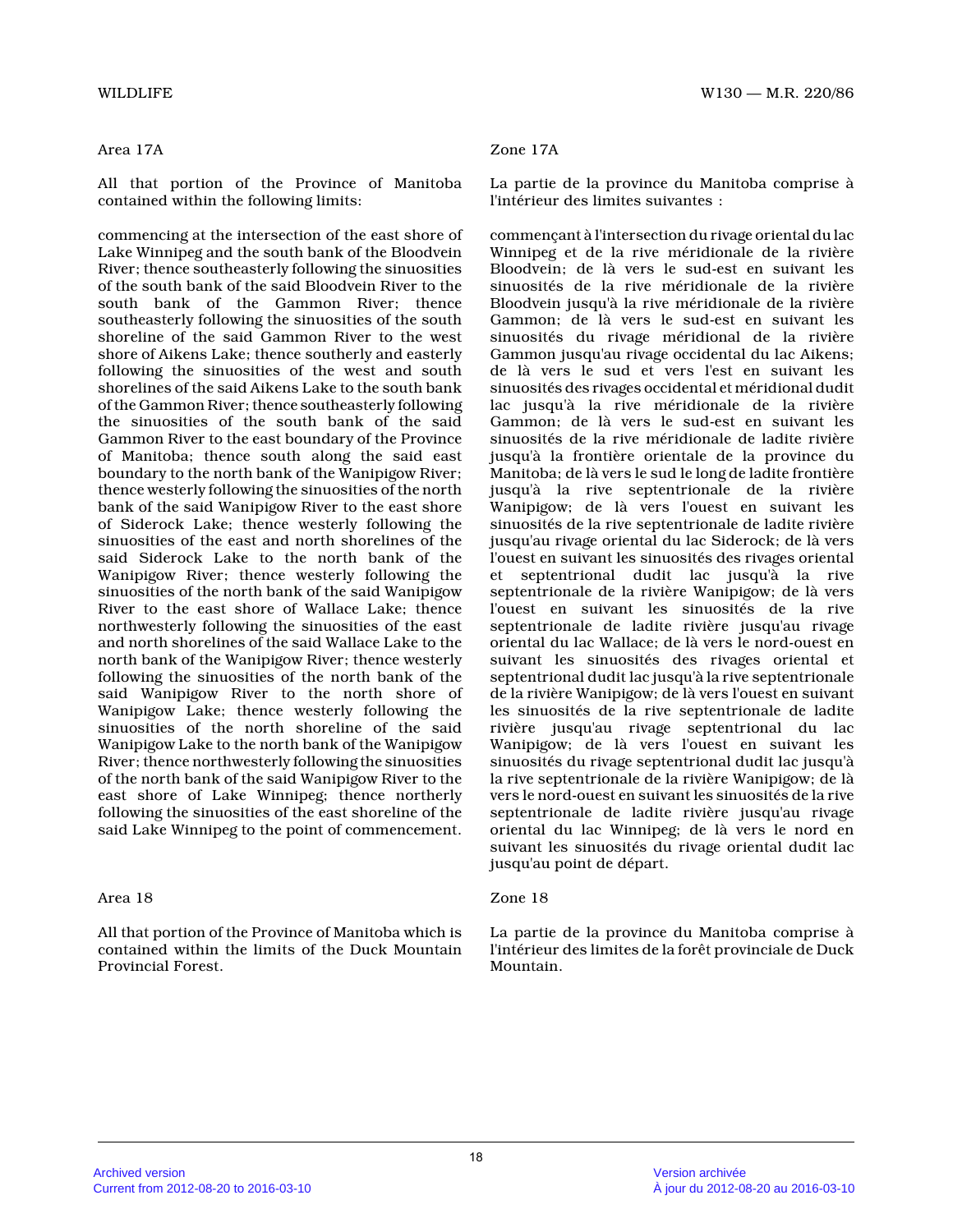Area 17A

All that portion of the Province of Manitoba contained within the following limits:

commencing at the intersection of the east shore of Lake Winnipeg and the south bank of the Bloodvein River; thence southeasterly following the sinuosities of the south bank of the said Bloodvein River to the south bank of the Gammon River; thence southeasterly following the sinuosities of the south shoreline of the said Gammon River to the west shore of Aikens Lake; thence southerly and easterly following the sinuosities of the west and south shorelines of the said Aikens Lake to the south bank of the Gammon River; thence southeasterly following the sinuosities of the south bank of the said Gammon River to the east boundary of the Province of Manitoba; thence south along the said east boundary to the north bank of the Wanipigow River; thence westerly following the sinuosities of the north bank of the said Wanipigow River to the east shore of Siderock Lake; thence westerly following the sinuosities of the east and north shorelines of the said Siderock Lake to the north bank of the Wanipigow River; thence westerly following the sinuosities of the north bank of the said Wanipigow River to the east shore of Wallace Lake; thence northwesterly following the sinuosities of the east and north shorelines of the said Wallace Lake to the north bank of the Wanipigow River; thence westerly following the sinuosities of the north bank of the said Wanipigow River to the north shore of Wanipigow Lake; thence westerly following the sinuosities of the north shoreline of the said Wanipigow Lake to the north bank of the Wanipigow River; thence northwesterly following the sinuosities of the north bank of the said Wanipigow River to the east shore of Lake Winnipeg; thence northerly following the sinuosities of the east shoreline of the said Lake Winnipeg to the point of commencement.

Zone 17A

La partie de la province du Manitoba comprise à l'intérieur des limites suivantes :

commençant à l'intersection du rivage oriental du lac Winnipeg et de la rive méridionale de la rivière Bloodvein; de là vers le sud-est en suivant les sinuosités de la rive méridionale de la rivière Bloodvein jusqu'à la rive méridionale de la rivière Gammon; de là vers le sud-est en suivant les sinuosités du rivage méridional de la rivière Gammon jusqu'au rivage occidental du lac Aikens; de là vers le sud et vers l'est en suivant les sinuosités des rivages occidental et méridional dudit lac jusqu'à la rive méridionale de la rivière Gammon; de là vers le sud-est en suivant les sinuosités de la rive méridionale de ladite rivière jusqu'à la frontière orientale de la province du Manitoba; de là vers le sud le long de ladite frontière jusqu'à la rive septentrionale de la rivière Wanipigow; de là vers l'ouest en suivant les sinuosités de la rive septentrionale de ladite rivière jusqu'au rivage oriental du lac Siderock; de là vers l'ouest en suivant les sinuosités des rivages oriental et septentrional dudit lac jusqu'à la rive septentrionale de la rivière Wanipigow; de là vers l'ouest en suivant les sinuosités de la rive septentrionale de ladite rivière jusqu'au rivage oriental du lac Wallace; de là vers le nord-ouest en suivant les sinuosités des rivages oriental et septentrional dudit lac jusqu'à la rive septentrionale de la rivière Wanipigow; de là vers l'ouest en suivant les sinuosités de la rive septentrionale de ladite rivière jusqu'au rivage septentrional du lac Wanipigow; de là vers l'ouest en suivant les sinuosités du rivage septentrional dudit lac jusqu'à la rive septentrionale de la rivière Wanipigow; de là vers le nord-ouest en suivant les sinuosités de la rive septentrionale de ladite rivière jusqu'au rivage oriental du lac Winnipeg; de là vers le nord en suivant les sinuosités du rivage oriental dudit lac jusqu'au point de départ.

Area 18

All that portion of the Province of Manitoba which is contained within the limits of the Duck Mountain Provincial Forest.

Zone 18

La partie de la province du Manitoba comprise à l'intérieur des limites de la forêt provinciale de Duck Mountain.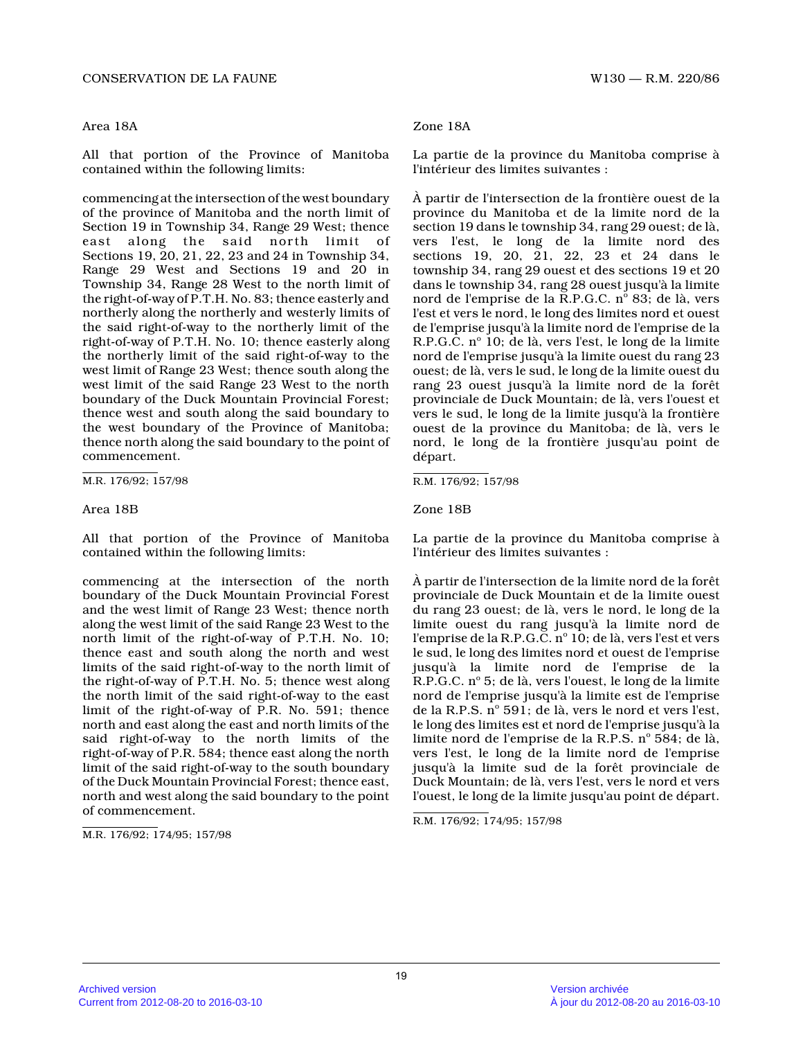Area 18A

All that portion of the Province of Manitoba contained within the following limits:

commencing at the intersection of the west boundary of the province of Manitoba and the north limit of Section 19 in Township 34, Range 29 West; thence east along the said north limit of Sections 19, 20, 21, 22, 23 and 24 in Township 34, Range 29 West and Sections 19 and 20 in Township 34, Range 28 West to the north limit of the right-of-way of P.T.H. No. 83; thence easterly and northerly along the northerly and westerly limits of the said right-of-way to the northerly limit of the right-of-way of P.T.H. No. 10; thence easterly along the northerly limit of the said right-of-way to the west limit of Range 23 West; thence south along the west limit of the said Range 23 West to the north boundary of the Duck Mountain Provincial Forest; thence west and south along the said boundary to the west boundary of the Province of Manitoba; thence north along the said boundary to the point of commencement.

M.R. 176/92; 157/98

Area 18B

All that portion of the Province of Manitoba contained within the following limits:

commencing at the intersection of the north boundary of the Duck Mountain Provincial Forest and the west limit of Range 23 West; thence north along the west limit of the said Range 23 West to the north limit of the right-of-way of P.T.H. No. 10; thence east and south along the north and west limits of the said right-of-way to the north limit of the right-of-way of P.T.H. No. 5; thence west along the north limit of the said right-of-way to the east limit of the right-of-way of P.R. No. 591; thence north and east along the east and north limits of the said right-of-way to the north limits of the right-of-way of P.R. 584; thence east along the north limit of the said right-of-way to the south boundary of the Duck Mountain Provincial Forest; thence east, north and west along the said boundary to the point of commencement.

M.R. 176/92; 174/95; 157/98

Zone 18A

La partie de la province du Manitoba comprise à l'intérieur des limites suivantes :

À partir de l'intersection de la frontière ouest de la province du Manitoba et de la limite nord de la section 19 dans le township 34, rang 29 ouest; de là, vers l'est, le long de la limite nord des sections 19, 20, 21, 22, 23 et 24 dans le township 34, rang 29 ouest et des sections 19 et 20 dans le township 34, rang 28 ouest jusqu'à la limite nord de l'emprise de la R.P.G.C. n° 83; de là, vers l'est et vers le nord, le long des limites nord et ouest de l'emprise jusqu'à la limite nord de l'emprise de la R.P.G.C. n° 10; de là, vers l'est, le long de la limite nord de l'emprise jusqu'à la limite ouest du rang 23 ouest; de là, vers le sud, le long de la limite ouest du rang 23 ouest jusqu'à la limite nord de la forêt provinciale de Duck Mountain; de là, vers l'ouest et vers le sud, le long de la limite jusqu'à la frontière ouest de la province du Manitoba; de là, vers le nord, le long de la frontière jusqu'au point de départ.

R.M. 176/92; 157/98

Zone 18B

La partie de la province du Manitoba comprise à l'intérieur des limites suivantes :

À partir de l'intersection de la limite nord de la forêt provinciale de Duck Mountain et de la limite ouest du rang 23 ouest; de là, vers le nord, le long de la limite ouest du rang jusqu'à la limite nord de l'emprise de la R.P.G.C. n° 10; de là, vers l'est et vers le sud, le long des limites nord et ouest de l'emprise jusqu'à la limite nord de l'emprise de la R.P.G.C. n° 5; de là, vers l'ouest, le long de la limite nord de l'emprise jusqu'à la limite est de l'emprise de la R.P.S. n° 591; de là, vers le nord et vers l'est, le long des limites est et nord de l'emprise jusqu'à la limite nord de l'emprise de la R.P.S. n° 584; de là, vers l'est, le long de la limite nord de l'emprise jusqu'à la limite sud de la forêt provinciale de Duck Mountain; de là, vers l'est, vers le nord et vers l'ouest, le long de la limite jusqu'au point de départ.

R.M. 176/92; 174/95; 157/98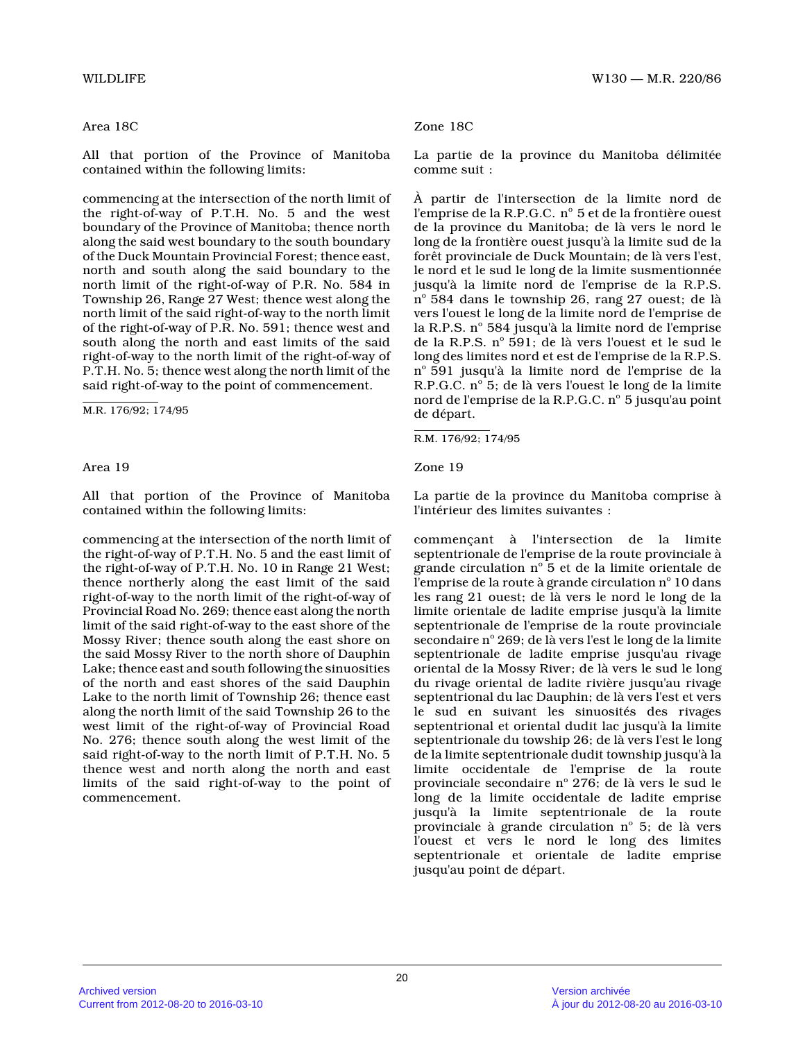Area 18C

All that portion of the Province of Manitoba contained within the following limits:

commencing at the intersection of the north limit of the right-of-way of P.T.H. No. 5 and the west boundary of the Province of Manitoba; thence north along the said west boundary to the south boundary of the Duck Mountain Provincial Forest; thence east, north and south along the said boundary to the north limit of the right-of-way of P.R. No. 584 in Township 26, Range 27 West; thence west along the north limit of the said right-of-way to the north limit of the right-of-way of P.R. No. 591; thence west and south along the north and east limits of the said right-of-way to the north limit of the right-of-way of P.T.H. No. 5; thence west along the north limit of the said right-of-way to the point of commencement.

M.R. 176/92; 174/95

Zone 18C

La partie de la province du Manitoba délimitée comme suit :

À partir de l'intersection de la limite nord de l'emprise de la R.P.G.C. n° 5 et de la frontière ouest de la province du Manitoba; de là vers le nord le long de la frontière ouest jusqu'à la limite sud de la forêt provinciale de Duck Mountain; de là vers l'est, le nord et le sud le long de la limite susmentionnée jusqu'à la limite nord de l'emprise de la R.P.S. n° 584 dans le township 26, rang 27 ouest; de là vers l'ouest le long de la limite nord de l'emprise de la R.P.S. n° 584 jusqu'à la limite nord de l'emprise de la R.P.S. n° 591; de là vers l'ouest et le sud le long des limites nord et est de l'emprise de la R.P.S. n° 591 jusqu'à la limite nord de l'emprise de la R.P.G.C. n° 5; de là vers l'ouest le long de la limite nord de l'emprise de la R.P.G.C. n° 5 jusqu'au point de départ.

R.M. 176/92; 174/95

Area 19

All that portion of the Province of Manitoba contained within the following limits:

commencing at the intersection of the north limit of the right-of-way of P.T.H. No. 5 and the east limit of the right-of-way of P.T.H. No. 10 in Range 21 West; thence northerly along the east limit of the said right-of-way to the north limit of the right-of-way of Provincial Road No. 269; thence east along the north limit of the said right-of-way to the east shore of the Mossy River; thence south along the east shore on the said Mossy River to the north shore of Dauphin Lake; thence east and south following the sinuosities of the north and east shores of the said Dauphin Lake to the north limit of Township 26; thence east along the north limit of the said Township 26 to the west limit of the right-of-way of Provincial Road No. 276; thence south along the west limit of the said right-of-way to the north limit of P.T.H. No. 5 thence west and north along the north and east limits of the said right-of-way to the point of commencement.

Zone 19

La partie de la province du Manitoba comprise à l'intérieur des limites suivantes :

commençant à l'intersection de la limite septentrionale de l'emprise de la route provinciale à grande circulation n° 5 et de la limite orientale de l'emprise de la route à grande circulation n° 10 dans les rang 21 ouest; de là vers le nord le long de la limite orientale de ladite emprise jusqu'à la limite septentrionale de l'emprise de la route provinciale secondaire n° 269; de là vers l'est le long de la limite septentrionale de ladite emprise jusqu'au rivage oriental de la Mossy River; de là vers le sud le long du rivage oriental de ladite rivière jusqu'au rivage septentrional du lac Dauphin; de là vers l'est et vers le sud en suivant les sinuosités des rivages septentrional et oriental dudit lac jusqu'à la limite septentrionale du towship 26; de là vers l'est le long de la limite septentrionale dudit township jusqu'à la limite occidentale de l'emprise de la route provinciale secondaire n° 276; de là vers le sud le long de la limite occidentale de ladite emprise jusqu'à la limite septentrionale de la route provinciale à grande circulation n° 5; de là vers l'ouest et vers le nord le long des limites septentrionale et orientale de ladite emprise jusqu'au point de départ.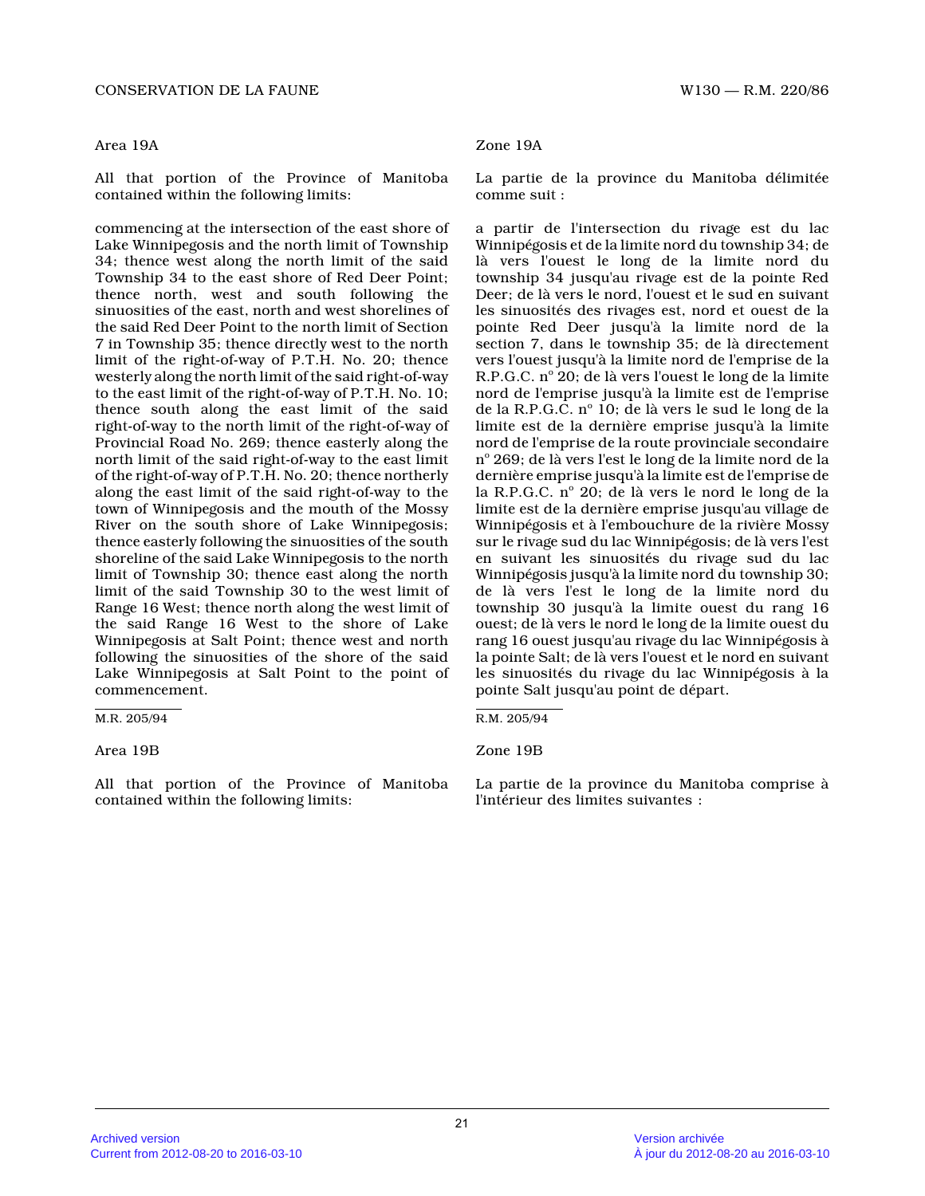Area 19A

All that portion of the Province of Manitoba contained within the following limits:

commencing at the intersection of the east shore of Lake Winnipegosis and the north limit of Township 34; thence west along the north limit of the said Township 34 to the east shore of Red Deer Point; thence north, west and south following the sinuosities of the east, north and west shorelines of the said Red Deer Point to the north limit of Section 7 in Township 35; thence directly west to the north limit of the right-of-way of P.T.H. No. 20; thence westerly along the north limit of the said right-of-way to the east limit of the right-of-way of P.T.H. No. 10; thence south along the east limit of the said right-of-way to the north limit of the right-of-way of Provincial Road No. 269; thence easterly along the north limit of the said right-of-way to the east limit of the right-of-way of P.T.H. No. 20; thence northerly along the east limit of the said right-of-way to the town of Winnipegosis and the mouth of the Mossy River on the south shore of Lake Winnipegosis; thence easterly following the sinuosities of the south shoreline of the said Lake Winnipegosis to the north limit of Township 30; thence east along the north limit of the said Township 30 to the west limit of Range 16 West; thence north along the west limit of the said Range 16 West to the shore of Lake Winnipegosis at Salt Point; thence west and north following the sinuosities of the shore of the said Lake Winnipegosis at Salt Point to the point of commencement.

M.R. 205/94

Area 19B

All that portion of the Province of Manitoba contained within the following limits:

Zone 19A

La partie de la province du Manitoba délimitée comme suit :

a partir de l'intersection du rivage est du lac Winnipégosis et de la limite nord du township 34; de là vers l'ouest le long de la limite nord du township 34 jusqu'au rivage est de la pointe Red Deer; de là vers le nord, l'ouest et le sud en suivant les sinuosités des rivages est, nord et ouest de la pointe Red Deer jusqu'à la limite nord de la section 7, dans le township 35; de là directement vers l'ouest jusqu'à la limite nord de l'emprise de la R.P.G.C. n° 20; de là vers l'ouest le long de la limite nord de l'emprise jusqu'à la limite est de l'emprise de la R.P.G.C. n° 10; de là vers le sud le long de la limite est de la dernière emprise jusqu'à la limite nord de l'emprise de la route provinciale secondaire n° 269; de là vers l'est le long de la limite nord de la dernière emprise jusqu'à la limite est de l'emprise de la R.P.G.C. n° 20; de là vers le nord le long de la limite est de la dernière emprise jusqu'au village de Winnipégosis et à l'embouchure de la rivière Mossy sur le rivage sud du lac Winnipégosis; de là vers l'est en suivant les sinuosités du rivage sud du lac Winnipégosis jusqu'à la limite nord du township 30; de là vers l'est le long de la limite nord du township 30 jusqu'à la limite ouest du rang 16 ouest; de là vers le nord le long de la limite ouest du rang 16 ouest jusqu'au rivage du lac Winnipégosis à la pointe Salt; de là vers l'ouest et le nord en suivant les sinuosités du rivage du lac Winnipégosis à la pointe Salt jusqu'au point de départ.

R.M. 205/94

Zone 19B

La partie de la province du Manitoba comprise à l'intérieur des limites suivantes :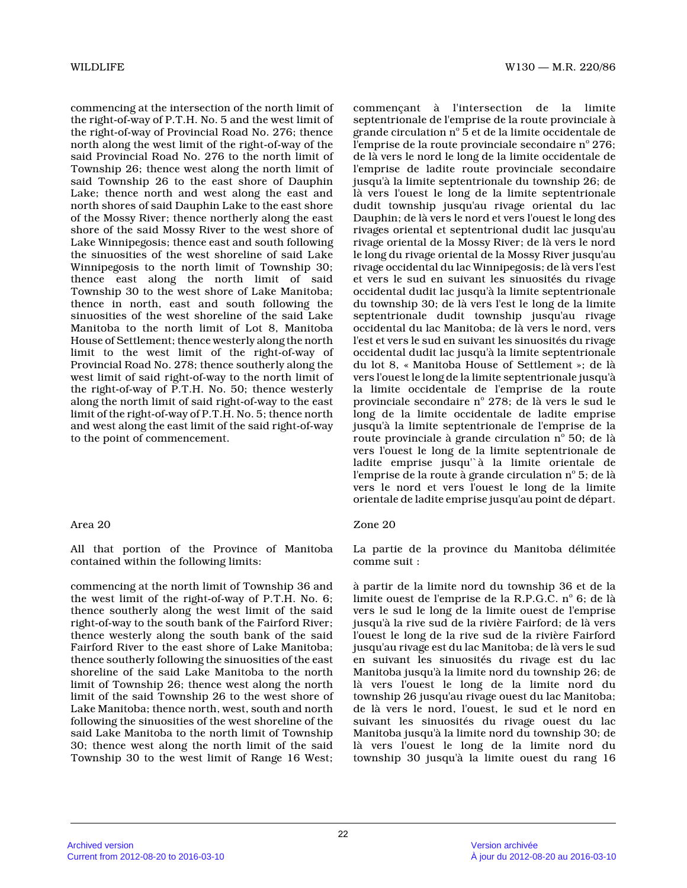commencing at the intersection of the north limit of the right-of-way of P.T.H. No. 5 and the west limit of the right-of-way of Provincial Road No. 276; thence north along the west limit of the right-of-way of the said Provincial Road No. 276 to the north limit of Township 26; thence west along the north limit of said Township 26 to the east shore of Dauphin Lake; thence north and west along the east and north shores of said Dauphin Lake to the east shore of the Mossy River; thence northerly along the east shore of the said Mossy River to the west shore of Lake Winnipegosis; thence east and south following the sinuosities of the west shoreline of said Lake Winnipegosis to the north limit of Township 30; thence east along the north limit of said Township 30 to the west shore of Lake Manitoba; thence in north, east and south following the sinuosities of the west shoreline of the said Lake Manitoba to the north limit of Lot 8, Manitoba House of Settlement; thence westerly along the north limit to the west limit of the right-of-way of Provincial Road No. 278; thence southerly along the west limit of said right-of-way to the north limit of the right-of-way of P.T.H. No. 50; thence westerly along the north limit of said right-of-way to the east limit of the right-of-way of P.T.H. No. 5; thence north and west along the east limit of the said right-of-way to the point of commencement.

commençant à l'intersection de la limite septentrionale de l'emprise de la route provinciale à grande circulation n° 5 et de la limite occidentale de l'emprise de la route provinciale secondaire n° 276; de là vers le nord le long de la limite occidentale de l'emprise de ladite route provinciale secondaire jusqu'à la limite septentrionale du township 26; de là vers l'ouest le long de la limite septentrionale dudit township jusqu'au rivage oriental du lac Dauphin; de là vers le nord et vers l'ouest le long des rivages oriental et septentrional dudit lac jusqu'au rivage oriental de la Mossy River; de là vers le nord le long du rivage oriental de la Mossy River jusqu'au rivage occidental du lac Winnipegosis; de là vers l'est et vers le sud en suivant les sinuosités du rivage occidental dudit lac jusqu'à la limite septentrionale du township 30; de là vers l'est le long de la limite septentrionale dudit township jusqu'au rivage occidental du lac Manitoba; de là vers le nord, vers l'est et vers le sud en suivant les sinuosités du rivage occidental dudit lac jusqu'à la limite septentrionale du lot 8, « Manitoba House of Settlement »; de là vers l'ouest le long de la limite septentrionale jusqu'à la limite occidentale de l'emprise de la route provinciale secondaire n° 278; de là vers le sud le long de la limite occidentale de ladite emprise jusqu'à la limite septentrionale de l'emprise de la route provinciale à grande circulation n° 50; de là vers l'ouest le long de la limite septentrionale de ladite emprise jusqu'`à la limite orientale de l'emprise de la route à grande circulation n° 5; de là vers le nord et vers l'ouest le long de la limite orientale de ladite emprise jusqu'au point de départ.

Area 20

All that portion of the Province of Manitoba contained within the following limits:

commencing at the north limit of Township 36 and the west limit of the right-of-way of P.T.H. No. 6; thence southerly along the west limit of the said right-of-way to the south bank of the Fairford River; thence westerly along the south bank of the said Fairford River to the east shore of Lake Manitoba; thence southerly following the sinuosities of the east shoreline of the said Lake Manitoba to the north limit of Township 26; thence west along the north limit of the said Township 26 to the west shore of Lake Manitoba; thence north, west, south and north following the sinuosities of the west shoreline of the said Lake Manitoba to the north limit of Township 30; thence west along the north limit of the said Township 30 to the west limit of Range 16 West;

Zone 20

La partie de la province du Manitoba délimitée comme suit :

à partir de la limite nord du township 36 et de la limite ouest de l'emprise de la R.P.G.C. n° 6; de là vers le sud le long de la limite ouest de l'emprise jusqu'à la rive sud de la rivière Fairford; de là vers l'ouest le long de la rive sud de la rivière Fairford jusqu'au rivage est du lac Manitoba; de là vers le sud en suivant les sinuosités du rivage est du lac Manitoba jusqu'à la limite nord du township 26; de là vers l'ouest le long de la limite nord du township 26 jusqu'au rivage ouest du lac Manitoba; de là vers le nord, l'ouest, le sud et le nord en suivant les sinuosités du rivage ouest du lac Manitoba jusqu'à la limite nord du township 30; de là vers l'ouest le long de la limite nord du township 30 jusqu'à la limite ouest du rang 16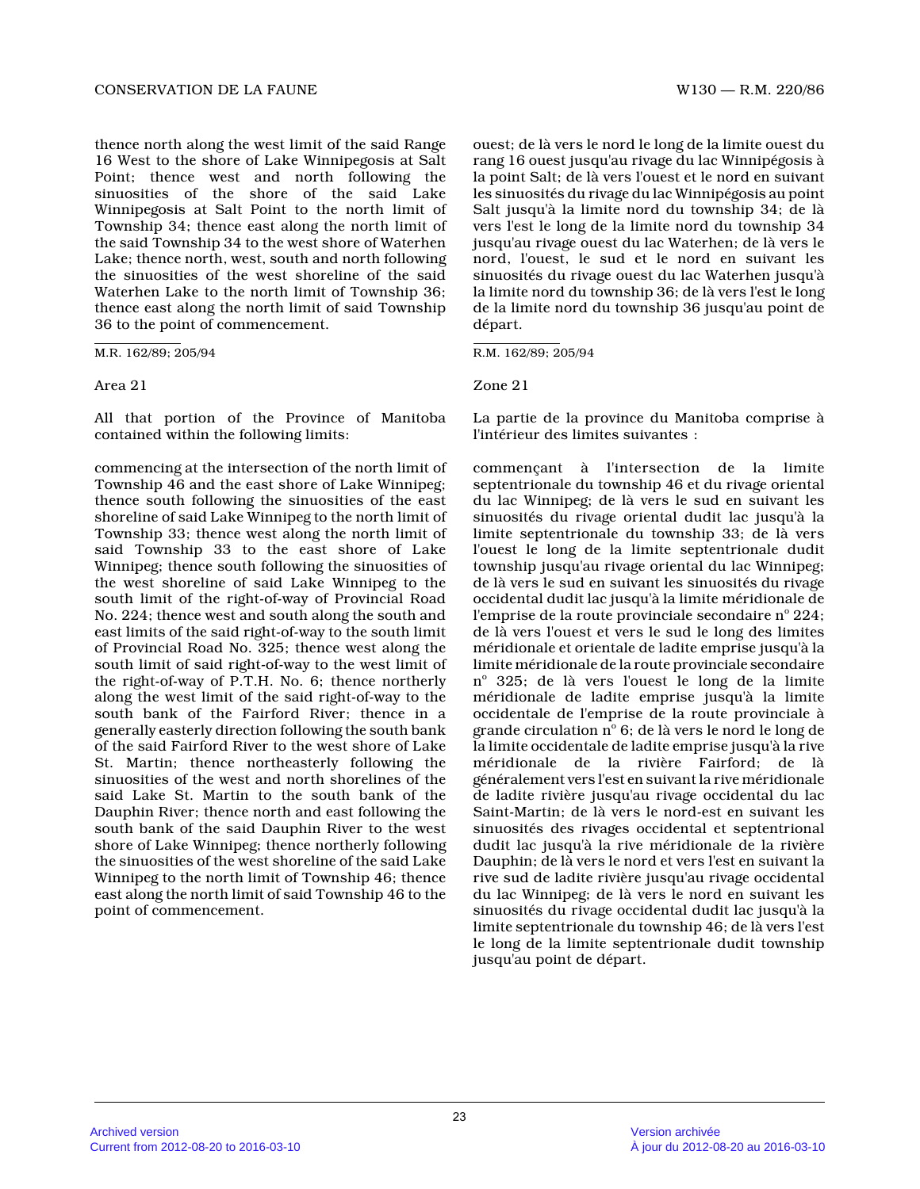thence north along the west limit of the said Range 16 West to the shore of Lake Winnipegosis at Salt Point; thence west and north following the sinuosities of the shore of the said Lake Winnipegosis at Salt Point to the north limit of Township 34; thence east along the north limit of the said Township 34 to the west shore of Waterhen Lake; thence north, west, south and north following the sinuosities of the west shoreline of the said Waterhen Lake to the north limit of Township 36; thence east along the north limit of said Township 36 to the point of commencement.

M.R. 162/89; 205/94

Area 21

All that portion of the Province of Manitoba contained within the following limits:

commencing at the intersection of the north limit of Township 46 and the east shore of Lake Winnipeg; thence south following the sinuosities of the east shoreline of said Lake Winnipeg to the north limit of Township 33; thence west along the north limit of said Township 33 to the east shore of Lake Winnipeg; thence south following the sinuosities of the west shoreline of said Lake Winnipeg to the south limit of the right-of-way of Provincial Road No. 224; thence west and south along the south and east limits of the said right-of-way to the south limit of Provincial Road No. 325; thence west along the south limit of said right-of-way to the west limit of the right-of-way of P.T.H. No. 6; thence northerly along the west limit of the said right-of-way to the south bank of the Fairford River; thence in a generally easterly direction following the south bank of the said Fairford River to the west shore of Lake St. Martin; thence northeasterly following the sinuosities of the west and north shorelines of the said Lake St. Martin to the south bank of the Dauphin River; thence north and east following the south bank of the said Dauphin River to the west shore of Lake Winnipeg; thence northerly following the sinuosities of the west shoreline of the said Lake Winnipeg to the north limit of Township 46; thence east along the north limit of said Township 46 to the point of commencement.

ouest; de là vers le nord le long de la limite ouest du rang 16 ouest jusqu'au rivage du lac Winnipégosis à la point Salt; de là vers l'ouest et le nord en suivant les sinuosités du rivage du lac Winnipégosis au point Salt jusqu'à la limite nord du township 34; de là vers l'est le long de la limite nord du township 34 jusqu'au rivage ouest du lac Waterhen; de là vers le nord, l'ouest, le sud et le nord en suivant les sinuosités du rivage ouest du lac Waterhen jusqu'à la limite nord du township 36; de là vers l'est le long de la limite nord du township 36 jusqu'au point de départ.

R.M. 162/89; 205/94

Zone 21

La partie de la province du Manitoba comprise à l'intérieur des limites suivantes :

commençant à l'intersection de la limite septentrionale du township 46 et du rivage oriental du lac Winnipeg; de là vers le sud en suivant les sinuosités du rivage oriental dudit lac jusqu'à la limite septentrionale du township 33; de là vers l'ouest le long de la limite septentrionale dudit township jusqu'au rivage oriental du lac Winnipeg; de là vers le sud en suivant les sinuosités du rivage occidental dudit lac jusqu'à la limite méridionale de l'emprise de la route provinciale secondaire n° 224; de là vers l'ouest et vers le sud le long des limites méridionale et orientale de ladite emprise jusqu'à la limite méridionale de la route provinciale secondaire n° 325; de là vers l'ouest le long de la limite méridionale de ladite emprise jusqu'à la limite occidentale de l'emprise de la route provinciale à grande circulation n° 6; de là vers le nord le long de la limite occidentale de ladite emprise jusqu'à la rive méridionale de la rivière Fairford; de là généralement vers l'est en suivant la rive méridionale de ladite rivière jusqu'au rivage occidental du lac Saint-Martin; de là vers le nord-est en suivant les sinuosités des rivages occidental et septentrional dudit lac jusqu'à la rive méridionale de la rivière Dauphin; de là vers le nord et vers l'est en suivant la rive sud de ladite rivière jusqu'au rivage occidental du lac Winnipeg; de là vers le nord en suivant les sinuosités du rivage occidental dudit lac jusqu'à la limite septentrionale du township 46; de là vers l'est le long de la limite septentrionale dudit township jusqu'au point de départ.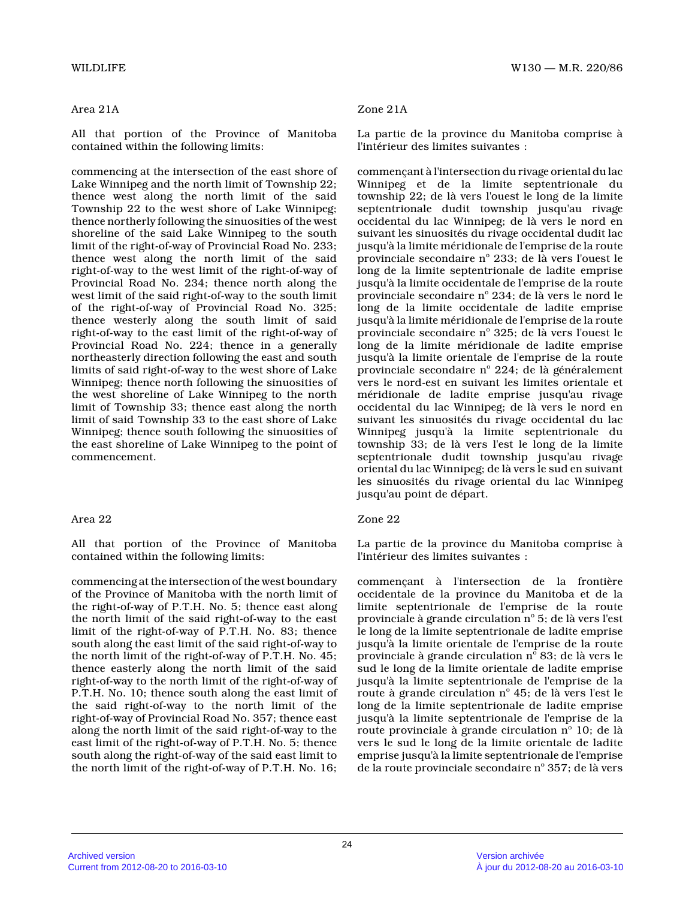Area 21A

All that portion of the Province of Manitoba contained within the following limits:

commencing at the intersection of the east shore of Lake Winnipeg and the north limit of Township 22; thence west along the north limit of the said Township 22 to the west shore of Lake Winnipeg; thence northerly following the sinuosities of the west shoreline of the said Lake Winnipeg to the south limit of the right-of-way of Provincial Road No. 233; thence west along the north limit of the said right-of-way to the west limit of the right-of-way of Provincial Road No. 234; thence north along the west limit of the said right-of-way to the south limit of the right-of-way of Provincial Road No. 325; thence westerly along the south limit of said right-of-way to the east limit of the right-of-way of Provincial Road No. 224; thence in a generally northeasterly direction following the east and south limits of said right-of-way to the west shore of Lake Winnipeg; thence north following the sinuosities of the west shoreline of Lake Winnipeg to the north limit of Township 33; thence east along the north limit of said Township 33 to the east shore of Lake Winnipeg; thence south following the sinuosities of the east shoreline of Lake Winnipeg to the point of commencement.

Zone 21A

La partie de la province du Manitoba comprise à l'intérieur des limites suivantes :

commençant à l'intersection du rivage oriental du lac Winnipeg et de la limite septentrionale du township 22; de là vers l'ouest le long de la limite septentrionale dudit township jusqu'au rivage occidental du lac Winnipeg; de là vers le nord en suivant les sinuosités du rivage occidental dudit lac jusqu'à la limite méridionale de l'emprise de la route provinciale secondaire n° 233; de là vers l'ouest le long de la limite septentrionale de ladite emprise jusqu'à la limite occidentale de l'emprise de la route provinciale secondaire n° 234; de là vers le nord le long de la limite occidentale de ladite emprise jusqu'à la limite méridionale de l'emprise de la route provinciale secondaire n° 325; de là vers l'ouest le long de la limite méridionale de ladite emprise jusqu'à la limite orientale de l'emprise de la route provinciale secondaire n° 224; de là généralement vers le nord-est en suivant les limites orientale et méridionale de ladite emprise jusqu'au rivage occidental du lac Winnipeg; de là vers le nord en suivant les sinuosités du rivage occidental du lac Winnipeg jusqu'à la limite septentrionale du township 33; de là vers l'est le long de la limite septentrionale dudit township jusqu'au rivage oriental du lac Winnipeg; de là vers le sud en suivant les sinuosités du rivage oriental du lac Winnipeg jusqu'au point de départ.

Area 22

All that portion of the Province of Manitoba contained within the following limits:

commencing at the intersection of the west boundary of the Province of Manitoba with the north limit of the right-of-way of P.T.H. No. 5; thence east along the north limit of the said right-of-way to the east limit of the right-of-way of P.T.H. No. 83; thence south along the east limit of the said right-of-way to the north limit of the right-of-way of P.T.H. No. 45; thence easterly along the north limit of the said right-of-way to the north limit of the right-of-way of P.T.H. No. 10; thence south along the east limit of the said right-of-way to the north limit of the right-of-way of Provincial Road No. 357; thence east along the north limit of the said right-of-way to the east limit of the right-of-way of P.T.H. No. 5; thence south along the right-of-way of the said east limit to the north limit of the right-of-way of P.T.H. No. 16;

Zone 22

La partie de la province du Manitoba comprise à l'intérieur des limites suivantes :

commençant à l'intersection de la frontière occidentale de la province du Manitoba et de la limite septentrionale de l'emprise de la route provinciale à grande circulation n° 5; de là vers l'est le long de la limite septentrionale de ladite emprise jusqu'à la limite orientale de l'emprise de la route provinciale à grande circulation n° 83; de là vers le sud le long de la limite orientale de ladite emprise jusqu'à la limite septentrionale de l'emprise de la route à grande circulation n° 45; de là vers l'est le long de la limite septentrionale de ladite emprise jusqu'à la limite septentrionale de l'emprise de la route provinciale à grande circulation n° 10; de là vers le sud le long de la limite orientale de ladite emprise jusqu'à la limite septentrionale de l'emprise de la route provinciale secondaire n° 357; de là vers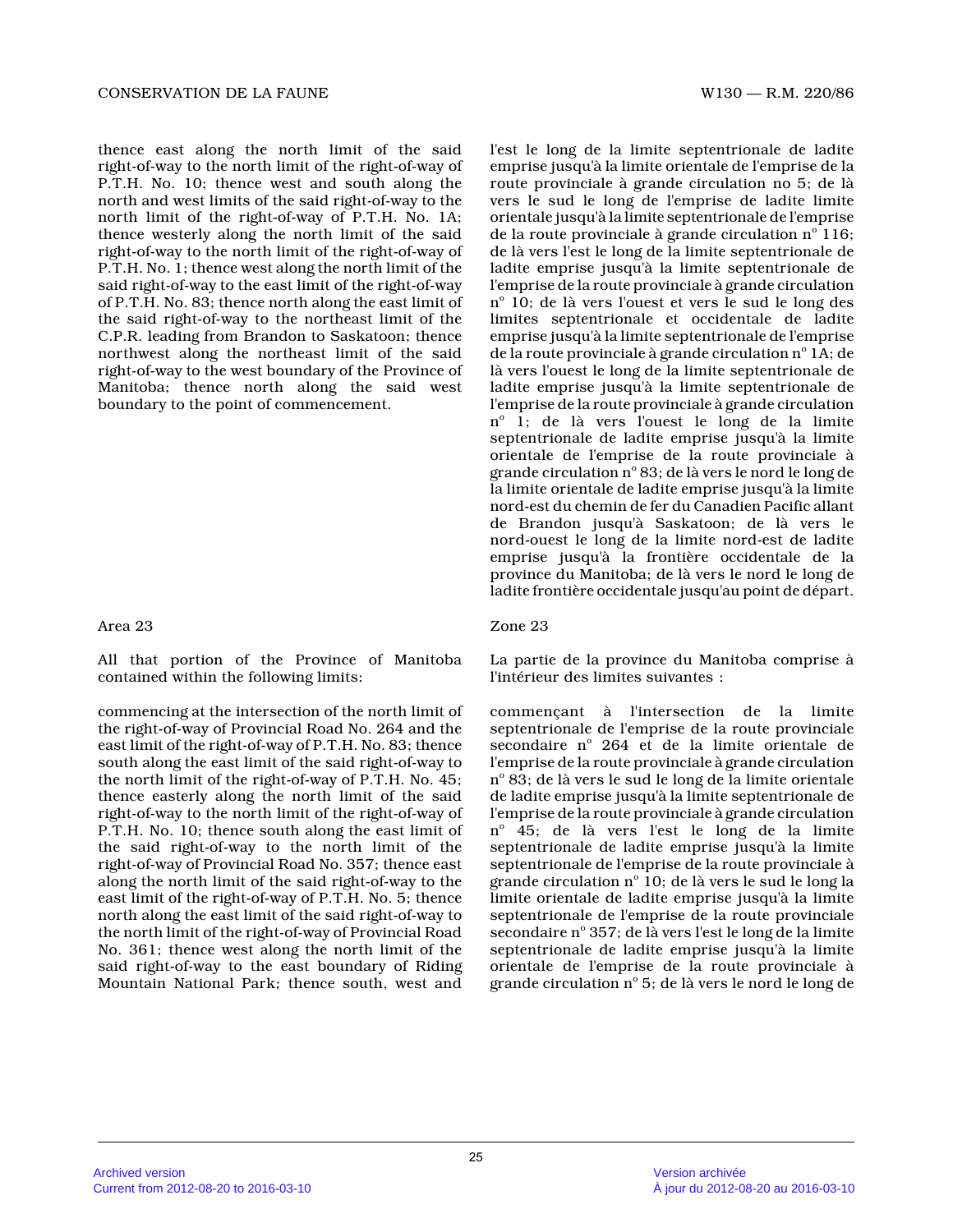thence east along the north limit of the said right-of-way to the north limit of the right-of-way of P.T.H. No. 10; thence west and south along the north and west limits of the said right-of-way to the north limit of the right-of-way of P.T.H. No. 1A; thence westerly along the north limit of the said right-of-way to the north limit of the right-of-way of P.T.H. No. 1; thence west along the north limit of the said right-of-way to the east limit of the right-of-way of P.T.H. No. 83; thence north along the east limit of the said right-of-way to the northeast limit of the C.P.R. leading from Brandon to Saskatoon; thence northwest along the northeast limit of the said right-of-way to the west boundary of the Province of Manitoba; thence north along the said west boundary to the point of commencement.

l'est le long de la limite septentrionale de ladite emprise jusqu'à la limite orientale de l'emprise de la route provinciale à grande circulation no 5; de là vers le sud le long de l'emprise de ladite limite orientale jusqu'à la limite septentrionale de l'emprise de la route provinciale à grande circulation n° 116; de là vers l'est le long de la limite septentrionale de ladite emprise jusqu'à la limite septentrionale de l'emprise de la route provinciale à grande circulation n° 10; de là vers l'ouest et vers le sud le long des limites septentrionale et occidentale de ladite emprise jusqu'à la limite septentrionale de l'emprise de la route provinciale à grande circulation n° 1A; de là vers l'ouest le long de la limite septentrionale de ladite emprise jusqu'à la limite septentrionale de l'emprise de la route provinciale à grande circulation n° 1; de là vers l'ouest le long de la limite septentrionale de ladite emprise jusqu'à la limite orientale de l'emprise de la route provinciale à grande circulation n° 83; de là vers le nord le long de la limite orientale de ladite emprise jusqu'à la limite nord-est du chemin de fer du Canadien Pacific allant de Brandon jusqu'à Saskatoon; de là vers le nord-ouest le long de la limite nord-est de ladite emprise jusqu'à la frontière occidentale de la province du Manitoba; de là vers le nord le long de ladite frontière occidentale jusqu'au point de départ.

Area 23

All that portion of the Province of Manitoba contained within the following limits:

commencing at the intersection of the north limit of the right-of-way of Provincial Road No. 264 and the east limit of the right-of-way of P.T.H. No. 83; thence south along the east limit of the said right-of-way to the north limit of the right-of-way of P.T.H. No. 45; thence easterly along the north limit of the said right-of-way to the north limit of the right-of-way of P.T.H. No. 10; thence south along the east limit of the said right-of-way to the north limit of the right-of-way of Provincial Road No. 357; thence east along the north limit of the said right-of-way to the east limit of the right-of-way of P.T.H. No. 5; thence north along the east limit of the said right-of-way to the north limit of the right-of-way of Provincial Road No. 361; thence west along the north limit of the said right-of-way to the east boundary of Riding Mountain National Park; thence south, west and

Zone 23

La partie de la province du Manitoba comprise à l'intérieur des limites suivantes :

commençant à l'intersection de la limite septentrionale de l'emprise de la route provinciale secondaire n° 264 et de la limite orientale de l'emprise de la route provinciale à grande circulation n° 83; de là vers le sud le long de la limite orientale de ladite emprise jusqu'à la limite septentrionale de l'emprise de la route provinciale à grande circulation n° 45; de là vers l'est le long de la limite septentrionale de ladite emprise jusqu'à la limite septentrionale de l'emprise de la route provinciale à grande circulation n° 10; de là vers le sud le long la limite orientale de ladite emprise jusqu'à la limite septentrionale de l'emprise de la route provinciale secondaire n° 357; de là vers l'est le long de la limite septentrionale de ladite emprise jusqu'à la limite orientale de l'emprise de la route provinciale à grande circulation n° 5; de là vers le nord le long de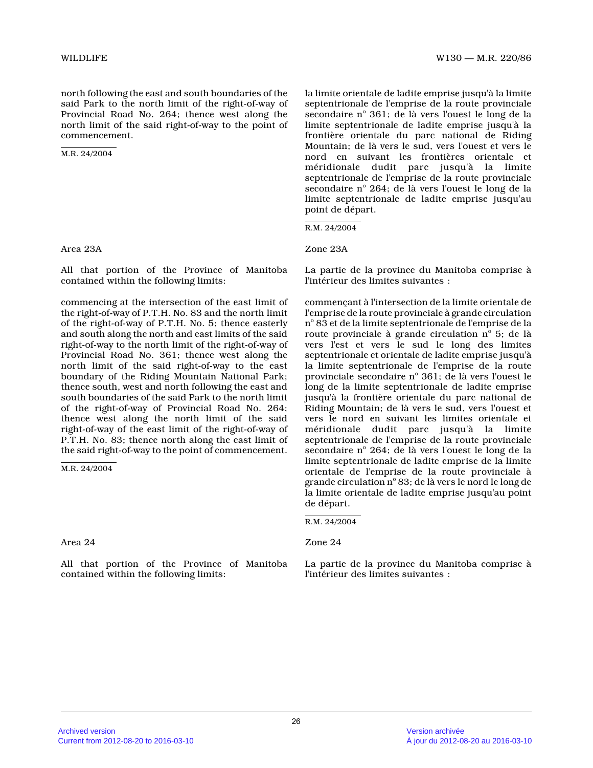north following the east and south boundaries of the said Park to the north limit of the right-of-way of Provincial Road No. 264; thence west along the north limit of the said right-of-way to the point of commencement.

M.R. 24/2004

la limite orientale de ladite emprise jusqu'à la limite septentrionale de l'emprise de la route provinciale secondaire n° 361; de là vers l'ouest le long de la limite septentrionale de ladite emprise jusqu'à la frontière orientale du parc national de Riding Mountain; de là vers le sud, vers l'ouest et vers le nord en suivant les frontières orientale et méridionale dudit parc jusqu'à la limite septentrionale de l'emprise de la route provinciale secondaire n° 264; de là vers l'ouest le long de la limite septentrionale de ladite emprise jusqu'au point de départ.

R.M. 24/2004

Area 23A

All that portion of the Province of Manitoba contained within the following limits:

commencing at the intersection of the east limit of the right-of-way of P.T.H. No. 83 and the north limit of the right-of-way of P.T.H. No. 5; thence easterly and south along the north and east limits of the said right-of-way to the north limit of the right-of-way of Provincial Road No. 361; thence west along the north limit of the said right-of-way to the east boundary of the Riding Mountain National Park; thence south, west and north following the east and south boundaries of the said Park to the north limit of the right-of-way of Provincial Road No. 264; thence west along the north limit of the said right-of-way of the east limit of the right-of-way of P.T.H. No. 83; thence north along the east limit of the said right-of-way to the point of commencement.

M.R. 24/2004

Zone 23A

La partie de la province du Manitoba comprise à l'intérieur des limites suivantes :

commençant à l'intersection de la limite orientale de l'emprise de la route provinciale à grande circulation n° 83 et de la limite septentrionale de l'emprise de la route provinciale à grande circulation n° 5; de là vers l'est et vers le sud le long des limites septentrionale et orientale de ladite emprise jusqu'à la limite septentrionale de l'emprise de la route provinciale secondaire n° 361; de là vers l'ouest le long de la limite septentrionale de ladite emprise jusqu'à la frontière orientale du parc national de Riding Mountain; de là vers le sud, vers l'ouest et vers le nord en suivant les limites orientale et méridionale dudit parc jusqu'à la limite septentrionale de l'emprise de la route provinciale secondaire n° 264; de là vers l'ouest le long de la limite septentrionale de ladite emprise de la limite orientale de l'emprise de la route provinciale à grande circulation n° 83; de là vers le nord le long de la limite orientale de ladite emprise jusqu'au point de départ.

R.M. 24/2004

Area 24

All that portion of the Province of Manitoba contained within the following limits:

Zone 24

La partie de la province du Manitoba comprise à l'intérieur des limites suivantes :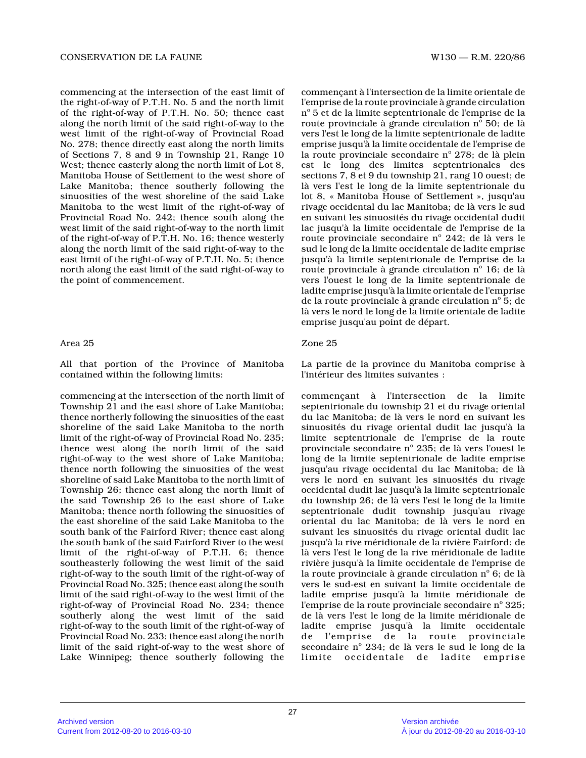commencing at the intersection of the east limit of the right-of-way of P.T.H. No. 5 and the north limit of the right-of-way of P.T.H. No. 50; thence east along the north limit of the said right-of-way to the west limit of the right-of-way of Provincial Road No. 278; thence directly east along the north limits of Sections 7, 8 and 9 in Township 21, Range 10 West; thence easterly along the north limit of Lot 8, Manitoba House of Settlement to the west shore of Lake Manitoba; thence southerly following the sinuosities of the west shoreline of the said Lake Manitoba to the west limit of the right-of-way of Provincial Road No. 242; thence south along the west limit of the said right-of-way to the north limit of the right-of-way of P.T.H. No. 16; thence westerly along the north limit of the said right-of-way to the east limit of the right-of-way of P.T.H. No. 5; thence north along the east limit of the said right-of-way to the point of commencement.

commençant à l'intersection de la limite orientale de l'emprise de la route provinciale à grande circulation n° 5 et de la limite septentrionale de l'emprise de la route provinciale à grande circulation n° 50; de là vers l'est le long de la limite septentrionale de ladite emprise jusqu'à la limite occidentale de l'emprise de la route provinciale secondaire n° 278; de là plein est le long des limites septentrionales des sections 7, 8 et 9 du township 21, rang 10 ouest; de là vers l'est le long de la limite septentrionale du lot 8, « Manitoba House of Settlement », jusqu'au rivage occidental du lac Manitoba; de là vers le sud en suivant les sinuosités du rivage occidental dudit lac jusqu'à la limite occidentale de l'emprise de la route provinciale secondaire n° 242; de là vers le sud le long de la limite occidentale de ladite emprise jusqu'à la limite septentrionale de l'emprise de la route provinciale à grande circulation n° 16; de là vers l'ouest le long de la limite septentrionale de ladite emprise jusqu'à la limite orientale de l'emprise de la route provinciale à grande circulation n° 5; de là vers le nord le long de la limite orientale de ladite emprise jusqu'au point de départ.

Area 25

All that portion of the Province of Manitoba contained within the following limits:

commencing at the intersection of the north limit of Township 21 and the east shore of Lake Manitoba; thence northerly following the sinuosities of the east shoreline of the said Lake Manitoba to the north limit of the right-of-way of Provincial Road No. 235; thence west along the north limit of the said right-of-way to the west shore of Lake Manitoba; thence north following the sinuosities of the west shoreline of said Lake Manitoba to the north limit of Township 26; thence east along the north limit of the said Township 26 to the east shore of Lake Manitoba; thence north following the sinuosities of the east shoreline of the said Lake Manitoba to the south bank of the Fairford River; thence east along the south bank of the said Fairford River to the west limit of the right-of-way of P.T.H. 6; thence southeasterly following the west limit of the said right-of-way to the south limit of the right-of-way of Provincial Road No. 325; thence east along the south limit of the said right-of-way to the west limit of the right-of-way of Provincial Road No. 234; thence southerly along the west limit of the said right-of-way to the south limit of the right-of-way of Provincial Road No. 233; thence east along the north limit of the said right-of-way to the west shore of Lake Winnipeg; thence southerly following the

Zone 25

La partie de la province du Manitoba comprise à l'intérieur des limites suivantes :

commençant à l'intersection de la limite septentrionale du township 21 et du rivage oriental du lac Manitoba; de là vers le nord en suivant les sinuosités du rivage oriental dudit lac jusqu'à la limite septentrionale de l'emprise de la route provinciale secondaire n° 235; de là vers l'ouest le long de la limite septentrionale de ladite emprise jusqu'au rivage occidental du lac Manitoba; de là vers le nord en suivant les sinuosités du rivage occidental dudit lac jusqu'à la limite septentrionale du township 26; de là vers l'est le long de la limite septentrionale dudit township jusqu'au rivage oriental du lac Manitoba; de là vers le nord en suivant les sinuosités du rivage oriental dudit lac jusqu'à la rive méridionale de la rivière Fairford; de là vers l'est le long de la rive méridionale de ladite rivière jusqu'à la limite occidentale de l'emprise de la route provinciale à grande circulation n° 6; de là vers le sud-est en suivant la limite occidentale de ladite emprise jusqu'à la limite méridionale de l'emprise de la route provinciale secondaire n° 325; de là vers l'est le long de la limite méridionale de ladite emprise jusqu'à la limite occidentale de l'emprise de la route provinciale secondaire n° 234; de là vers le sud le long de la limite occidentale de ladite emprise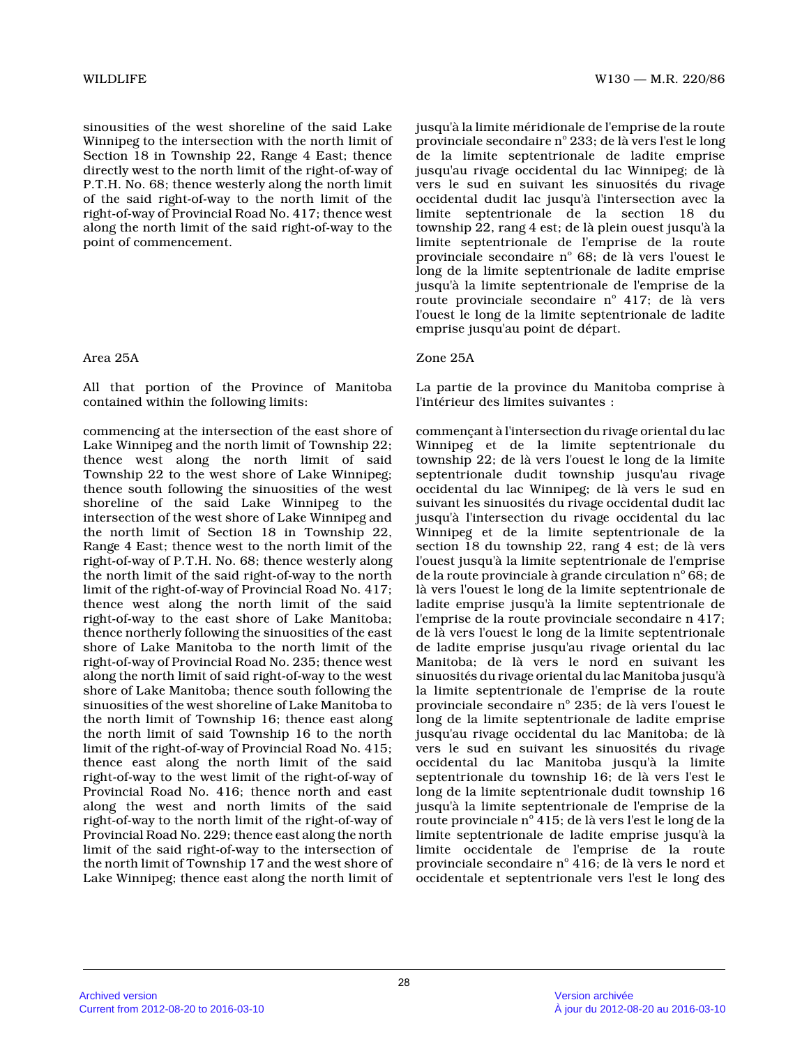sinousities of the west shoreline of the said Lake Winnipeg to the intersection with the north limit of Section 18 in Township 22, Range 4 East; thence directly west to the north limit of the right-of-way of P.T.H. No. 68; thence westerly along the north limit of the said right-of-way to the north limit of the right-of-way of Provincial Road No. 417; thence west along the north limit of the said right-of-way to the point of commencement.

jusqu'à la limite méridionale de l'emprise de la route provinciale secondaire n° 233; de là vers l'est le long de la limite septentrionale de ladite emprise jusqu'au rivage occidental du lac Winnipeg; de là vers le sud en suivant les sinuosités du rivage occidental dudit lac jusqu'à l'intersection avec la limite septentrionale de la section 18 du township 22, rang 4 est; de là plein ouest jusqu'à la limite septentrionale de l'emprise de la route provinciale secondaire n° 68; de là vers l'ouest le long de la limite septentrionale de ladite emprise jusqu'à la limite septentrionale de l'emprise de la route provinciale secondaire n° 417; de là vers l'ouest le long de la limite septentrionale de ladite emprise jusqu'au point de départ.

Area 25A

All that portion of the Province of Manitoba contained within the following limits:

commencing at the intersection of the east shore of Lake Winnipeg and the north limit of Township 22; thence west along the north limit of said Township 22 to the west shore of Lake Winnipeg; thence south following the sinuosities of the west shoreline of the said Lake Winnipeg to the intersection of the west shore of Lake Winnipeg and the north limit of Section 18 in Township 22, Range 4 East; thence west to the north limit of the right-of-way of P.T.H. No. 68; thence westerly along the north limit of the said right-of-way to the north limit of the right-of-way of Provincial Road No. 417; thence west along the north limit of the said right-of-way to the east shore of Lake Manitoba; thence northerly following the sinuosities of the east shore of Lake Manitoba to the north limit of the right-of-way of Provincial Road No. 235; thence west along the north limit of said right-of-way to the west shore of Lake Manitoba; thence south following the sinuosities of the west shoreline of Lake Manitoba to the north limit of Township 16; thence east along the north limit of said Township 16 to the north limit of the right-of-way of Provincial Road No. 415; thence east along the north limit of the said right-of-way to the west limit of the right-of-way of Provincial Road No. 416; thence north and east along the west and north limits of the said right-of-way to the north limit of the right-of-way of Provincial Road No. 229; thence east along the north limit of the said right-of-way to the intersection of the north limit of Township 17 and the west shore of Lake Winnipeg; thence east along the north limit of

Zone 25A

La partie de la province du Manitoba comprise à l'intérieur des limites suivantes :

commençant à l'intersection du rivage oriental du lac Winnipeg et de la limite septentrionale du township 22; de là vers l'ouest le long de la limite septentrionale dudit township jusqu'au rivage occidental du lac Winnipeg; de là vers le sud en suivant les sinuosités du rivage occidental dudit lac jusqu'à l'intersection du rivage occidental du lac Winnipeg et de la limite septentrionale de la section 18 du township 22, rang 4 est; de là vers l'ouest jusqu'à la limite septentrionale de l'emprise de la route provinciale à grande circulation n° 68; de là vers l'ouest le long de la limite septentrionale de ladite emprise jusqu'à la limite septentrionale de l'emprise de la route provinciale secondaire n 417; de là vers l'ouest le long de la limite septentrionale de ladite emprise jusqu'au rivage oriental du lac Manitoba; de là vers le nord en suivant les sinuosités du rivage oriental du lac Manitoba jusqu'à la limite septentrionale de l'emprise de la route provinciale secondaire n° 235; de là vers l'ouest le long de la limite septentrionale de ladite emprise jusqu'au rivage occidental du lac Manitoba; de là vers le sud en suivant les sinuosités du rivage occidental du lac Manitoba jusqu'à la limite septentrionale du township 16; de là vers l'est le long de la limite septentrionale dudit township 16 jusqu'à la limite septentrionale de l'emprise de la route provinciale n° 415; de là vers l'est le long de la limite septentrionale de ladite emprise jusqu'à la limite occidentale de l'emprise de la route provinciale secondaire n° 416; de là vers le nord et occidentale et septentrionale vers l'est le long des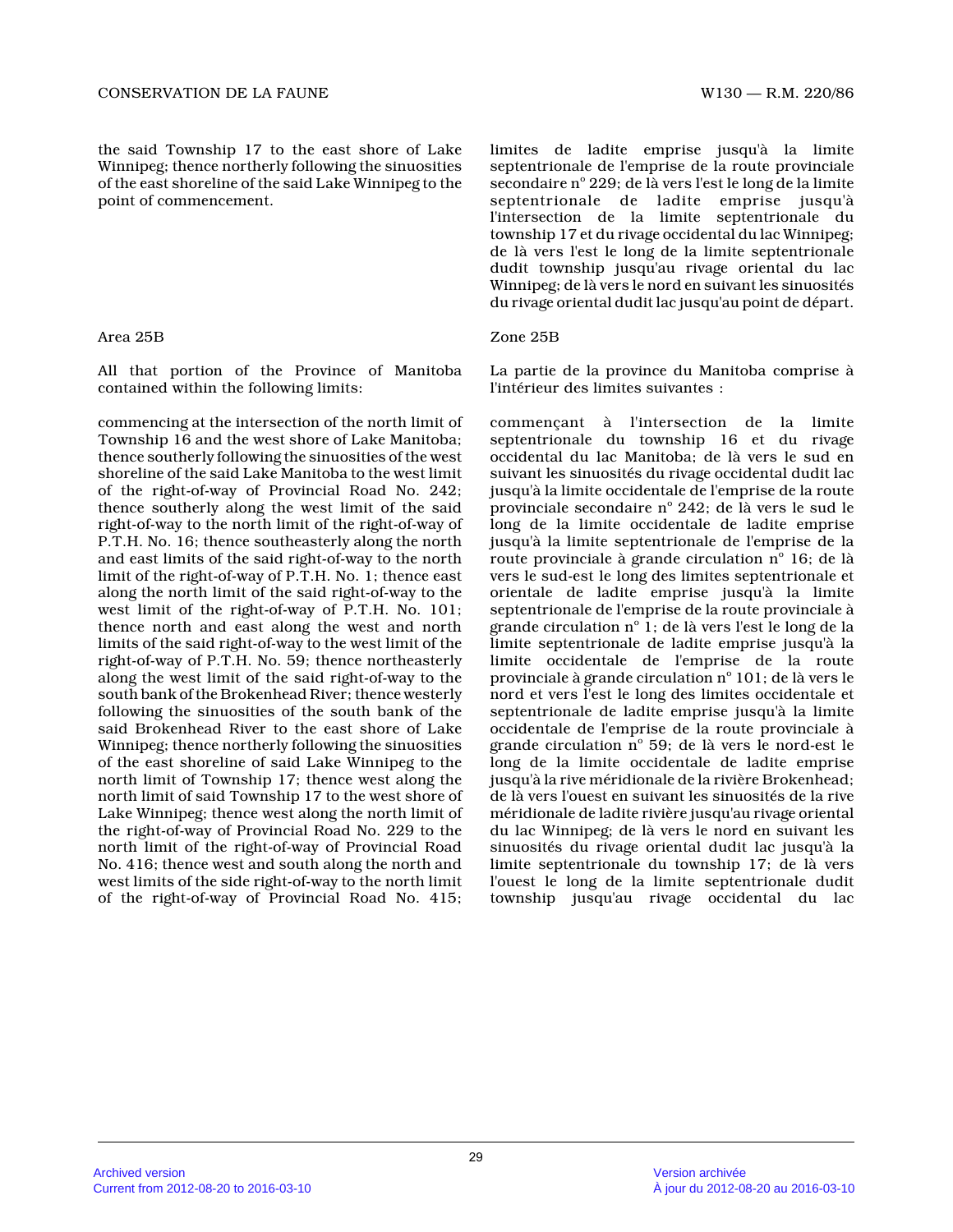the said Township 17 to the east shore of Lake Winnipeg; thence northerly following the sinuosities of the east shoreline of the said Lake Winnipeg to the point of commencement.

limites de ladite emprise jusqu'à la limite septentrionale de l'emprise de la route provinciale secondaire n° 229; de là vers l'est le long de la limite septentrionale de ladite emprise jusqu'à l'intersection de la limite septentrionale du township 17 et du rivage occidental du lac Winnipeg; de là vers l'est le long de la limite septentrionale dudit township jusqu'au rivage oriental du lac Winnipeg; de là vers le nord en suivant les sinuosités du rivage oriental dudit lac jusqu'au point de départ.

Area 25B

All that portion of the Province of Manitoba contained within the following limits:

commencing at the intersection of the north limit of Township 16 and the west shore of Lake Manitoba; thence southerly following the sinuosities of the west shoreline of the said Lake Manitoba to the west limit of the right-of-way of Provincial Road No. 242; thence southerly along the west limit of the said right-of-way to the north limit of the right-of-way of P.T.H. No. 16; thence southeasterly along the north and east limits of the said right-of-way to the north limit of the right-of-way of P.T.H. No. 1; thence east along the north limit of the said right-of-way to the west limit of the right-of-way of P.T.H. No. 101; thence north and east along the west and north limits of the said right-of-way to the west limit of the right-of-way of P.T.H. No. 59; thence northeasterly along the west limit of the said right-of-way to the south bank of the Brokenhead River; thence westerly following the sinuosities of the south bank of the said Brokenhead River to the east shore of Lake Winnipeg; thence northerly following the sinuosities of the east shoreline of said Lake Winnipeg to the north limit of Township 17; thence west along the north limit of said Township 17 to the west shore of Lake Winnipeg; thence west along the north limit of the right-of-way of Provincial Road No. 229 to the north limit of the right-of-way of Provincial Road No. 416; thence west and south along the north and west limits of the side right-of-way to the north limit of the right-of-way of Provincial Road No. 415;

Zone 25B

La partie de la province du Manitoba comprise à l'intérieur des limites suivantes :

commençant à l'intersection de la limite septentrionale du township 16 et du rivage occidental du lac Manitoba; de là vers le sud en suivant les sinuosités du rivage occidental dudit lac jusqu'à la limite occidentale de l'emprise de la route provinciale secondaire n° 242; de là vers le sud le long de la limite occidentale de ladite emprise jusqu'à la limite septentrionale de l'emprise de la route provinciale à grande circulation n° 16; de là vers le sud-est le long des limites septentrionale et orientale de ladite emprise jusqu'à la limite septentrionale de l'emprise de la route provinciale à grande circulation n° 1; de là vers l'est le long de la limite septentrionale de ladite emprise jusqu'à la limite occidentale de l'emprise de la route provinciale à grande circulation n° 101; de là vers le nord et vers l'est le long des limites occidentale et septentrionale de ladite emprise jusqu'à la limite occidentale de l'emprise de la route provinciale à grande circulation n° 59; de là vers le nord-est le long de la limite occidentale de ladite emprise jusqu'à la rive méridionale de la rivière Brokenhead; de là vers l'ouest en suivant les sinuosités de la rive méridionale de ladite rivière jusqu'au rivage oriental du lac Winnipeg; de là vers le nord en suivant les sinuosités du rivage oriental dudit lac jusqu'à la limite septentrionale du township 17; de là vers l'ouest le long de la limite septentrionale dudit township jusqu'au rivage occidental du lac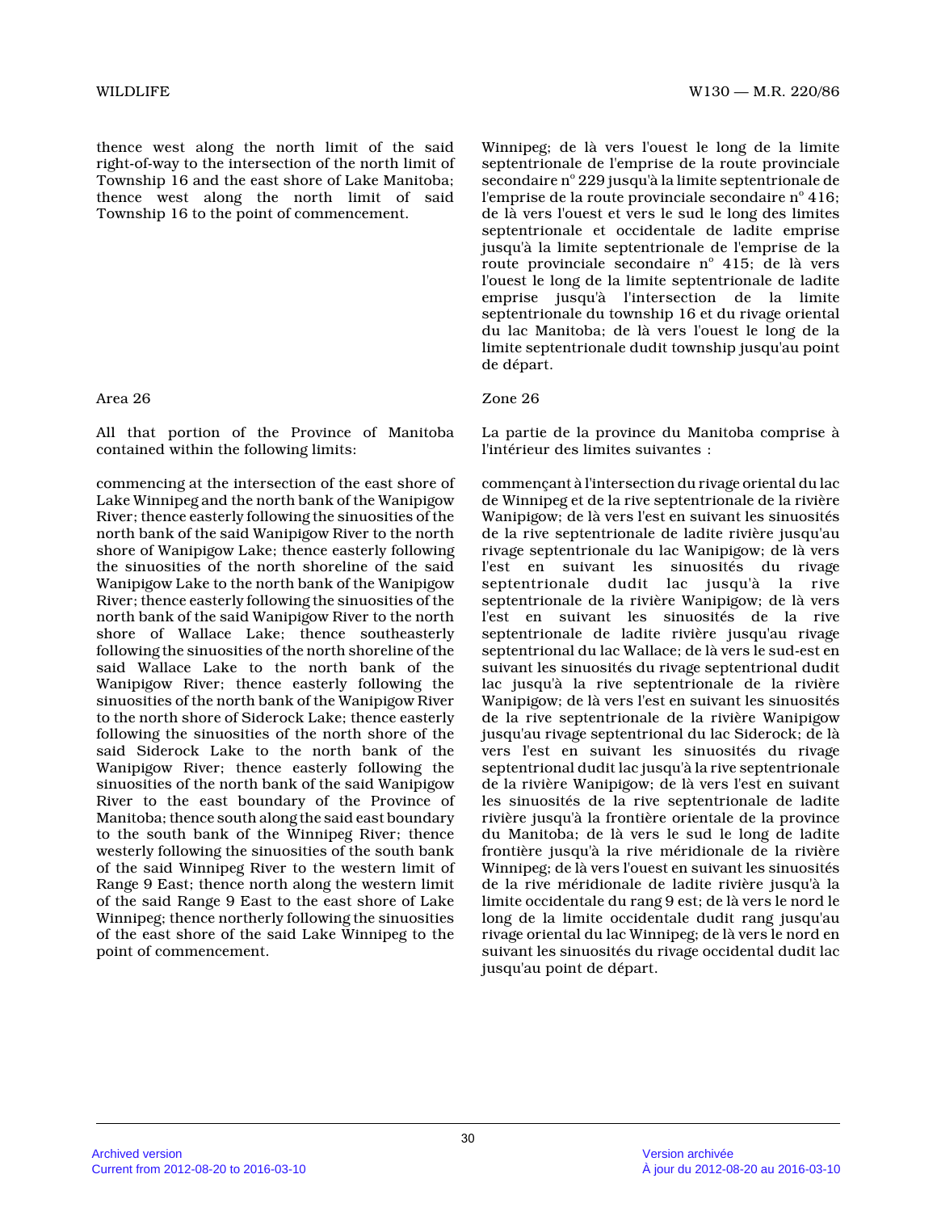thence west along the north limit of the said right-of-way to the intersection of the north limit of Township 16 and the east shore of Lake Manitoba; thence west along the north limit of said Township 16 to the point of commencement.

Winnipeg; de là vers l'ouest le long de la limite septentrionale de l'emprise de la route provinciale secondaire n° 229 jusqu'à la limite septentrionale de l'emprise de la route provinciale secondaire n° 416; de là vers l'ouest et vers le sud le long des limites septentrionale et occidentale de ladite emprise jusqu'à la limite septentrionale de l'emprise de la route provinciale secondaire n° 415; de là vers l'ouest le long de la limite septentrionale de ladite emprise jusqu'à l'intersection de la limite septentrionale du township 16 et du rivage oriental du lac Manitoba; de là vers l'ouest le long de la limite septentrionale dudit township jusqu'au point de départ.

Area 26

All that portion of the Province of Manitoba contained within the following limits:

commencing at the intersection of the east shore of Lake Winnipeg and the north bank of the Wanipigow River; thence easterly following the sinuosities of the north bank of the said Wanipigow River to the north shore of Wanipigow Lake; thence easterly following the sinuosities of the north shoreline of the said Wanipigow Lake to the north bank of the Wanipigow River; thence easterly following the sinuosities of the north bank of the said Wanipigow River to the north shore of Wallace Lake; thence southeasterly following the sinuosities of the north shoreline of the said Wallace Lake to the north bank of the Wanipigow River; thence easterly following the sinuosities of the north bank of the Wanipigow River to the north shore of Siderock Lake; thence easterly following the sinuosities of the north shore of the said Siderock Lake to the north bank of the Wanipigow River; thence easterly following the sinuosities of the north bank of the said Wanipigow River to the east boundary of the Province of Manitoba; thence south along the said east boundary to the south bank of the Winnipeg River; thence westerly following the sinuosities of the south bank of the said Winnipeg River to the western limit of Range 9 East; thence north along the western limit of the said Range 9 East to the east shore of Lake Winnipeg; thence northerly following the sinuosities of the east shore of the said Lake Winnipeg to the point of commencement.

Zone 26

La partie de la province du Manitoba comprise à l'intérieur des limites suivantes :

commençant à l'intersection du rivage oriental du lac de Winnipeg et de la rive septentrionale de la rivière Wanipigow; de là vers l'est en suivant les sinuosités de la rive septentrionale de ladite rivière jusqu'au rivage septentrionale du lac Wanipigow; de là vers l'est en suivant les sinuosités du rivage septentrionale dudit lac jusqu'à la rive septentrionale de la rivière Wanipigow; de là vers l'est en suivant les sinuosités de la rive septentrionale de ladite rivière jusqu'au rivage septentrional du lac Wallace; de là vers le sud-est en suivant les sinuosités du rivage septentrional dudit lac jusqu'à la rive septentrionale de la rivière Wanipigow; de là vers l'est en suivant les sinuosités de la rive septentrionale de la rivière Wanipigow jusqu'au rivage septentrional du lac Siderock; de là vers l'est en suivant les sinuosités du rivage septentrional dudit lac jusqu'à la rive septentrionale de la rivière Wanipigow; de là vers l'est en suivant les sinuosités de la rive septentrionale de ladite rivière jusqu'à la frontière orientale de la province du Manitoba; de là vers le sud le long de ladite frontière jusqu'à la rive méridionale de la rivière Winnipeg; de là vers l'ouest en suivant les sinuosités de la rive méridionale de ladite rivière jusqu'à la limite occidentale du rang 9 est; de là vers le nord le long de la limite occidentale dudit rang jusqu'au rivage oriental du lac Winnipeg; de là vers le nord en suivant les sinuosités du rivage occidental dudit lac jusqu'au point de départ.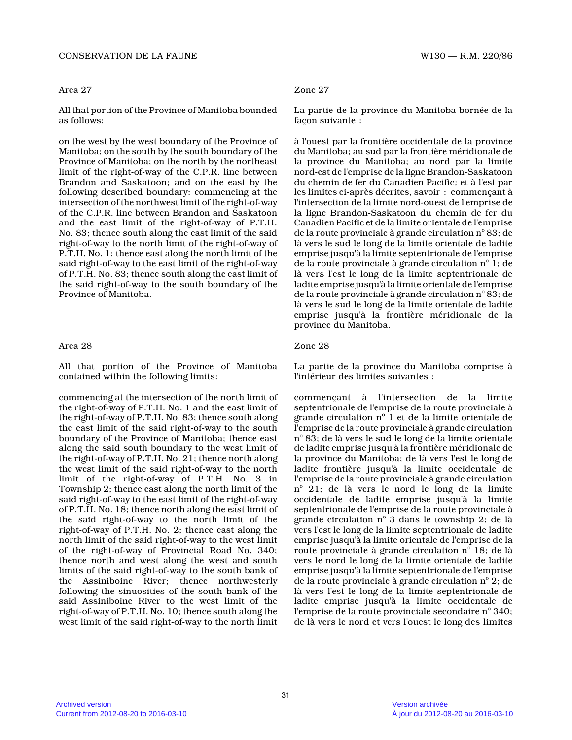Area 27

All that portion of the Province of Manitoba bounded as follows:

on the west by the west boundary of the Province of Manitoba; on the south by the south boundary of the Province of Manitoba; on the north by the northeast limit of the right-of-way of the C.P.R. line between Brandon and Saskatoon; and on the east by the following described boundary: commencing at the intersection of the northwest limit of the right-of-way of the C.P.R. line between Brandon and Saskatoon and the east limit of the right-of-way of P.T.H. No. 83; thence south along the east limit of the said right-of-way to the north limit of the right-of-way of P.T.H. No. 1; thence east along the north limit of the said right-of-way to the east limit of the right-of-way of P.T.H. No. 83; thence south along the east limit of the said right-of-way to the south boundary of the Province of Manitoba.

Zone 27

La partie de la province du Manitoba bornée de la façon suivante :

à l'ouest par la frontière occidentale de la province du Manitoba; au sud par la frontière méridionale de la province du Manitoba; au nord par la limite nord-est de l'emprise de la ligne Brandon-Saskatoon du chemin de fer du Canadien Pacific; et à l'est par les limites ci-après décrites, savoir : commençant à l'intersection de la limite nord-ouest de l'emprise de la ligne Brandon-Saskatoon du chemin de fer du Canadien Pacific et de la limite orientale de l'emprise de la route provinciale à grande circulation n° 83; de là vers le sud le long de la limite orientale de ladite emprise jusqu'à la limite septentrionale de l'emprise de la route provinciale à grande circulation n° 1; de là vers l'est le long de la limite septentrionale de ladite emprise jusqu'à la limite orientale de l'emprise de la route provinciale à grande circulation n° 83; de là vers le sud le long de la limite orientale de ladite emprise jusqu'à la frontière méridionale de la province du Manitoba.

Area 28

All that portion of the Province of Manitoba contained within the following limits:

commencing at the intersection of the north limit of the right-of-way of P.T.H. No. 1 and the east limit of the right-of-way of P.T.H. No. 83; thence south along the east limit of the said right-of-way to the south boundary of the Province of Manitoba; thence east along the said south boundary to the west limit of the right-of-way of P.T.H. No. 21; thence north along the west limit of the said right-of-way to the north limit of the right-of-way of P.T.H. No. 3 in Township 2; thence east along the north limit of the said right-of-way to the east limit of the right-of-way of P.T.H. No. 18; thence north along the east limit of the said right-of-way to the north limit of the right-of-way of P.T.H. No. 2; thence east along the north limit of the said right-of-way to the west limit of the right-of-way of Provincial Road No. 340; thence north and west along the west and south limits of the said right-of-way to the south bank of the Assiniboine River; thence northwesterly following the sinuosities of the south bank of the said Assiniboine River to the west limit of the right-of-way of P.T.H. No. 10; thence south along the west limit of the said right-of-way to the north limit

Zone 28

La partie de la province du Manitoba comprise à l'intérieur des limites suivantes :

commençant à l'intersection de la limite septentrionale de l'emprise de la route provinciale à grande circulation n° 1 et de la limite orientale de l'emprise de la route provinciale à grande circulation n° 83; de là vers le sud le long de la limite orientale de ladite emprise jusqu'à la frontière méridionale de la province du Manitoba; de là vers l'est le long de ladite frontière jusqu'à la limite occidentale de l'emprise de la route provinciale à grande circulation n° 21; de là vers le nord le long de la limite occidentale de ladite emprise jusqu'à la limite septentrionale de l'emprise de la route provinciale à grande circulation n° 3 dans le township 2; de là vers l'est le long de la limite septentrionale de ladite emprise jusqu'à la limite orientale de l'emprise de la route provinciale à grande circulation n° 18; de là vers le nord le long de la limite orientale de ladite emprise jusqu'à la limite septentrionale de l'emprise de la route provinciale à grande circulation n° 2; de là vers l'est le long de la limite septentrionale de ladite emprise jusqu'à la limite occidentale de l'emprise de la route provinciale secondaire n° 340; de là vers le nord et vers l'ouest le long des limites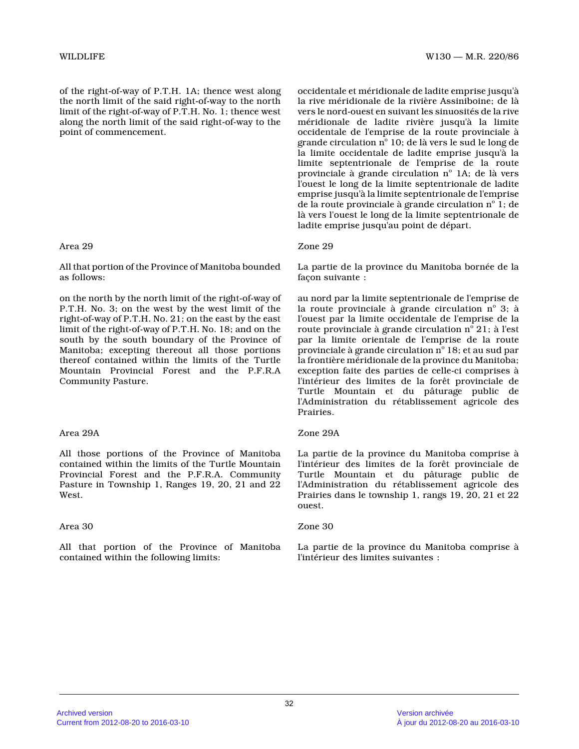of the right-of-way of P.T.H. 1A; thence west along the north limit of the said right-of-way to the north limit of the right-of-way of P.T.H. No. 1; thence west along the north limit of the said right-of-way to the point of commencement.

occidentale et méridionale de ladite emprise jusqu'à la rive méridionale de la rivière Assiniboine; de là vers le nord-ouest en suivant les sinuosités de la rive méridionale de ladite rivière jusqu'à la limite occidentale de l'emprise de la route provinciale à grande circulation n° 10; de là vers le sud le long de la limite occidentale de ladite emprise jusqu'à la limite septentrionale de l'emprise de la route provinciale à grande circulation n° 1A; de là vers l'ouest le long de la limite septentrionale de ladite emprise jusqu'à la limite septentrionale de l'emprise de la route provinciale à grande circulation n° 1; de là vers l'ouest le long de la limite septentrionale de ladite emprise jusqu'au point de départ.

Area 29

All that portion of the Province of Manitoba bounded as follows:

on the north by the north limit of the right-of-way of P.T.H. No. 3; on the west by the west limit of the right-of-way of P.T.H. No. 21; on the east by the east limit of the right-of-way of P.T.H. No. 18; and on the south by the south boundary of the Province of Manitoba; excepting thereout all those portions thereof contained within the limits of the Turtle Mountain Provincial Forest and the P.F.R.A Community Pasture.

Zone 29

La partie de la province du Manitoba bornée de la façon suivante :

au nord par la limite septentrionale de l'emprise de la route provinciale à grande circulation n° 3; à l'ouest par la limite occidentale de l'emprise de la route provinciale à grande circulation n° 21; à l'est par la limite orientale de l'emprise de la route provinciale à grande circulation n° 18; et au sud par la frontière méridionale de la province du Manitoba; exception faite des parties de celle-ci comprises à l'intérieur des limites de la forêt provinciale de Turtle Mountain et du pâturage public de l'Administration du rétablissement agricole des Prairies.

Area 29A

All those portions of the Province of Manitoba contained within the limits of the Turtle Mountain Provincial Forest and the P.F.R.A. Community Pasture in Township 1, Ranges 19, 20, 21 and 22 West.

Zone 29A

La partie de la province du Manitoba comprise à l'intérieur des limites de la forêt provinciale de Turtle Mountain et du pâturage public de l'Administration du rétablissement agricole des Prairies dans le township 1, rangs 19, 20, 21 et 22 ouest.

Area 30

All that portion of the Province of Manitoba contained within the following limits:

Zone 30

La partie de la province du Manitoba comprise à l'intérieur des limites suivantes :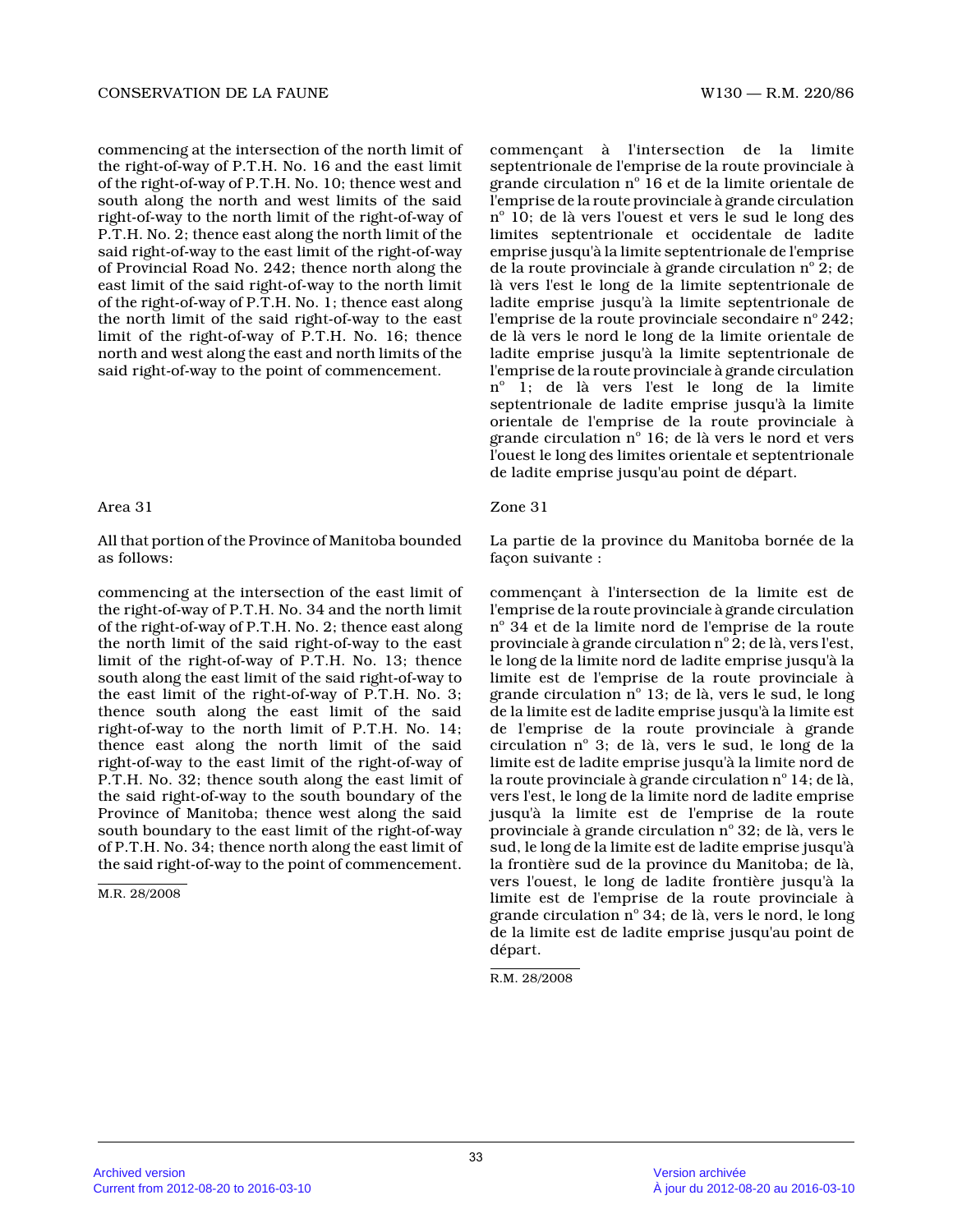commencing at the intersection of the north limit of the right-of-way of P.T.H. No. 16 and the east limit of the right-of-way of P.T.H. No. 10; thence west and south along the north and west limits of the said right-of-way to the north limit of the right-of-way of P.T.H. No. 2; thence east along the north limit of the said right-of-way to the east limit of the right-of-way of Provincial Road No. 242; thence north along the east limit of the said right-of-way to the north limit of the right-of-way of P.T.H. No. 1; thence east along the north limit of the said right-of-way to the east limit of the right-of-way of P.T.H. No. 16; thence north and west along the east and north limits of the said right-of-way to the point of commencement.

commençant à l'intersection de la limite septentrionale de l'emprise de la route provinciale à grande circulation n° 16 et de la limite orientale de l'emprise de la route provinciale à grande circulation n° 10; de là vers l'ouest et vers le sud le long des limites septentrionale et occidentale de ladite emprise jusqu'à la limite septentrionale de l'emprise de la route provinciale à grande circulation n° 2; de là vers l'est le long de la limite septentrionale de ladite emprise jusqu'à la limite septentrionale de l'emprise de la route provinciale secondaire n° 242; de là vers le nord le long de la limite orientale de ladite emprise jusqu'à la limite septentrionale de l'emprise de la route provinciale à grande circulation n° 1; de là vers l'est le long de la limite septentrionale de ladite emprise jusqu'à la limite orientale de l'emprise de la route provinciale à grande circulation n° 16; de là vers le nord et vers l'ouest le long des limites orientale et septentrionale de ladite emprise jusqu'au point de départ.

Area 31

All that portion of the Province of Manitoba bounded as follows:

commencing at the intersection of the east limit of the right-of-way of P.T.H. No. 34 and the north limit of the right-of-way of P.T.H. No. 2; thence east along the north limit of the said right-of-way to the east limit of the right-of-way of P.T.H. No. 13; thence south along the east limit of the said right-of-way to the east limit of the right-of-way of P.T.H. No. 3; thence south along the east limit of the said right-of-way to the north limit of P.T.H. No. 14; thence east along the north limit of the said right-of-way to the east limit of the right-of-way of P.T.H. No. 32; thence south along the east limit of the said right-of-way to the south boundary of the Province of Manitoba; thence west along the said south boundary to the east limit of the right-of-way of P.T.H. No. 34; thence north along the east limit of the said right-of-way to the point of commencement.

M.R. 28/2008

Zone 31

La partie de la province du Manitoba bornée de la façon suivante :

commençant à l'intersection de la limite est de l'emprise de la route provinciale à grande circulation n° 34 et de la limite nord de l'emprise de la route provinciale à grande circulation n° 2; de là, vers l'est, le long de la limite nord de ladite emprise jusqu'à la limite est de l'emprise de la route provinciale à grande circulation n° 13; de là, vers le sud, le long de la limite est de ladite emprise jusqu'à la limite est de l'emprise de la route provinciale à grande circulation n° 3; de là, vers le sud, le long de la limite est de ladite emprise jusqu'à la limite nord de la route provinciale à grande circulation n° 14; de là, vers l'est, le long de la limite nord de ladite emprise jusqu'à la limite est de l'emprise de la route provinciale à grande circulation n° 32; de là, vers le sud, le long de la limite est de ladite emprise jusqu'à la frontière sud de la province du Manitoba; de là, vers l'ouest, le long de ladite frontière jusqu'à la limite est de l'emprise de la route provinciale à grande circulation n° 34; de là, vers le nord, le long de la limite est de ladite emprise jusqu'au point de départ.

R.M. 28/2008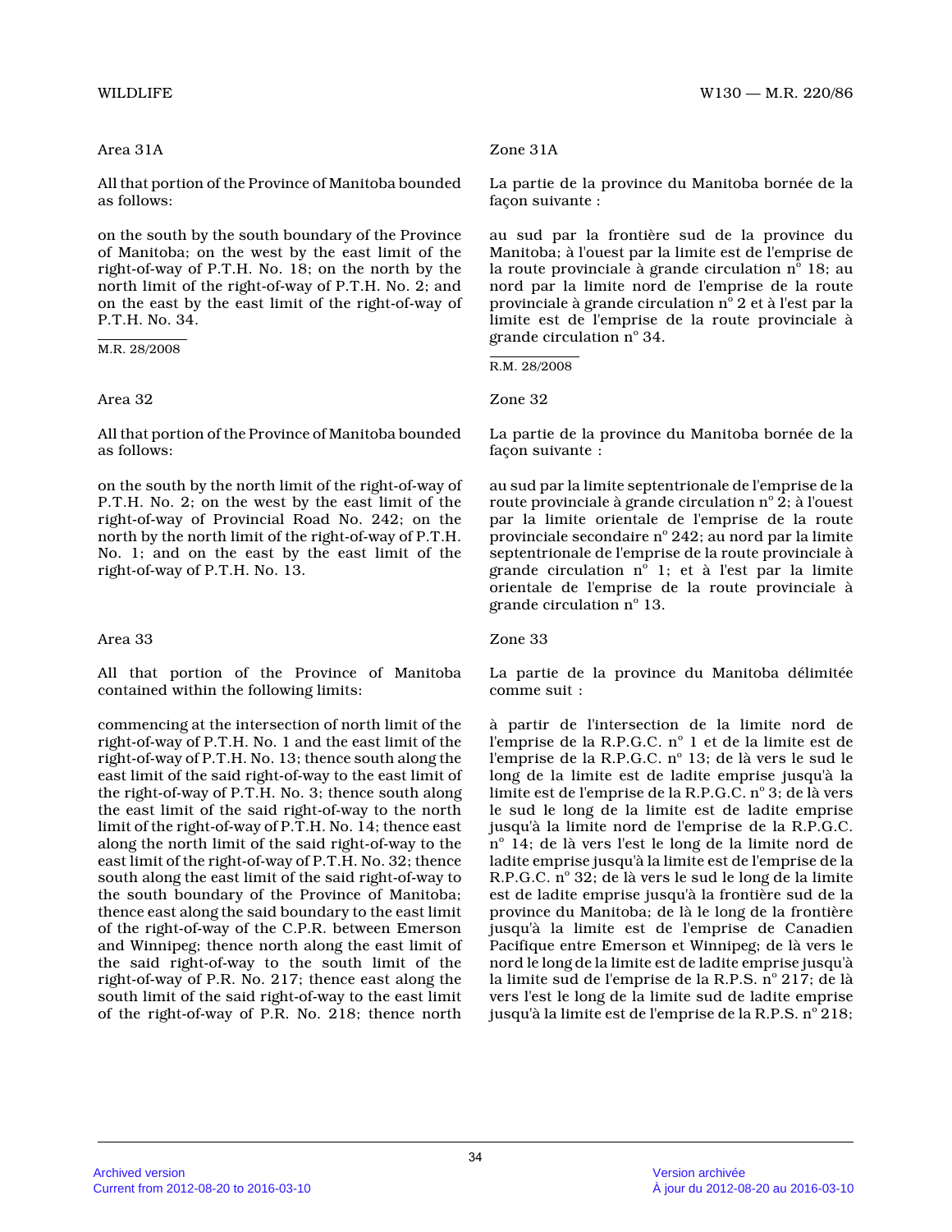Area 31A

All that portion of the Province of Manitoba bounded as follows:

on the south by the south boundary of the Province of Manitoba; on the west by the east limit of the right-of-way of P.T.H. No. 18; on the north by the north limit of the right-of-way of P.T.H. No. 2; and on the east by the east limit of the right-of-way of P.T.H. No. 34.

M.R. 28/2008

Zone 31A

La partie de la province du Manitoba bornée de la façon suivante :

au sud par la frontière sud de la province du Manitoba; à l'ouest par la limite est de l'emprise de la route provinciale à grande circulation n° 18; au nord par la limite nord de l'emprise de la route provinciale à grande circulation n° 2 et à l'est par la limite est de l'emprise de la route provinciale à grande circulation n° 34.

R.M. 28/2008

Area 32

All that portion of the Province of Manitoba bounded as follows:

on the south by the north limit of the right-of-way of P.T.H. No. 2; on the west by the east limit of the right-of-way of Provincial Road No. 242; on the north by the north limit of the right-of-way of P.T.H. No. 1; and on the east by the east limit of the right-of-way of P.T.H. No. 13.

Zone 32

La partie de la province du Manitoba bornée de la façon suivante :

au sud par la limite septentrionale de l'emprise de la route provinciale à grande circulation n° 2; à l'ouest par la limite orientale de l'emprise de la route provinciale secondaire n° 242; au nord par la limite septentrionale de l'emprise de la route provinciale à grande circulation n° 1; et à l'est par la limite orientale de l'emprise de la route provinciale à grande circulation n° 13.

Area 33

All that portion of the Province of Manitoba contained within the following limits:

commencing at the intersection of north limit of the right-of-way of P.T.H. No. 1 and the east limit of the right-of-way of P.T.H. No. 13; thence south along the east limit of the said right-of-way to the east limit of the right-of-way of P.T.H. No. 3; thence south along the east limit of the said right-of-way to the north limit of the right-of-way of P.T.H. No. 14; thence east along the north limit of the said right-of-way to the east limit of the right-of-way of P.T.H. No. 32; thence south along the east limit of the said right-of-way to the south boundary of the Province of Manitoba; thence east along the said boundary to the east limit of the right-of-way of the C.P.R. between Emerson and Winnipeg; thence north along the east limit of the said right-of-way to the south limit of the right-of-way of P.R. No. 217; thence east along the south limit of the said right-of-way to the east limit of the right-of-way of P.R. No. 218; thence north

Zone 33

La partie de la province du Manitoba délimitée comme suit :

à partir de l'intersection de la limite nord de l'emprise de la R.P.G.C. n° 1 et de la limite est de l'emprise de la R.P.G.C. n° 13; de là vers le sud le long de la limite est de ladite emprise jusqu'à la limite est de l'emprise de la R.P.G.C. n° 3; de là vers le sud le long de la limite est de ladite emprise jusqu'à la limite nord de l'emprise de la R.P.G.C. n° 14; de là vers l'est le long de la limite nord de ladite emprise jusqu'à la limite est de l'emprise de la R.P.G.C. n° 32; de là vers le sud le long de la limite est de ladite emprise jusqu'à la frontière sud de la province du Manitoba; de là le long de la frontière jusqu'à la limite est de l'emprise de Canadien Pacifique entre Emerson et Winnipeg; de là vers le nord le long de la limite est de ladite emprise jusqu'à la limite sud de l'emprise de la R.P.S. n° 217; de là vers l'est le long de la limite sud de ladite emprise jusqu'à la limite est de l'emprise de la R.P.S. n° 218;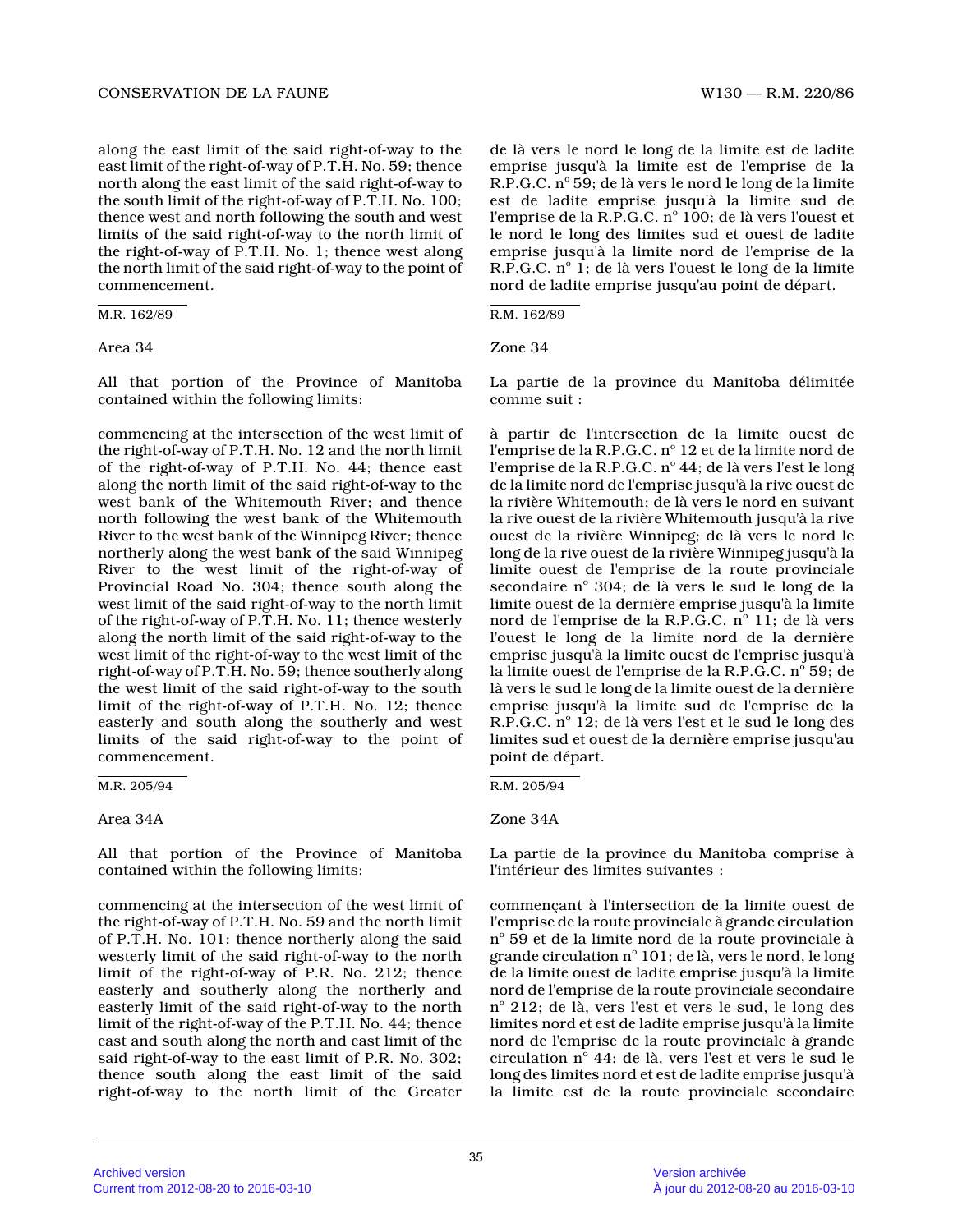along the east limit of the said right-of-way to the east limit of the right-of-way of P.T.H. No. 59; thence north along the east limit of the said right-of-way to the south limit of the right-of-way of P.T.H. No. 100; thence west and north following the south and west limits of the said right-of-way to the north limit of the right-of-way of P.T.H. No. 1; thence west along the north limit of the said right-of-way to the point of commencement.

M.R. 162/89

Area 34

All that portion of the Province of Manitoba contained within the following limits:

commencing at the intersection of the west limit of the right-of-way of P.T.H. No. 12 and the north limit of the right-of-way of P.T.H. No. 44; thence east along the north limit of the said right-of-way to the west bank of the Whitemouth River; and thence north following the west bank of the Whitemouth River to the west bank of the Winnipeg River; thence northerly along the west bank of the said Winnipeg River to the west limit of the right-of-way of Provincial Road No. 304; thence south along the west limit of the said right-of-way to the north limit of the right-of-way of P.T.H. No. 11; thence westerly along the north limit of the said right-of-way to the west limit of the right-of-way to the west limit of the right-of-way of P.T.H. No. 59; thence southerly along the west limit of the said right-of-way to the south limit of the right-of-way of P.T.H. No. 12; thence easterly and south along the southerly and west limits of the said right-of-way to the point of commencement.

M.R. 205/94

Area 34A

All that portion of the Province of Manitoba contained within the following limits:

commencing at the intersection of the west limit of the right-of-way of P.T.H. No. 59 and the north limit of P.T.H. No. 101; thence northerly along the said westerly limit of the said right-of-way to the north limit of the right-of-way of P.R. No. 212; thence easterly and southerly along the northerly and easterly limit of the said right-of-way to the north limit of the right-of-way of the P.T.H. No. 44; thence east and south along the north and east limit of the said right-of-way to the east limit of P.R. No. 302; thence south along the east limit of the said right-of-way to the north limit of the Greater

de là vers le nord le long de la limite est de ladite emprise jusqu'à la limite est de l'emprise de la R.P.G.C. n° 59; de là vers le nord le long de la limite est de ladite emprise jusqu'à la limite sud de l'emprise de la R.P.G.C. n° 100; de là vers l'ouest et le nord le long des limites sud et ouest de ladite emprise jusqu'à la limite nord de l'emprise de la R.P.G.C. n° 1; de là vers l'ouest le long de la limite nord de ladite emprise jusqu'au point de départ.

R.M. 162/89

Zone 34

La partie de la province du Manitoba délimitée comme suit :

à partir de l'intersection de la limite ouest de l'emprise de la R.P.G.C. n° 12 et de la limite nord de l'emprise de la R.P.G.C. n° 44; de là vers l'est le long de la limite nord de l'emprise jusqu'à la rive ouest de la rivière Whitemouth; de là vers le nord en suivant la rive ouest de la rivière Whitemouth jusqu'à la rive ouest de la rivière Winnipeg; de là vers le nord le long de la rive ouest de la rivière Winnipeg jusqu'à la limite ouest de l'emprise de la route provinciale secondaire n° 304; de là vers le sud le long de la limite ouest de la dernière emprise jusqu'à la limite nord de l'emprise de la R.P.G.C. n° 11; de là vers l'ouest le long de la limite nord de la dernière emprise jusqu'à la limite ouest de l'emprise jusqu'à la limite ouest de l'emprise de la R.P.G.C. n° 59; de là vers le sud le long de la limite ouest de la dernière emprise jusqu'à la limite sud de l'emprise de la R.P.G.C. n° 12; de là vers l'est et le sud le long des limites sud et ouest de la dernière emprise jusqu'au point de départ.

R.M. 205/94

Zone 34A

La partie de la province du Manitoba comprise à l'intérieur des limites suivantes :

commençant à l'intersection de la limite ouest de l'emprise de la route provinciale à grande circulation n° 59 et de la limite nord de la route provinciale à grande circulation n° 101; de là, vers le nord, le long de la limite ouest de ladite emprise jusqu'à la limite nord de l'emprise de la route provinciale secondaire n° 212; de là, vers l'est et vers le sud, le long des limites nord et est de ladite emprise jusqu'à la limite nord de l'emprise de la route provinciale à grande circulation n° 44; de là, vers l'est et vers le sud le long des limites nord et est de ladite emprise jusqu'à la limite est de la route provinciale secondaire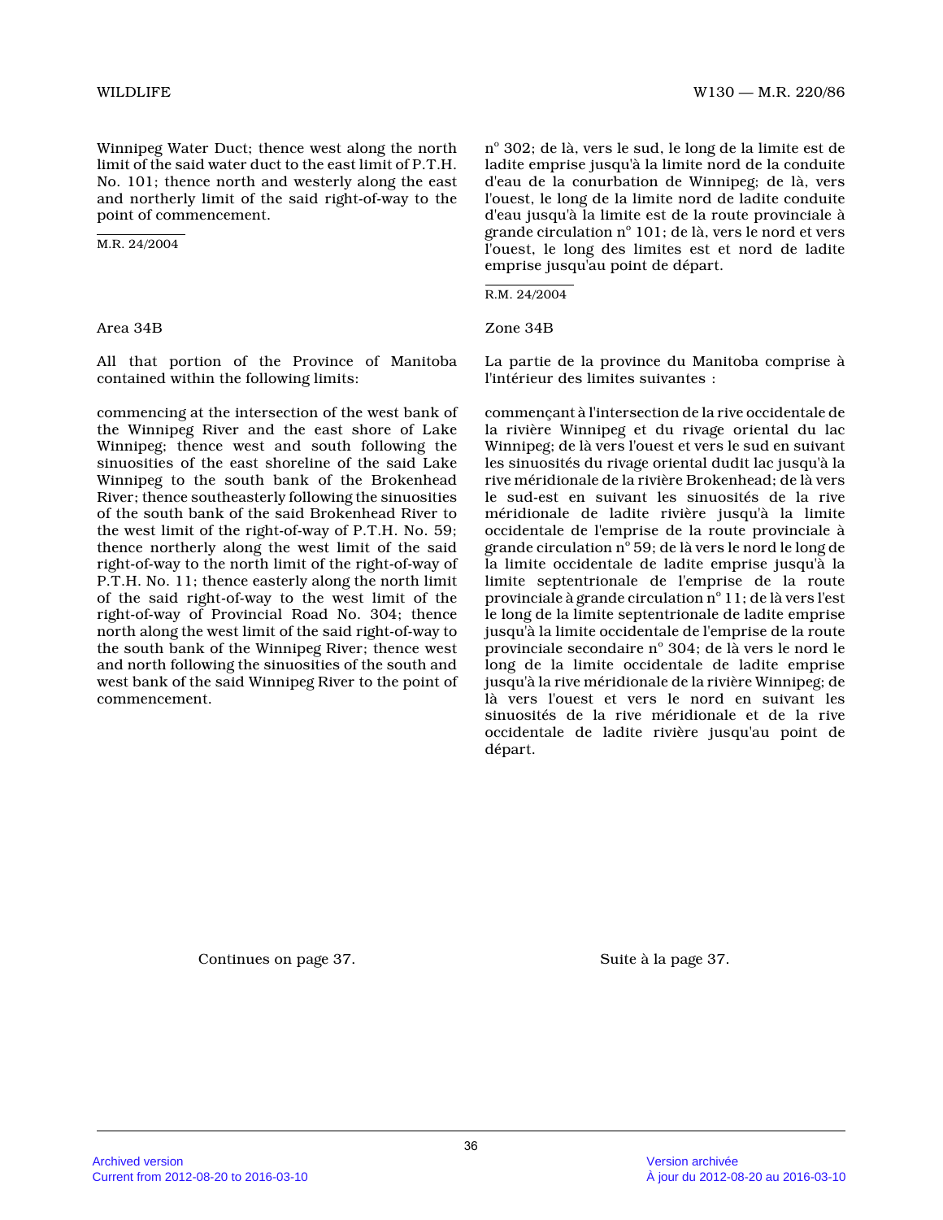Winnipeg Water Duct; thence west along the north limit of the said water duct to the east limit of P.T.H. No. 101; thence north and westerly along the east and northerly limit of the said right-of-way to the point of commencement.

M.R. 24/2004

nº 302; de là, vers le sud, le long de la limite est de ladite emprise jusqu'à la limite nord de la conduite d'eau de la conurbation de Winnipeg; de là, vers l'ouest, le long de la limite nord de ladite conduite d'eau jusqu'à la limite est de la route provinciale à grande circulation nº 101; de là, vers le nord et vers l'ouest, le long des limites est et nord de ladite emprise jusqu'au point de départ.

R.M. 24/2004

Area 34B

All that portion of the Province of Manitoba contained within the following limits:

commencing at the intersection of the west bank of the Winnipeg River and the east shore of Lake Winnipeg; thence west and south following the sinuosities of the east shoreline of the said Lake Winnipeg to the south bank of the Brokenhead River; thence southeasterly following the sinuosities of the south bank of the said Brokenhead River to the west limit of the right-of-way of P.T.H. No. 59; thence northerly along the west limit of the said right-of-way to the north limit of the right-of-way of P.T.H. No. 11; thence easterly along the north limit of the said right-of-way to the west limit of the right-of-way of Provincial Road No. 304; thence north along the west limit of the said right-of-way to the south bank of the Winnipeg River; thence west and north following the sinuosities of the south and west bank of the said Winnipeg River to the point of commencement.

Zone 34B

La partie de la province du Manitoba comprise à l'intérieur des limites suivantes :

commençant à l'intersection de la rive occidentale de la rivière Winnipeg et du rivage oriental du lac Winnipeg; de là vers l'ouest et vers le sud en suivant les sinuosités du rivage oriental dudit lac jusqu'à la rive méridionale de la rivière Brokenhead; de là vers le sud-est en suivant les sinuosités de la rive méridionale de ladite rivière jusqu'à la limite occidentale de l'emprise de la route provinciale à grande circulation nº 59; de là vers le nord le long de la limite occidentale de ladite emprise jusqu'à la limite septentrionale de l'emprise de la route provinciale à grande circulation nº 11; de là vers l'est le long de la limite septentrionale de ladite emprise jusqu'à la limite occidentale de l'emprise de la route provinciale secondaire nº 304; de là vers le nord le long de la limite occidentale de ladite emprise jusqu'à la rive méridionale de la rivière Winnipeg; de là vers l'ouest et vers le nord en suivant les sinuosités de la rive méridionale et de la rive occidentale de ladite rivière jusqu'au point de départ.

Continues on page 37.

Suite à la page 37.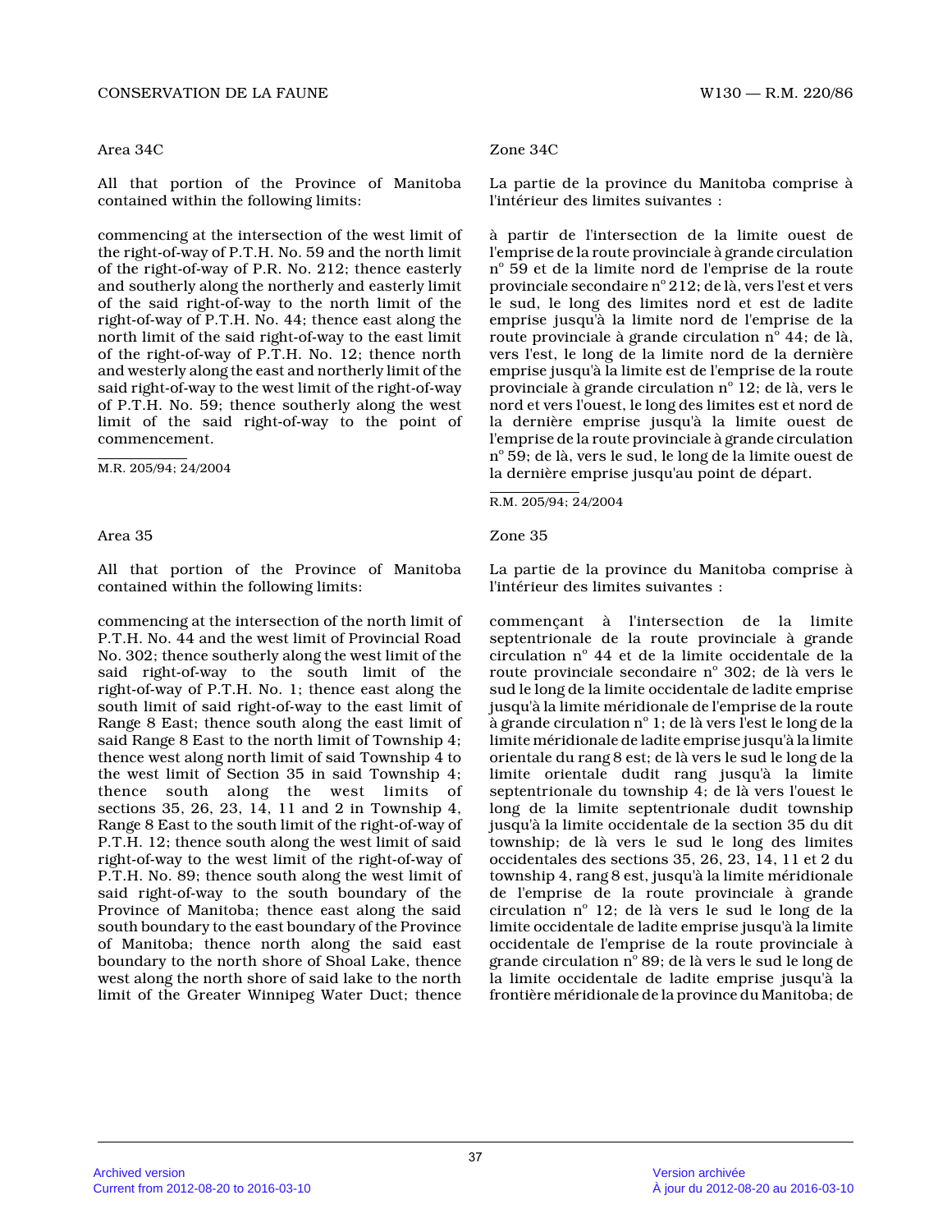Area 34C

All that portion of the Province of Manitoba contained within the following limits:

commencing at the intersection of the west limit of the right-of-way of P.T.H. No. 59 and the north limit of the right-of-way of P.R. No. 212; thence easterly and southerly along the northerly and easterly limit of the said right-of-way to the north limit of the right-of-way of P.T.H. No. 44; thence east along the north limit of the said right-of-way to the east limit of the right-of-way of P.T.H. No. 12; thence north and westerly along the east and northerly limit of the said right-of-way to the west limit of the right-of-way of P.T.H. No. 59; thence southerly along the west limit of the said right-of-way to the point of commencement.

M.R. 205/94; 24/2004

Zone 34C

La partie de la province du Manitoba comprise à l'intérieur des limites suivantes :

à partir de l'intersection de la limite ouest de l'emprise de la route provinciale à grande circulation n° 59 et de la limite nord de l'emprise de la route provinciale secondaire n° 212; de là, vers l'est et vers le sud, le long des limites nord et est de ladite emprise jusqu'à la limite nord de l'emprise de la route provinciale à grande circulation n° 44; de là, vers l'est, le long de la limite nord de la dernière emprise jusqu'à la limite est de l'emprise de la route provinciale à grande circulation n° 12; de là, vers le nord et vers l'ouest, le long des limites est et nord de la dernière emprise jusqu'à la limite ouest de l'emprise de la route provinciale à grande circulation n° 59; de là, vers le sud, le long de la limite ouest de la dernière emprise jusqu'au point de départ.

R.M. 205/94; 24/2004

Area 35

All that portion of the Province of Manitoba contained within the following limits:

commencing at the intersection of the north limit of P.T.H. No. 44 and the west limit of Provincial Road No. 302; thence southerly along the west limit of the said right-of-way to the south limit of the right-of-way of P.T.H. No. 1; thence east along the south limit of said right-of-way to the east limit of Range 8 East; thence south along the east limit of said Range 8 East to the north limit of Township 4; thence west along north limit of said Township 4 to the west limit of Section 35 in said Township 4; thence south along the west limits of sections 35, 26, 23, 14, 11 and 2 in Township 4, Range 8 East to the south limit of the right-of-way of P.T.H. 12; thence south along the west limit of said right-of-way to the west limit of the right-of-way of P.T.H. No. 89; thence south along the west limit of said right-of-way to the south boundary of the Province of Manitoba; thence east along the said south boundary to the east boundary of the Province of Manitoba; thence north along the said east boundary to the north shore of Shoal Lake, thence west along the north shore of said lake to the north limit of the Greater Winnipeg Water Duct; thence

Zone 35

La partie de la province du Manitoba comprise à l'intérieur des limites suivantes :

commençant à l'intersection de la limite septentrionale de la route provinciale à grande circulation n° 44 et de la limite occidentale de la route provinciale secondaire n° 302; de là vers le sud le long de la limite occidentale de ladite emprise jusqu'à la limite méridionale de l'emprise de la route à grande circulation n° 1; de là vers l'est le long de la limite méridionale de ladite emprise jusqu'à la limite orientale du rang 8 est; de là vers le sud le long de la limite orientale dudit rang jusqu'à la limite septentrionale du township 4; de là vers l'ouest le long de la limite septentrionale dudit township jusqu'à la limite occidentale de la section 35 du dit township; de là vers le sud le long des limites occidentales des sections 35, 26, 23, 14, 11 et 2 du township 4, rang 8 est, jusqu'à la limite méridionale de l'emprise de la route provinciale à grande circulation n° 12; de là vers le sud le long de la limite occidentale de ladite emprise jusqu'à la limite occidentale de l'emprise de la route provinciale à grande circulation n° 89; de là vers le sud le long de la limite occidentale de ladite emprise jusqu'à la frontière méridionale de la province du Manitoba; de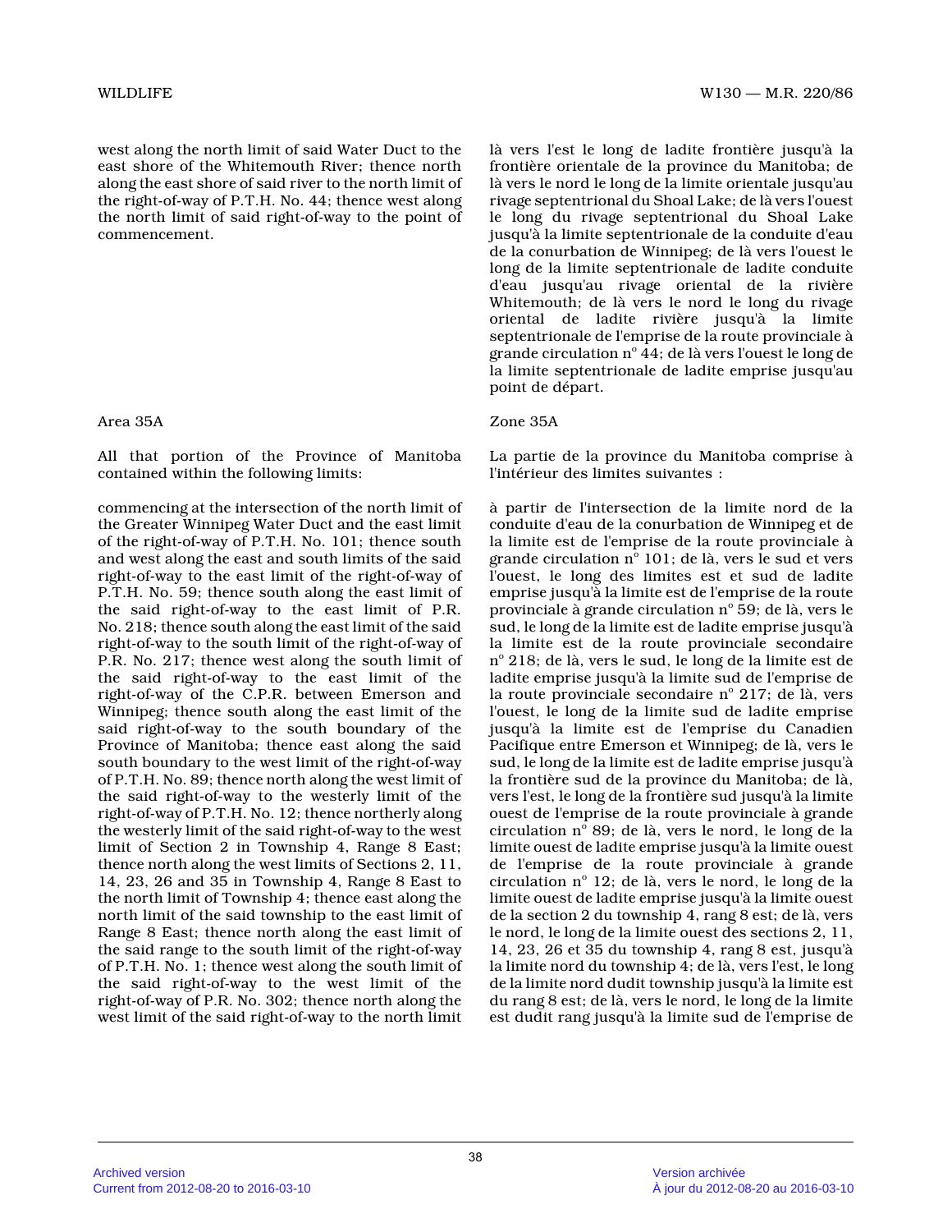west along the north limit of said Water Duct to the east shore of the Whitemouth River; thence north along the east shore of said river to the north limit of the right-of-way of P.T.H. No. 44; thence west along the north limit of said right-of-way to the point of commencement.

là vers l'est le long de ladite frontière jusqu'à la frontière orientale de la province du Manitoba; de là vers le nord le long de la limite orientale jusqu'au rivage septentrional du Shoal Lake; de là vers l'ouest le long du rivage septentrional du Shoal Lake jusqu'à la limite septentrionale de la conduite d'eau de la conurbation de Winnipeg; de là vers l'ouest le long de la limite septentrionale de ladite conduite d'eau jusqu'au rivage oriental de la rivière Whitemouth; de là vers le nord le long du rivage oriental de ladite rivière jusqu'à la limite septentrionale de l'emprise de la route provinciale à grande circulation n° 44; de là vers l'ouest le long de la limite septentrionale de ladite emprise jusqu'au point de départ.

Area 35A

All that portion of the Province of Manitoba contained within the following limits:

commencing at the intersection of the north limit of the Greater Winnipeg Water Duct and the east limit of the right-of-way of P.T.H. No. 101; thence south and west along the east and south limits of the said right-of-way to the east limit of the right-of-way of P.T.H. No. 59; thence south along the east limit of the said right-of-way to the east limit of P.R. No. 218; thence south along the east limit of the said right-of-way to the south limit of the right-of-way of P.R. No. 217; thence west along the south limit of the said right-of-way to the east limit of the right-of-way of the C.P.R. between Emerson and Winnipeg; thence south along the east limit of the said right-of-way to the south boundary of the Province of Manitoba; thence east along the said south boundary to the west limit of the right-of-way of P.T.H. No. 89; thence north along the west limit of the said right-of-way to the westerly limit of the right-of-way of P.T.H. No. 12; thence northerly along the westerly limit of the said right-of-way to the west limit of Section 2 in Township 4, Range 8 East; thence north along the west limits of Sections 2, 11, 14, 23, 26 and 35 in Township 4, Range 8 East to the north limit of Township 4; thence east along the north limit of the said township to the east limit of Range 8 East; thence north along the east limit of the said range to the south limit of the right-of-way of P.T.H. No. 1; thence west along the south limit of the said right-of-way to the west limit of the right-of-way of P.R. No. 302; thence north along the west limit of the said right-of-way to the north limit

Zone 35A

La partie de la province du Manitoba comprise à l'intérieur des limites suivantes :

à partir de l'intersection de la limite nord de la conduite d'eau de la conurbation de Winnipeg et de la limite est de l'emprise de la route provinciale à grande circulation n° 101; de là, vers le sud et vers l'ouest, le long des limites est et sud de ladite emprise jusqu'à la limite est de l'emprise de la route provinciale à grande circulation n° 59; de là, vers le sud, le long de la limite est de ladite emprise jusqu'à la limite est de la route provinciale secondaire n° 218; de là, vers le sud, le long de la limite est de ladite emprise jusqu'à la limite sud de l'emprise de la route provinciale secondaire n° 217; de là, vers l'ouest, le long de la limite sud de ladite emprise jusqu'à la limite est de l'emprise du Canadien Pacifique entre Emerson et Winnipeg; de là, vers le sud, le long de la limite est de ladite emprise jusqu'à la frontière sud de la province du Manitoba; de là, vers l'est, le long de la frontière sud jusqu'à la limite ouest de l'emprise de la route provinciale à grande circulation n° 89; de là, vers le nord, le long de la limite ouest de ladite emprise jusqu'à la limite ouest de l'emprise de la route provinciale à grande circulation n° 12; de là, vers le nord, le long de la limite ouest de ladite emprise jusqu'à la limite ouest de la section 2 du township 4, rang 8 est; de là, vers le nord, le long de la limite ouest des sections 2, 11, 14, 23, 26 et 35 du township 4, rang 8 est, jusqu'à la limite nord du township 4; de là, vers l'est, le long de la limite nord dudit township jusqu'à la limite est du rang 8 est; de là, vers le nord, le long de la limite est dudit rang jusqu'à la limite sud de l'emprise de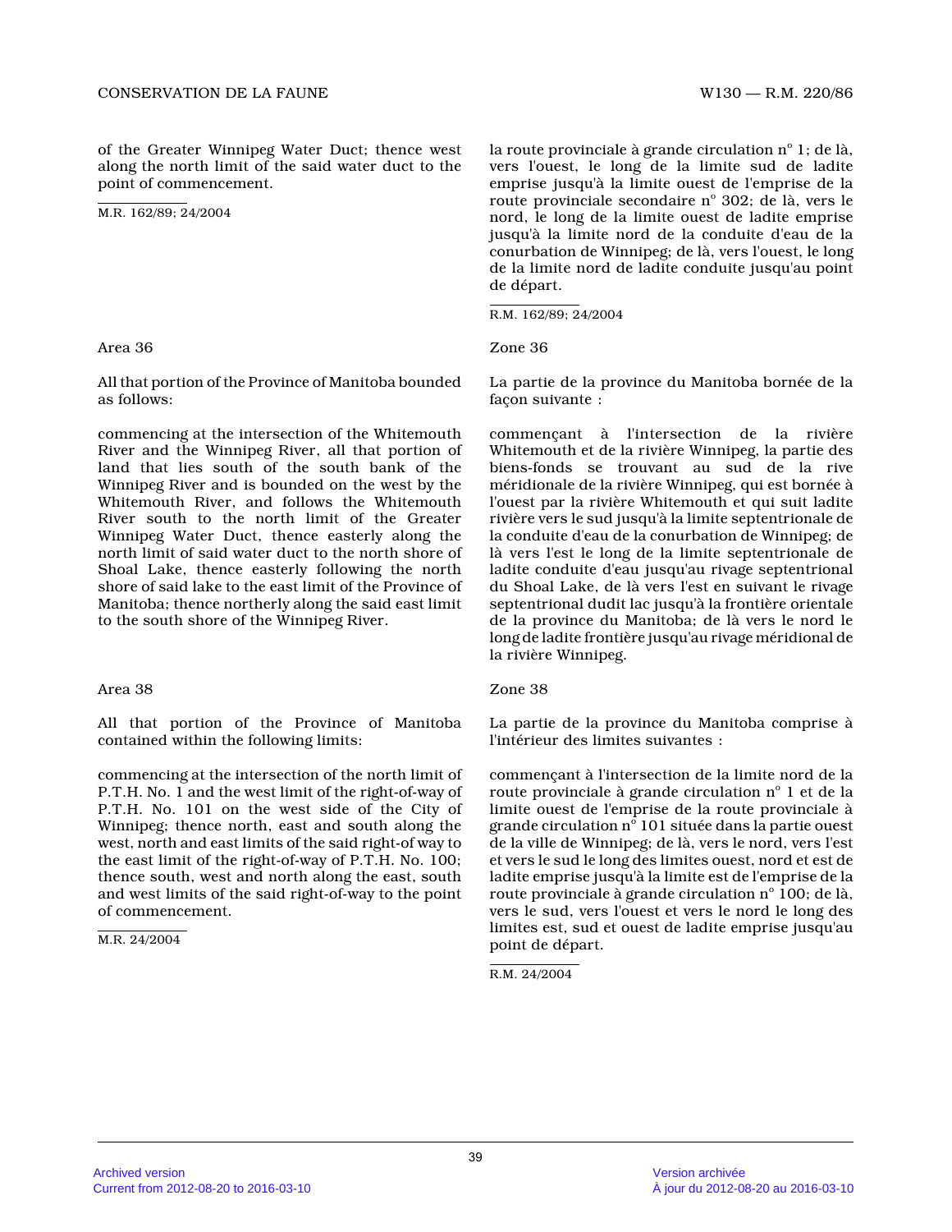of the Greater Winnipeg Water Duct; thence west along the north limit of the said water duct to the point of commencement.

M.R. 162/89; 24/2004

la route provinciale à grande circulation n° 1; de là, vers l'ouest, le long de la limite sud de ladite emprise jusqu'à la limite ouest de l'emprise de la route provinciale secondaire n° 302; de là, vers le nord, le long de la limite ouest de ladite emprise jusqu'à la limite nord de la conduite d'eau de la conurbation de Winnipeg; de là, vers l'ouest, le long de la limite nord de ladite conduite jusqu'au point de départ.

R.M. 162/89; 24/2004

Area 36

All that portion of the Province of Manitoba bounded as follows:

commencing at the intersection of the Whitemouth River and the Winnipeg River, all that portion of land that lies south of the south bank of the Winnipeg River and is bounded on the west by the Whitemouth River, and follows the Whitemouth River south to the north limit of the Greater Winnipeg Water Duct, thence easterly along the north limit of said water duct to the north shore of Shoal Lake, thence easterly following the north shore of said lake to the east limit of the Province of Manitoba; thence northerly along the said east limit to the south shore of the Winnipeg River.

Zone 36

La partie de la province du Manitoba bornée de la façon suivante :

commençant à l'intersection de la rivière Whitemouth et de la rivière Winnipeg, la partie des biens-fonds se trouvant au sud de la rive méridionale de la rivière Winnipeg, qui est bornée à l'ouest par la rivière Whitemouth et qui suit ladite rivière vers le sud jusqu'à la limite septentrionale de la conduite d'eau de la conurbation de Winnipeg; de là vers l'est le long de la limite septentrionale de ladite conduite d'eau jusqu'au rivage septentrional du Shoal Lake, de là vers l'est en suivant le rivage septentrional dudit lac jusqu'à la frontière orientale de la province du Manitoba; de là vers le nord le long de ladite frontière jusqu'au rivage méridional de la rivière Winnipeg.

Area 38

All that portion of the Province of Manitoba contained within the following limits:

commencing at the intersection of the north limit of P.T.H. No. 1 and the west limit of the right-of-way of P.T.H. No. 101 on the west side of the City of Winnipeg; thence north, east and south along the west, north and east limits of the said right-of way to the east limit of the right-of-way of P.T.H. No. 100; thence south, west and north along the east, south and west limits of the said right-of-way to the point of commencement.

M.R. 24/2004

Zone 38

La partie de la province du Manitoba comprise à l'intérieur des limites suivantes :

commençant à l'intersection de la limite nord de la route provinciale à grande circulation n° 1 et de la limite ouest de l'emprise de la route provinciale à grande circulation n° 101 située dans la partie ouest de la ville de Winnipeg; de là, vers le nord, vers l'est et vers le sud le long des limites ouest, nord et est de ladite emprise jusqu'à la limite est de l'emprise de la route provinciale à grande circulation n° 100; de là, vers le sud, vers l'ouest et vers le nord le long des limites est, sud et ouest de ladite emprise jusqu'au point de départ.

R.M. 24/2004

Archived version
Current from 2012-08-20 to 2016-03-10

Version archivée
À jour du 2012-08-20 au 2016-03-10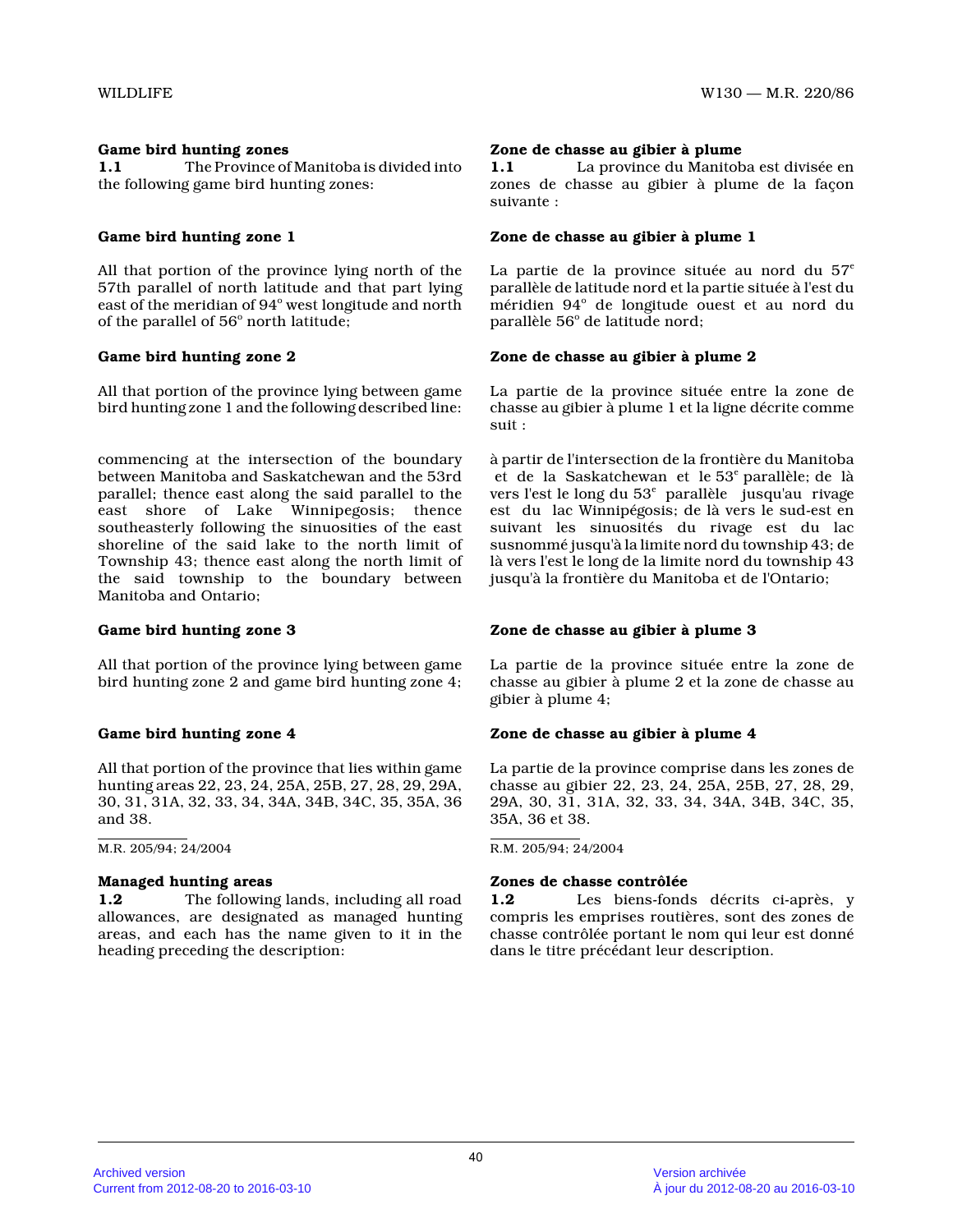**Game bird hunting zones**

**1.1** The Province of Manitoba is divided into the following game bird hunting zones:

**Game bird hunting zone 1**

All that portion of the province lying north of the 57th parallel of north latitude and that part lying east of the meridian of 94° west longitude and north of the parallel of 56° north latitude;

**Game bird hunting zone 2**

All that portion of the province lying between game bird hunting zone 1 and the following described line:

commencing at the intersection of the boundary between Manitoba and Saskatchewan and the 53rd parallel; thence east along the said parallel to the east shore of Lake Winnipegosis; thence southeasterly following the sinuosities of the east shoreline of the said lake to the north limit of Township 43; thence east along the north limit of the said township to the boundary between Manitoba and Ontario;

**Game bird hunting zone 3**

All that portion of the province lying between game bird hunting zone 2 and game bird hunting zone 4;

**Game bird hunting zone 4**

All that portion of the province that lies within game hunting areas 22, 23, 24, 25A, 25B, 27, 28, 29, 29A, 30, 31, 31A, 32, 33, 34, 34A, 34B, 34C, 35, 35A, 36 and 38.

M.R. 205/94; 24/2004

**Managed hunting areas**

**1.2** The following lands, including all road allowances, are designated as managed hunting areas, and each has the name given to it in the heading preceding the description:

**Zone de chasse au gibier à plume**

**1.1** La province du Manitoba est divisée en zones de chasse au gibier à plume de la façon suivante :

**Zone de chasse au gibier à plume 1**

La partie de la province située au nord du 57[e] parallèle de latitude nord et la partie située à l'est du méridien 94° de longitude ouest et au nord du parallèle 56° de latitude nord;

**Zone de chasse au gibier à plume 2**

La partie de la province située entre la zone de chasse au gibier à plume 1 et la ligne décrite comme suit :

à partir de l'intersection de la frontière du Manitoba et de la Saskatchewan et le 53[e] parallèle; de là vers l'est le long du 53[e] parallèle jusqu'au rivage est du lac Winnipégosis; de là vers le sud-est en suivant les sinuosités du rivage est du lac susnommé jusqu'à la limite nord du township 43; de là vers l'est le long de la limite nord du township 43 jusqu'à la frontière du Manitoba et de l'Ontario;

**Zone de chasse au gibier à plume 3**

La partie de la province située entre la zone de chasse au gibier à plume 2 et la zone de chasse au gibier à plume 4;

**Zone de chasse au gibier à plume 4**

La partie de la province comprise dans les zones de chasse au gibier 22, 23, 24, 25A, 25B, 27, 28, 29, 29A, 30, 31, 31A, 32, 33, 34, 34A, 34B, 34C, 35, 35A, 36 et 38.

R.M. 205/94; 24/2004

**Zones de chasse contrôlée**

**1.2** Les biens-fonds décrits ci-après, y compris les emprises routières, sont des zones de chasse contrôlée portant le nom qui leur est donné dans le titre précédant leur description.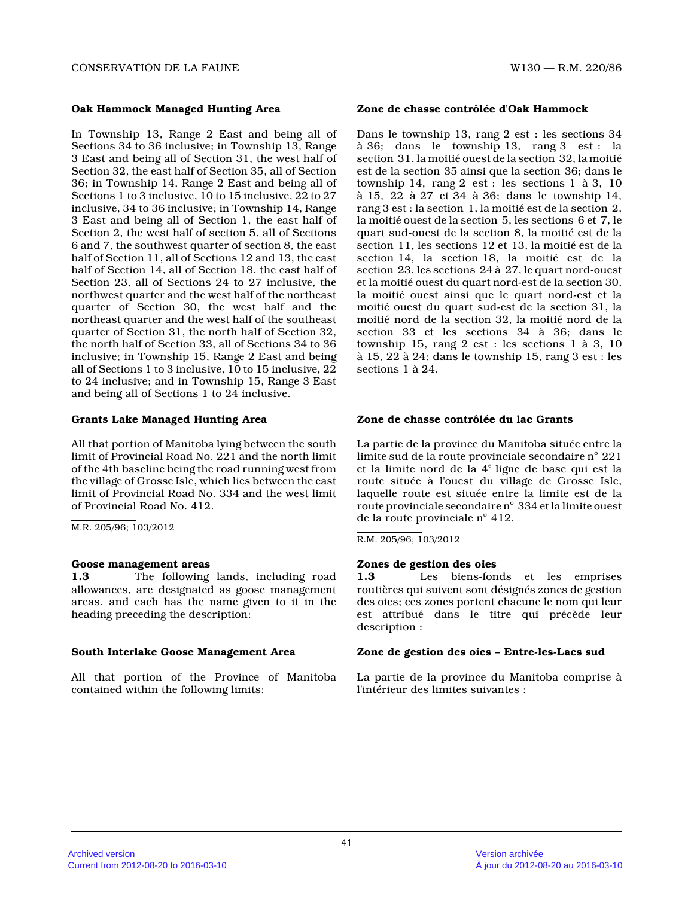**Oak Hammock Managed Hunting Area**

In Township 13, Range 2 East and being all of Sections 34 to 36 inclusive; in Township 13, Range 3 East and being all of Section 31, the west half of Section 32, the east half of Section 35, all of Section 36; in Township 14, Range 2 East and being all of Sections 1 to 3 inclusive, 10 to 15 inclusive, 22 to 27 inclusive, 34 to 36 inclusive; in Township 14, Range 3 East and being all of Section 1, the east half of Section 2, the west half of section 5, all of Sections 6 and 7, the southwest quarter of section 8, the east half of Section 11, all of Sections 12 and 13, the east half of Section 14, all of Section 18, the east half of Section 23, all of Sections 24 to 27 inclusive, the northwest quarter and the west half of the northeast quarter of Section 30, the west half and the northeast quarter and the west half of the southeast quarter of Section 31, the north half of Section 32, the north half of Section 33, all of Sections 34 to 36 inclusive; in Township 15, Range 2 East and being all of Sections 1 to 3 inclusive, 10 to 15 inclusive, 22 to 24 inclusive; and in Township 15, Range 3 East and being all of Sections 1 to 24 inclusive.

**Zone de chasse contrôlée d'Oak Hammock**

Dans le township 13, rang 2 est : les sections 34 à 36; dans le township 13, rang 3 est : la section 31, la moitié ouest de la section 32, la moitié est de la section 35 ainsi que la section 36; dans le township 14, rang 2 est : les sections 1 à 3, 10 à 15, 22 à 27 et 34 à 36; dans le township 14, rang 3 est : la section 1, la moitié est de la section 2, la moitié ouest de la section 5, les sections 6 et 7, le quart sud-ouest de la section 8, la moitié est de la section 11, les sections 12 et 13, la moitié est de la section 14, la section 18, la moitié est de la section 23, les sections 24 à 27, le quart nord-ouest et la moitié ouest du quart nord-est de la section 30, la moitié ouest ainsi que le quart nord-est et la moitié ouest du quart sud-est de la section 31, la moitié nord de la section 32, la moitié nord de la section 33 et les sections 34 à 36; dans le township 15, rang 2 est : les sections 1 à 3, 10 à 15, 22 à 24; dans le township 15, rang 3 est : les sections 1 à 24.

**Grants Lake Managed Hunting Area**

All that portion of Manitoba lying between the south limit of Provincial Road No. 221 and the north limit of the 4th baseline being the road running west from the village of Grosse Isle, which lies between the east limit of Provincial Road No. 334 and the west limit of Provincial Road No. 412.

M.R. 205/96; 103/2012

**Zone de chasse contrôlée du lac Grants**

La partie de la province du Manitoba située entre la limite sud de la route provinciale secondaire n° 221 et la limite nord de la 4e ligne de base qui est la route située à l'ouest du village de Grosse Isle, laquelle route est située entre la limite est de la route provinciale secondaire n° 334 et la limite ouest de la route provinciale n° 412.

R.M. 205/96; 103/2012

**Goose management areas**

**1.3** The following lands, including road allowances, are designated as goose management areas, and each has the name given to it in the heading preceding the description:

**Zones de gestion des oies**

**1.3** Les biens-fonds et les emprises routières qui suivent sont désignés zones de gestion des oies; ces zones portent chacune le nom qui leur est attribué dans le titre qui précède leur description :

**South Interlake Goose Management Area**

All that portion of the Province of Manitoba contained within the following limits:

**Zone de gestion des oies – Entre-les-Lacs sud**

La partie de la province du Manitoba comprise à l'intérieur des limites suivantes :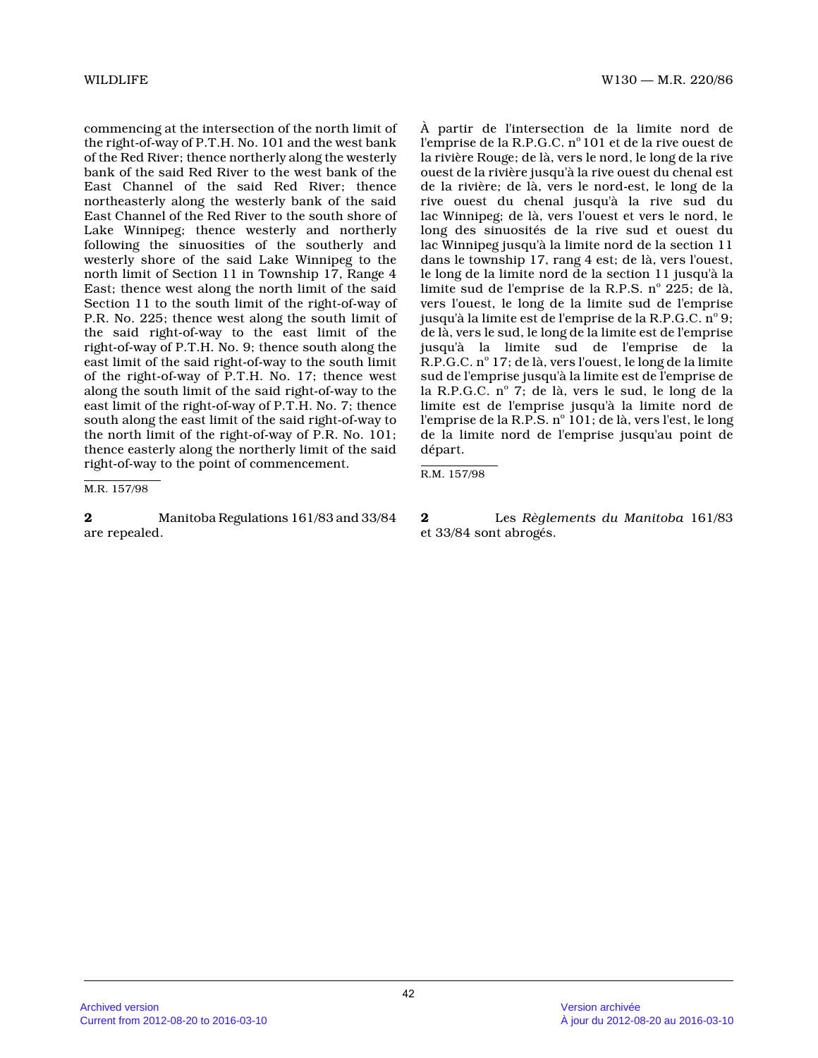commencing at the intersection of the north limit of the right-of-way of P.T.H. No. 101 and the west bank of the Red River; thence northerly along the westerly bank of the said Red River to the west bank of the East Channel of the said Red River; thence northeasterly along the westerly bank of the said East Channel of the Red River to the south shore of Lake Winnipeg; thence westerly and northerly following the sinuosities of the southerly and westerly shore of the said Lake Winnipeg to the north limit of Section 11 in Township 17, Range 4 East; thence west along the north limit of the said Section 11 to the south limit of the right-of-way of P.R. No. 225; thence west along the south limit of the said right-of-way to the east limit of the right-of-way of P.T.H. No. 9; thence south along the east limit of the said right-of-way to the south limit of the right-of-way of P.T.H. No. 17; thence west along the south limit of the said right-of-way to the east limit of the right-of-way of P.T.H. No. 7; thence south along the east limit of the said right-of-way to the north limit of the right-of-way of P.R. No. 101; thence easterly along the northerly limit of the said right-of-way to the point of commencement.

M.R. 157/98

**2** Manitoba Regulations 161/83 and 33/84 are repealed.

À partir de l'intersection de la limite nord de l'emprise de la R.P.G.C. n° 101 et de la rive ouest de la rivière Rouge; de là, vers le nord, le long de la rive ouest de la rivière jusqu'à la rive ouest du chenal est de la rivière; de là, vers le nord-est, le long de la rive ouest du chenal jusqu'à la rive sud du lac Winnipeg; de là, vers l'ouest et vers le nord, le long des sinuosités de la rive sud et ouest du lac Winnipeg jusqu'à la limite nord de la section 11 dans le township 17, rang 4 est; de là, vers l'ouest, le long de la limite nord de la section 11 jusqu'à la limite sud de l'emprise de la R.P.S. n° 225; de là, vers l'ouest, le long de la limite sud de l'emprise jusqu'à la limite est de l'emprise de la R.P.G.C. n° 9; de là, vers le sud, le long de la limite est de l'emprise jusqu'à la limite sud de l'emprise de la R.P.G.C. n° 17; de là, vers l'ouest, le long de la limite sud de l'emprise jusqu'à la limite est de l'emprise de la R.P.G.C. n° 7; de là, vers le sud, le long de la limite est de l'emprise jusqu'à la limite nord de l'emprise de la R.P.S. n° 101; de là, vers l'est, le long de la limite nord de l'emprise jusqu'au point de départ.

R.M. 157/98

**2** Les *Règlements du Manitoba* 161/83 et 33/84 sont abrogés.